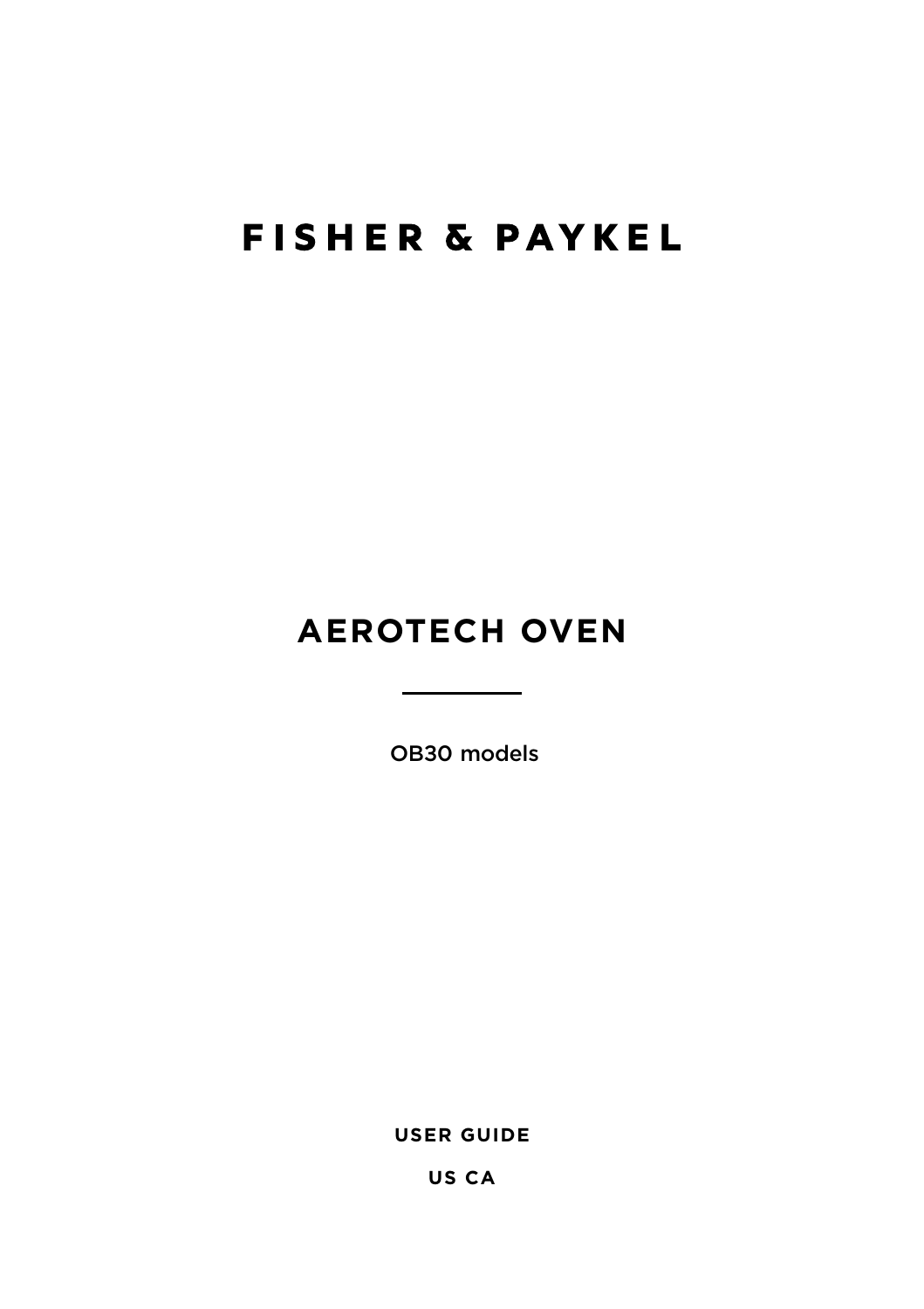# FISHER & PAYKEL

## AEROTECH OVEN

OB30 models

**USER GUIDE**

**US CA**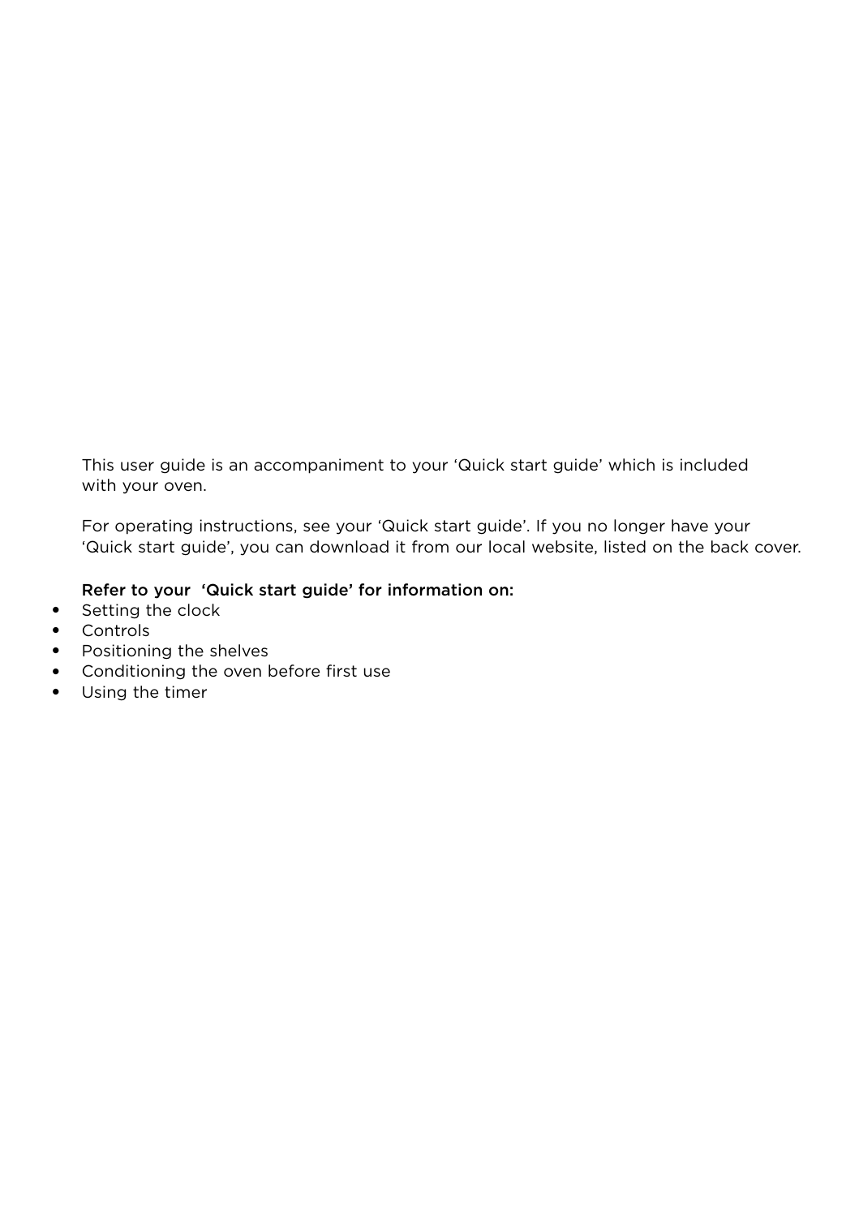This user guide is an accompaniment to your ‘Quick start guide’ which is included with your oven.

For operating instructions, see your ‘Quick start guide’. If you no longer have your ‘Quick start guide’, you can download it from our local website, listed on the back cover.

**Refer to your ‘Quick start guide’ for information on:**

- Setting the clock
- Controls
- Positioning the shelves
- Conditioning the oven before first use
- Using the timer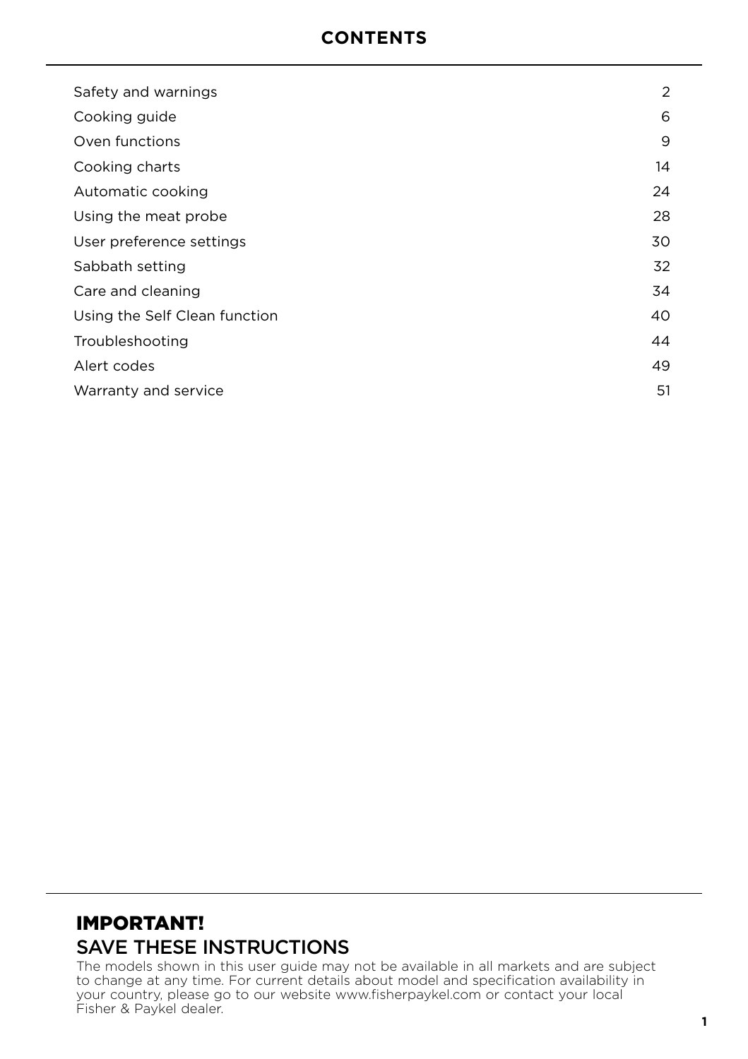# CONTENTS

| | |
|---|---|
| Safety and warnings | 2 |
| Cooking guide | 6 |
| Oven functions | 9 |
| Cooking charts | 14 |
| Automatic cooking | 24 |
| Using the meat probe | 28 |
| User preference settings | 30 |
| Sabbath setting | 32 |
| Care and cleaning | 34 |
| Using the Self Clean function | 40 |
| Troubleshooting | 44 |
| Alert codes | 49 |
| Warranty and service | 51 |

## IMPORTANT!

## SAVE THESE INSTRUCTIONS

The models shown in this user guide may not be available in all markets and are subject to change at any time. For current details about model and specification availability in your country, please go to our website www.fisherpaykel.com or contact your local Fisher & Paykel dealer.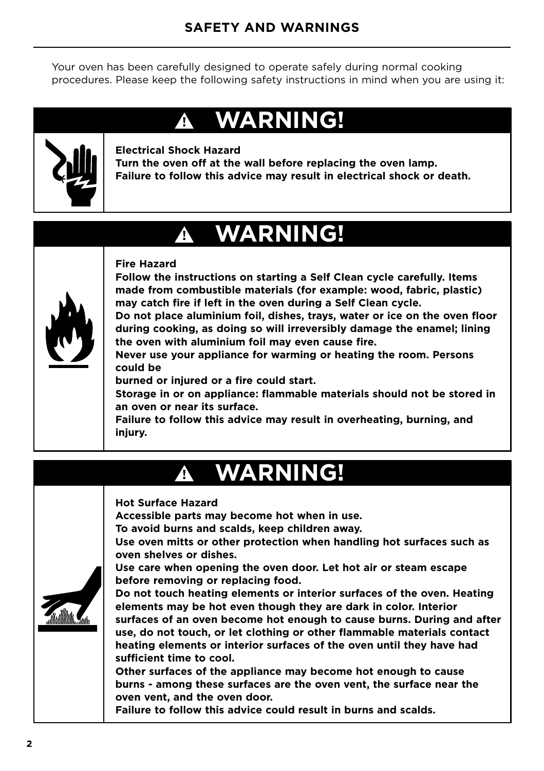## SAFETY AND WARNINGS

Your oven has been carefully designed to operate safely during normal cooking procedures. Please keep the following safety instructions in mind when you are using it:

### ⚠ WARNING!

**Electrical Shock Hazard**
**Turn the oven off at the wall before replacing the oven lamp.**
**Failure to follow this advice may result in electrical shock or death.**

### ⚠ WARNING!

**Fire Hazard**
**Follow the instructions on starting a Self Clean cycle carefully. Items made from combustible materials (for example: wood, fabric, plastic) may catch fire if left in the oven during a Self Clean cycle.**
**Do not place aluminium foil, dishes, trays, water or ice on the oven floor during cooking, as doing so will irreversibly damage the enamel; lining the oven with aluminium foil may even cause fire.**
**Never use your appliance for warming or heating the room. Persons could be**
**burned or injured or a fire could start.**
**Storage in or on appliance: flammable materials should not be stored in an oven or near its surface.**
**Failure to follow this advice may result in overheating, burning, and injury.**

### ⚠ WARNING!

**Hot Surface Hazard**
**Accessible parts may become hot when in use.**
**To avoid burns and scalds, keep children away.**
**Use oven mitts or other protection when handling hot surfaces such as oven shelves or dishes.**
**Use care when opening the oven door. Let hot air or steam escape before removing or replacing food.**
**Do not touch heating elements or interior surfaces of the oven. Heating elements may be hot even though they are dark in color. Interior surfaces of an oven become hot enough to cause burns. During and after use, do not touch, or let clothing or other flammable materials contact heating elements or interior surfaces of the oven until they have had sufficient time to cool.**
**Other surfaces of the appliance may become hot enough to cause burns - among these surfaces are the oven vent, the surface near the oven vent, and the oven door.**
**Failure to follow this advice could result in burns and scalds.**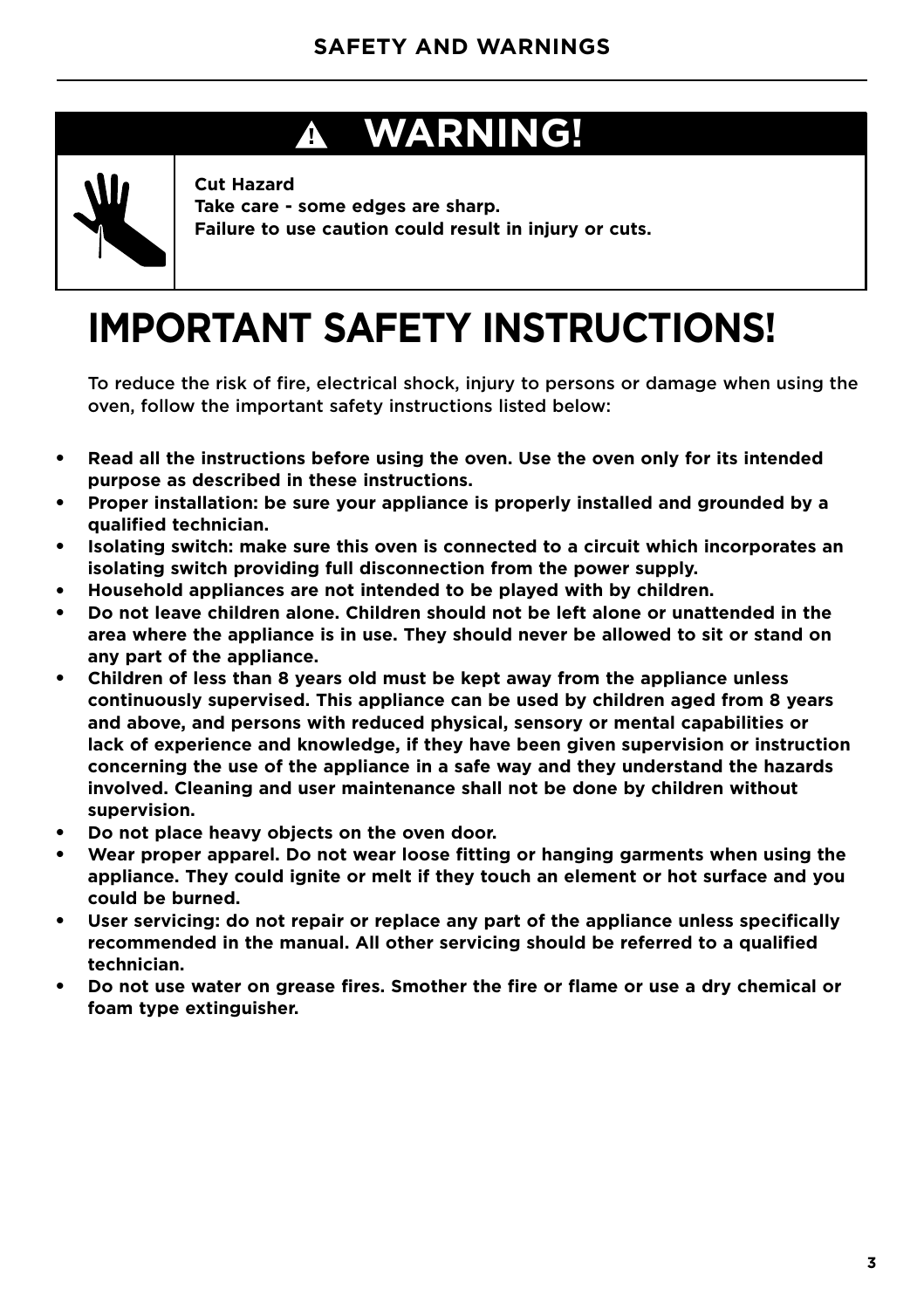# ⚠ WARNING!

**Cut Hazard**
**Take care - some edges are sharp.**
**Failure to use caution could result in injury or cuts.**

# IMPORTANT SAFETY INSTRUCTIONS!

To reduce the risk of fire, electrical shock, injury to persons or damage when using the oven, follow the important safety instructions listed below:

- **Read all the instructions before using the oven. Use the oven only for its intended purpose as described in these instructions.**
- **Proper installation: be sure your appliance is properly installed and grounded by a qualified technician.**
- **Isolating switch: make sure this oven is connected to a circuit which incorporates an isolating switch providing full disconnection from the power supply.**
- **Household appliances are not intended to be played with by children.**
- **Do not leave children alone. Children should not be left alone or unattended in the area where the appliance is in use. They should never be allowed to sit or stand on any part of the appliance.**
- **Children of less than 8 years old must be kept away from the appliance unless continuously supervised. This appliance can be used by children aged from 8 years and above, and persons with reduced physical, sensory or mental capabilities or lack of experience and knowledge, if they have been given supervision or instruction concerning the use of the appliance in a safe way and they understand the hazards involved. Cleaning and user maintenance shall not be done by children without supervision.**
- **Do not place heavy objects on the oven door.**
- **Wear proper apparel. Do not wear loose fitting or hanging garments when using the appliance. They could ignite or melt if they touch an element or hot surface and you could be burned.**
- **User servicing: do not repair or replace any part of the appliance unless specifically recommended in the manual. All other servicing should be referred to a qualified technician.**
- **Do not use water on grease fires. Smother the fire or flame or use a dry chemical or foam type extinguisher.**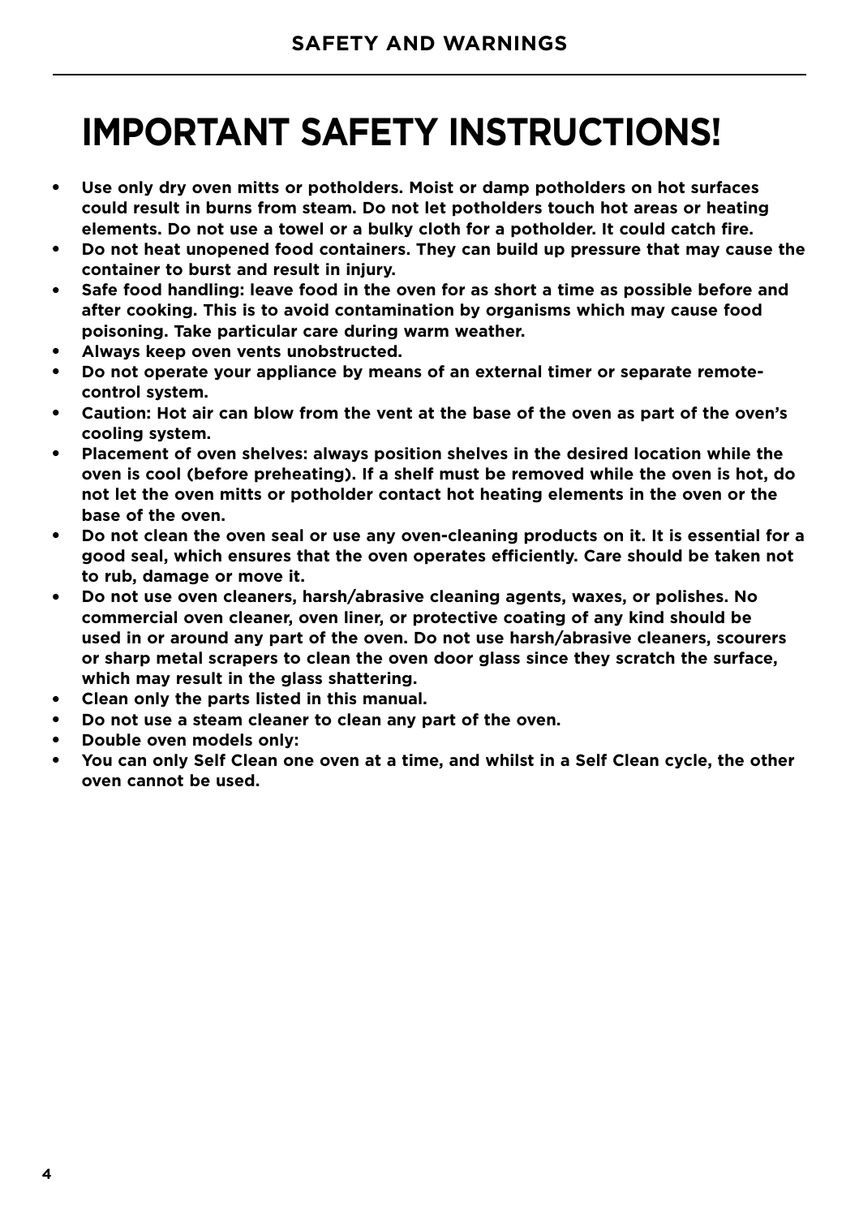# IMPORTANT SAFETY INSTRUCTIONS!

- **Use only dry oven mitts or potholders. Moist or damp potholders on hot surfaces could result in burns from steam. Do not let potholders touch hot areas or heating elements. Do not use a towel or a bulky cloth for a potholder. It could catch fire.**
- **Do not heat unopened food containers. They can build up pressure that may cause the container to burst and result in injury.**
- **Safe food handling: leave food in the oven for as short a time as possible before and after cooking. This is to avoid contamination by organisms which may cause food poisoning. Take particular care during warm weather.**
- **Always keep oven vents unobstructed.**
- **Do not operate your appliance by means of an external timer or separate remote-control system.**
- **Caution: Hot air can blow from the vent at the base of the oven as part of the oven's cooling system.**
- **Placement of oven shelves: always position shelves in the desired location while the oven is cool (before preheating). If a shelf must be removed while the oven is hot, do not let the oven mitts or potholder contact hot heating elements in the oven or the base of the oven.**
- **Do not clean the oven seal or use any oven-cleaning products on it. It is essential for a good seal, which ensures that the oven operates efficiently. Care should be taken not to rub, damage or move it.**
- **Do not use oven cleaners, harsh/abrasive cleaning agents, waxes, or polishes. No commercial oven cleaner, oven liner, or protective coating of any kind should be used in or around any part of the oven. Do not use harsh/abrasive cleaners, scourers or sharp metal scrapers to clean the oven door glass since they scratch the surface, which may result in the glass shattering.**
- **Clean only the parts listed in this manual.**
- **Do not use a steam cleaner to clean any part of the oven.**
- **Double oven models only:**
- **You can only Self Clean one oven at a time, and whilst in a Self Clean cycle, the other oven cannot be used.**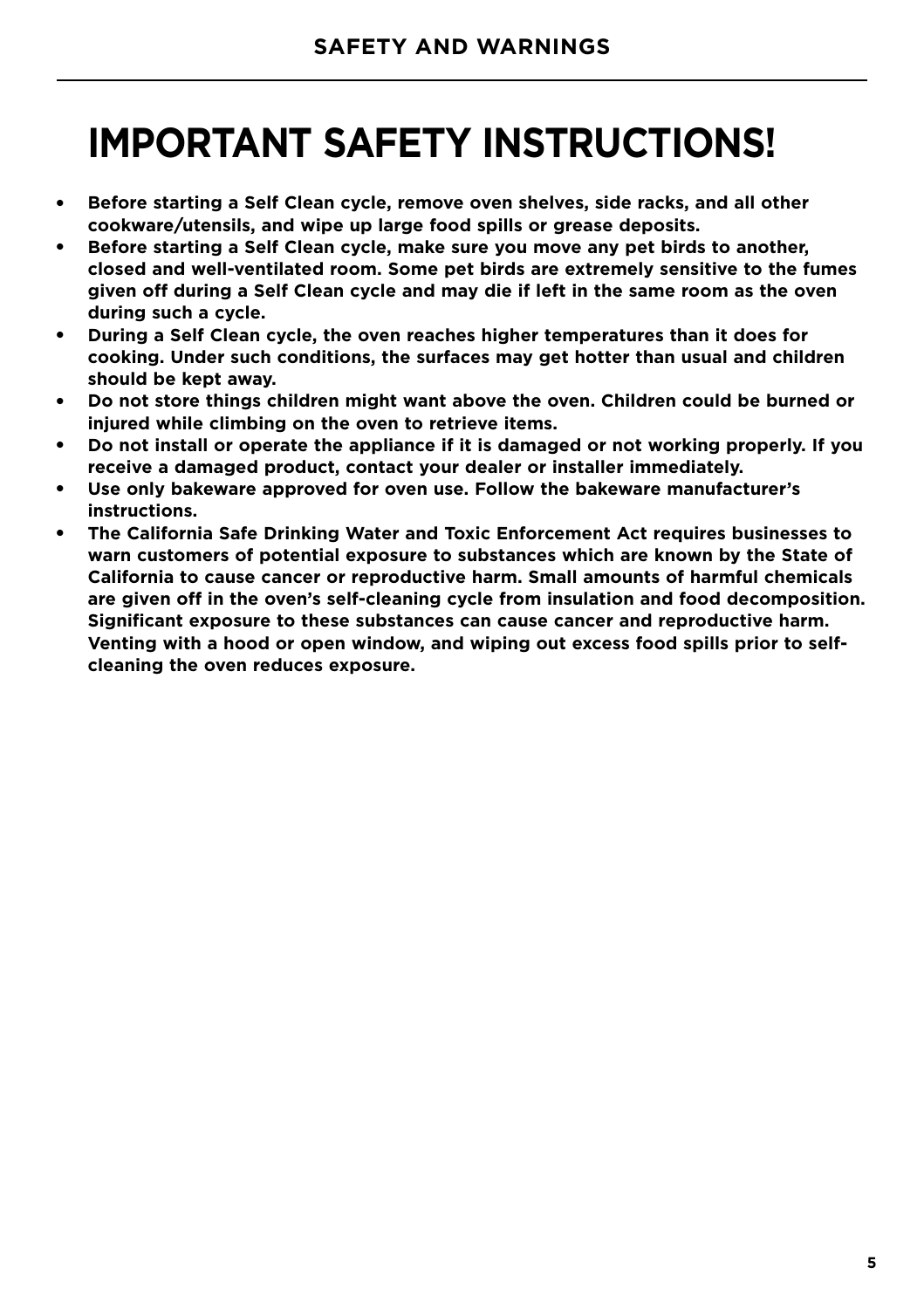# IMPORTANT SAFETY INSTRUCTIONS!

- **Before starting a Self Clean cycle, remove oven shelves, side racks, and all other cookware/utensils, and wipe up large food spills or grease deposits.**
- **Before starting a Self Clean cycle, make sure you move any pet birds to another, closed and well-ventilated room. Some pet birds are extremely sensitive to the fumes given off during a Self Clean cycle and may die if left in the same room as the oven during such a cycle.**
- **During a Self Clean cycle, the oven reaches higher temperatures than it does for cooking. Under such conditions, the surfaces may get hotter than usual and children should be kept away.**
- **Do not store things children might want above the oven. Children could be burned or injured while climbing on the oven to retrieve items.**
- **Do not install or operate the appliance if it is damaged or not working properly. If you receive a damaged product, contact your dealer or installer immediately.**
- **Use only bakeware approved for oven use. Follow the bakeware manufacturer's instructions.**
- **The California Safe Drinking Water and Toxic Enforcement Act requires businesses to warn customers of potential exposure to substances which are known by the State of California to cause cancer or reproductive harm. Small amounts of harmful chemicals are given off in the oven's self-cleaning cycle from insulation and food decomposition. Significant exposure to these substances can cause cancer and reproductive harm. Venting with a hood or open window, and wiping out excess food spills prior to self-cleaning the oven reduces exposure.**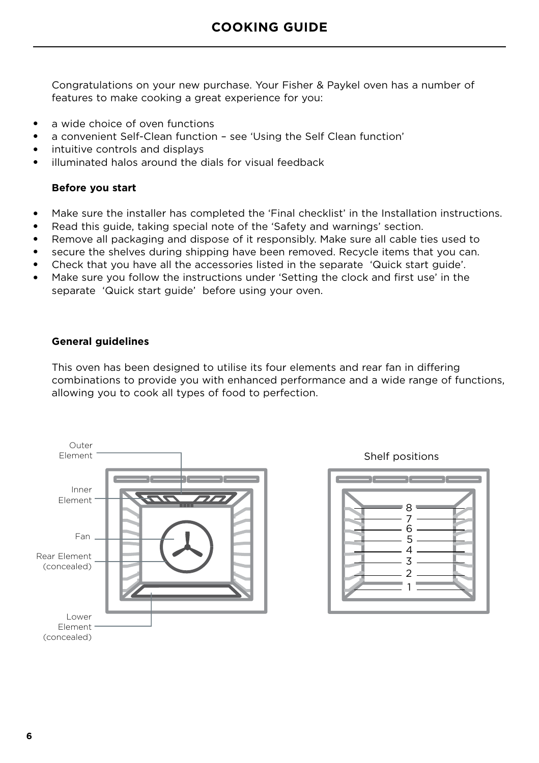## COOKING GUIDE

Congratulations on your new purchase. Your Fisher & Paykel oven has a number of features to make cooking a great experience for you:

- a wide choice of oven functions
- a convenient Self-Clean function – see 'Using the Self Clean function'
- intuitive controls and displays
- illuminated halos around the dials for visual feedback

**Before you start**

- Make sure the installer has completed the 'Final checklist' in the Installation instructions.
- Read this guide, taking special note of the 'Safety and warnings' section.
- Remove all packaging and dispose of it responsibly. Make sure all cable ties used to
- secure the shelves during shipping have been removed. Recycle items that you can.
- Check that you have all the accessories listed in the separate 'Quick start guide'.
- Make sure you follow the instructions under 'Setting the clock and first use' in the separate 'Quick start guide' before using your oven.

**General guidelines**

This oven has been designed to utilise its four elements and rear fan in differing combinations to provide you with enhanced performance and a wide range of functions, allowing you to cook all types of food to perfection.

Outer Element

Inner Element

Fan

Rear Element (concealed)

Lower Element (concealed)

Shelf positions

8
7
6
5
4
3
2
1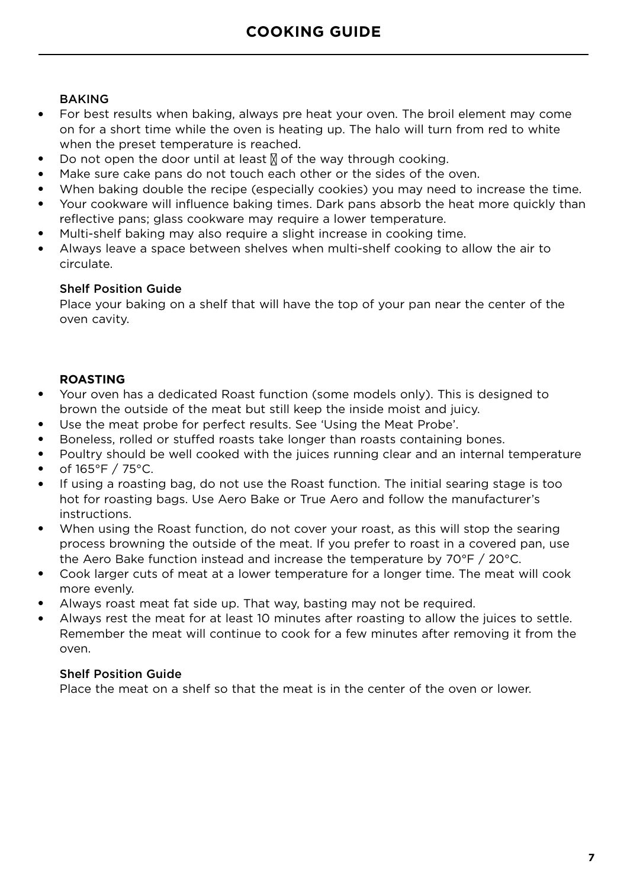# COOKING GUIDE

### BAKING

- For best results when baking, always pre heat your oven. The broil element may come on for a short time while the oven is heating up. The halo will turn from red to white when the preset temperature is reached.
- Do not open the door until at least ⅔ of the way through cooking.
- Make sure cake pans do not touch each other or the sides of the oven.
- When baking double the recipe (especially cookies) you may need to increase the time.
- Your cookware will influence baking times. Dark pans absorb the heat more quickly than reflective pans; glass cookware may require a lower temperature.
- Multi-shelf baking may also require a slight increase in cooking time.
- Always leave a space between shelves when multi-shelf cooking to allow the air to circulate.

#### Shelf Position Guide

Place your baking on a shelf that will have the top of your pan near the center of the oven cavity.

### ROASTING

- Your oven has a dedicated Roast function (some models only). This is designed to brown the outside of the meat but still keep the inside moist and juicy.
- Use the meat probe for perfect results. See 'Using the Meat Probe'.
- Boneless, rolled or stuffed roasts take longer than roasts containing bones.
- Poultry should be well cooked with the juices running clear and an internal temperature
- of 165°F / 75°C.
- If using a roasting bag, do not use the Roast function. The initial searing stage is too hot for roasting bags. Use Aero Bake or True Aero and follow the manufacturer's instructions.
- When using the Roast function, do not cover your roast, as this will stop the searing process browning the outside of the meat. If you prefer to roast in a covered pan, use the Aero Bake function instead and increase the temperature by 70°F / 20°C.
- Cook larger cuts of meat at a lower temperature for a longer time. The meat will cook more evenly.
- Always roast meat fat side up. That way, basting may not be required.
- Always rest the meat for at least 10 minutes after roasting to allow the juices to settle. Remember the meat will continue to cook for a few minutes after removing it from the oven.

#### Shelf Position Guide

Place the meat on a shelf so that the meat is in the center of the oven or lower.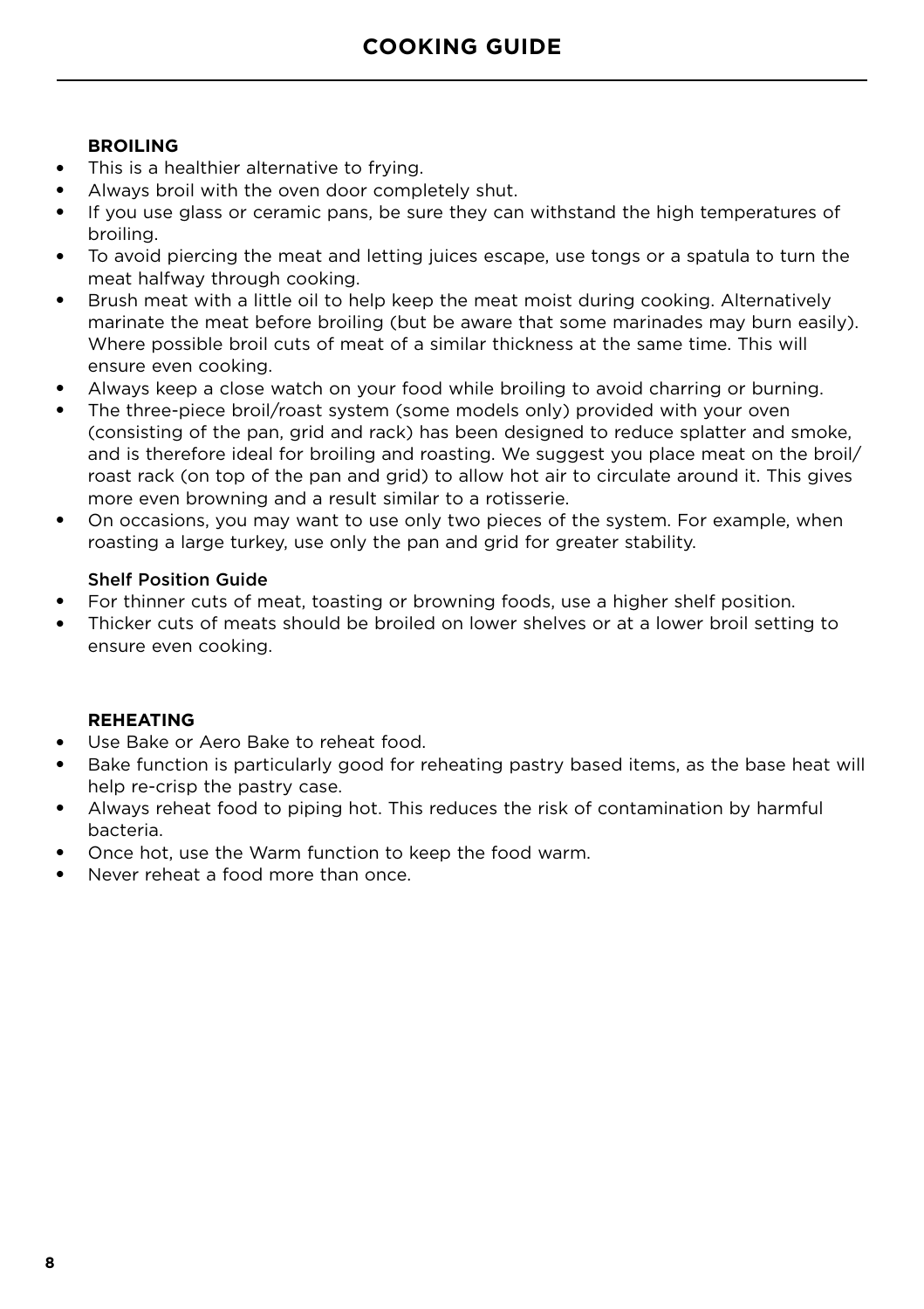# COOKING GUIDE

### BROILING

- This is a healthier alternative to frying.
- Always broil with the oven door completely shut.
- If you use glass or ceramic pans, be sure they can withstand the high temperatures of broiling.
- To avoid piercing the meat and letting juices escape, use tongs or a spatula to turn the meat halfway through cooking.
- Brush meat with a little oil to help keep the meat moist during cooking. Alternatively marinate the meat before broiling (but be aware that some marinades may burn easily). Where possible broil cuts of meat of a similar thickness at the same time. This will ensure even cooking.
- Always keep a close watch on your food while broiling to avoid charring or burning.
- The three-piece broil/roast system (some models only) provided with your oven (consisting of the pan, grid and rack) has been designed to reduce splatter and smoke, and is therefore ideal for broiling and roasting. We suggest you place meat on the broil/roast rack (on top of the pan and grid) to allow hot air to circulate around it. This gives more even browning and a result similar to a rotisserie.
- On occasions, you may want to use only two pieces of the system. For example, when roasting a large turkey, use only the pan and grid for greater stability.

#### Shelf Position Guide

- For thinner cuts of meat, toasting or browning foods, use a higher shelf position.
- Thicker cuts of meats should be broiled on lower shelves or at a lower broil setting to ensure even cooking.

### REHEATING

- Use Bake or Aero Bake to reheat food.
- Bake function is particularly good for reheating pastry based items, as the base heat will help re-crisp the pastry case.
- Always reheat food to piping hot. This reduces the risk of contamination by harmful bacteria.
- Once hot, use the Warm function to keep the food warm.
- Never reheat a food more than once.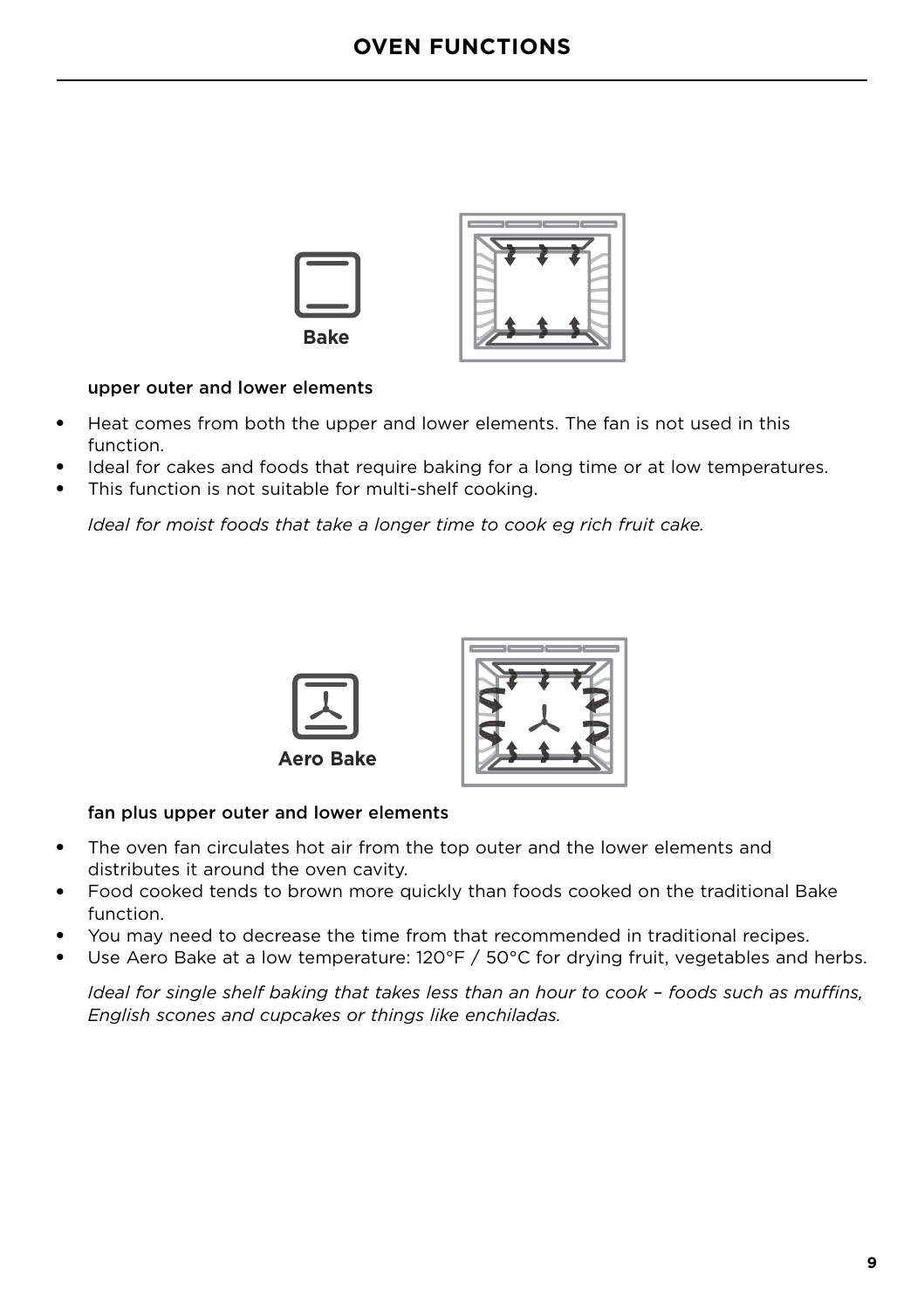# OVEN FUNCTIONS

**Bake**

upper outer and lower elements

- Heat comes from both the upper and lower elements. The fan is not used in this function.
- Ideal for cakes and foods that require baking for a long time or at low temperatures.
- This function is not suitable for multi-shelf cooking.

*Ideal for moist foods that take a longer time to cook eg rich fruit cake.*

**Aero Bake**

fan plus upper outer and lower elements

- The oven fan circulates hot air from the top outer and the lower elements and distributes it around the oven cavity.
- Food cooked tends to brown more quickly than foods cooked on the traditional Bake function.
- You may need to decrease the time from that recommended in traditional recipes.
- Use Aero Bake at a low temperature: 120°F / 50°C for drying fruit, vegetables and herbs.

*Ideal for single shelf baking that takes less than an hour to cook – foods such as muffins, English scones and cupcakes or things like enchiladas.*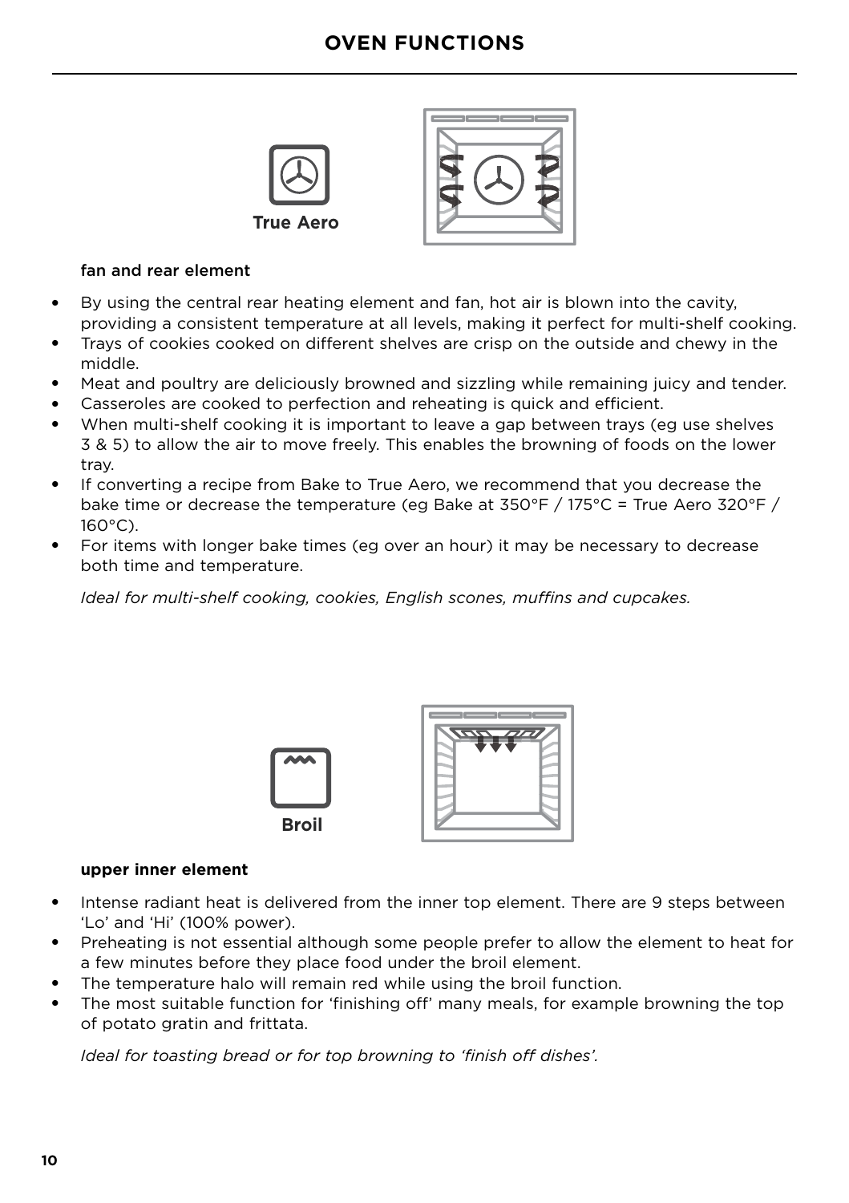# OVEN FUNCTIONS

**True Aero**

fan and rear element

- By using the central rear heating element and fan, hot air is blown into the cavity, providing a consistent temperature at all levels, making it perfect for multi-shelf cooking.
- Trays of cookies cooked on different shelves are crisp on the outside and chewy in the middle.
- Meat and poultry are deliciously browned and sizzling while remaining juicy and tender.
- Casseroles are cooked to perfection and reheating is quick and efficient.
- When multi-shelf cooking it is important to leave a gap between trays (eg use shelves 3 & 5) to allow the air to move freely. This enables the browning of foods on the lower tray.
- If converting a recipe from Bake to True Aero, we recommend that you decrease the bake time or decrease the temperature (eg Bake at 350°F / 175°C = True Aero 320°F / 160°C).
- For items with longer bake times (eg over an hour) it may be necessary to decrease both time and temperature.

*Ideal for multi-shelf cooking, cookies, English scones, muffins and cupcakes.*

**Broil**

**upper inner element**

- Intense radiant heat is delivered from the inner top element. There are 9 steps between 'Lo' and 'Hi' (100% power).
- Preheating is not essential although some people prefer to allow the element to heat for a few minutes before they place food under the broil element.
- The temperature halo will remain red while using the broil function.
- The most suitable function for 'finishing off' many meals, for example browning the top of potato gratin and frittata.

*Ideal for toasting bread or for top browning to 'finish off dishes'.*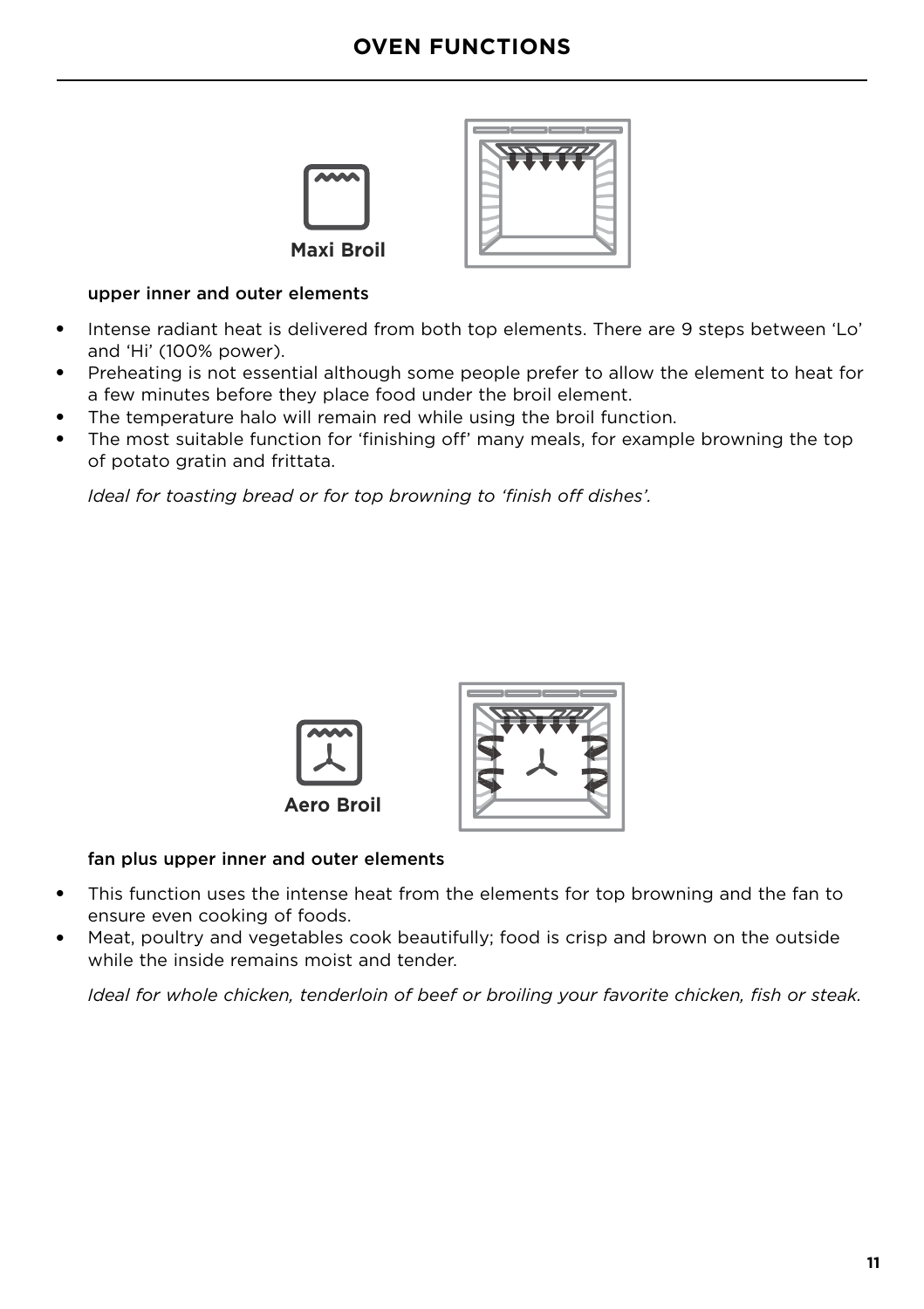# OVEN FUNCTIONS

**Maxi Broil**

upper inner and outer elements

- Intense radiant heat is delivered from both top elements. There are 9 steps between 'Lo' and 'Hi' (100% power).
- Preheating is not essential although some people prefer to allow the element to heat for a few minutes before they place food under the broil element.
- The temperature halo will remain red while using the broil function.
- The most suitable function for 'finishing off' many meals, for example browning the top of potato gratin and frittata.

*Ideal for toasting bread or for top browning to 'finish off dishes'.*

**Aero Broil**

fan plus upper inner and outer elements

- This function uses the intense heat from the elements for top browning and the fan to ensure even cooking of foods.
- Meat, poultry and vegetables cook beautifully; food is crisp and brown on the outside while the inside remains moist and tender.

*Ideal for whole chicken, tenderloin of beef or broiling your favorite chicken, fish or steak.*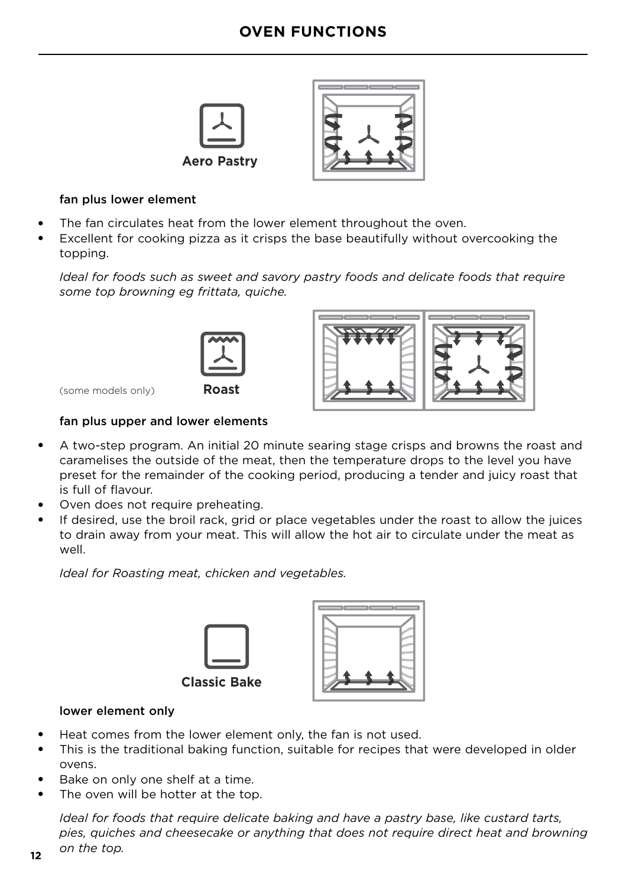# OVEN FUNCTIONS

**Aero Pastry**

fan plus lower element

- The fan circulates heat from the lower element throughout the oven.
- Excellent for cooking pizza as it crisps the base beautifully without overcooking the topping.

*Ideal for foods such as sweet and savory pastry foods and delicate foods that require some top browning eg frittata, quiche.*

(some models only) **Roast**

fan plus upper and lower elements

- A two-step program. An initial 20 minute searing stage crisps and browns the roast and caramelises the outside of the meat, then the temperature drops to the level you have preset for the remainder of the cooking period, producing a tender and juicy roast that is full of flavour.
- Oven does not require preheating.
- If desired, use the broil rack, grid or place vegetables under the roast to allow the juices to drain away from your meat. This will allow the hot air to circulate under the meat as well.

*Ideal for Roasting meat, chicken and vegetables.*

**Classic Bake**

lower element only

- Heat comes from the lower element only, the fan is not used.
- This is the traditional baking function, suitable for recipes that were developed in older ovens.
- Bake on only one shelf at a time.
- The oven will be hotter at the top.

*Ideal for foods that require delicate baking and have a pastry base, like custard tarts, pies, quiches and cheesecake or anything that does not require direct heat and browning on the top.*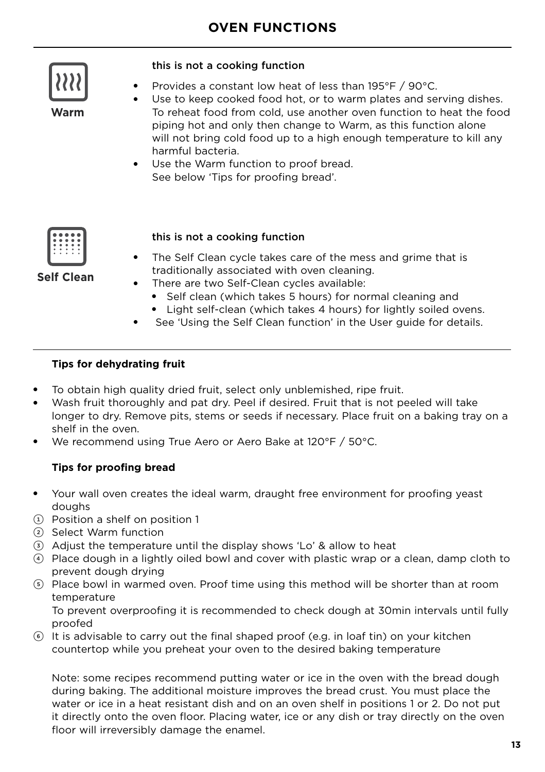# OVEN FUNCTIONS

**Warm**

this is not a cooking function

- Provides a constant low heat of less than 195°F / 90°C.
- Use to keep cooked food hot, or to warm plates and serving dishes. To reheat food from cold, use another oven function to heat the food piping hot and only then change to Warm, as this function alone will not bring cold food up to a high enough temperature to kill any harmful bacteria.
- Use the Warm function to proof bread. See below 'Tips for proofing bread'.

**Self Clean**

this is not a cooking function

- The Self Clean cycle takes care of the mess and grime that is traditionally associated with oven cleaning.
- There are two Self-Clean cycles available:
  - Self clean (which takes 5 hours) for normal cleaning and
  - Light self-clean (which takes 4 hours) for lightly soiled ovens.
- See 'Using the Self Clean function' in the User guide for details.

**Tips for dehydrating fruit**

- To obtain high quality dried fruit, select only unblemished, ripe fruit.
- Wash fruit thoroughly and pat dry. Peel if desired. Fruit that is not peeled will take longer to dry. Remove pits, stems or seeds if necessary. Place fruit on a baking tray on a shelf in the oven.
- We recommend using True Aero or Aero Bake at 120°F / 50°C.

**Tips for proofing bread**

- Your wall oven creates the ideal warm, draught free environment for proofing yeast doughs

1. Position a shelf on position 1
2. Select Warm function
3. Adjust the temperature until the display shows 'Lo' & allow to heat
4. Place dough in a lightly oiled bowl and cover with plastic wrap or a clean, damp cloth to prevent dough drying
5. Place bowl in warmed oven. Proof time using this method will be shorter than at room temperature
   To prevent overproofing it is recommended to check dough at 30min intervals until fully proofed
6. It is advisable to carry out the final shaped proof (e.g. in loaf tin) on your kitchen countertop while you preheat your oven to the desired baking temperature

Note: some recipes recommend putting water or ice in the oven with the bread dough during baking. The additional moisture improves the bread crust. You must place the water or ice in a heat resistant dish and on an oven shelf in positions 1 or 2. Do not put it directly onto the oven floor. Placing water, ice or any dish or tray directly on the oven floor will irreversibly damage the enamel.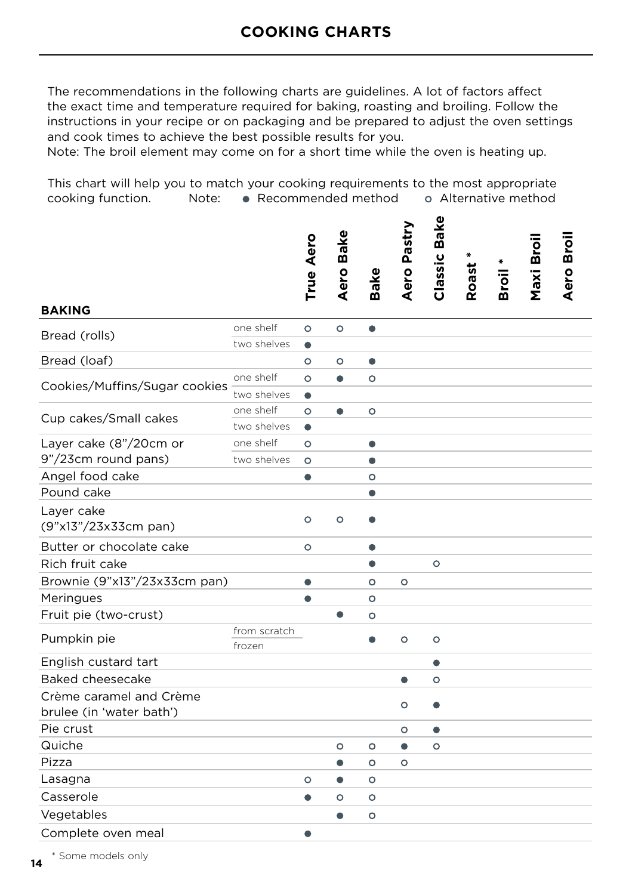# COOKING CHARTS

The recommendations in the following charts are guidelines. A lot of factors affect the exact time and temperature required for baking, roasting and broiling. Follow the instructions in your recipe or on packaging and be prepared to adjust the oven settings and cook times to achieve the best possible results for you.
Note: The broil element may come on for a short time while the oven is heating up.

This chart will help you to match your cooking requirements to the most appropriate cooking function. Note: ● Recommended method ○ Alternative method

| BAKING | | True Aero | Aero Bake | Bake | Aero Pastry | Classic Bake | Roast * | Broil * | Maxi Broil | Aero Broil |
|---|---|---|---|---|---|---|---|---|---|---|
| Bread (rolls) | one shelf | ○ | ○ | ● | | | | | | |
| | two shelves | ● | | | | | | | | |
| Bread (loaf) | | ○ | ○ | ● | | | | | | |
| Cookies/Muffins/Sugar cookies | one shelf | ○ | ● | ○ | | | | | | |
| | two shelves | ● | | | | | | | | |
| Cup cakes/Small cakes | one shelf | ○ | ● | ○ | | | | | | |
| | two shelves | ● | | | | | | | | |
| Layer cake (8"/20cm or 9"/23cm round pans) | one shelf | ○ | | ● | | | | | | |
| | two shelves | ○ | | ● | | | | | | |
| Angel food cake | | ● | | ○ | | | | | | |
| Pound cake | | | | ● | | | | | | |
| Layer cake (9"x13"/23x33cm pan) | | ○ | ○ | ● | | | | | | |
| Butter or chocolate cake | | ○ | | ● | | | | | | |
| Rich fruit cake | | | | ● | | ○ | | | | |
| Brownie (9"x13"/23x33cm pan) | | ● | | ○ | ○ | | | | | |
| Meringues | | ● | | ○ | | | | | | |
| Fruit pie (two-crust) | | | ● | ○ | | | | | | |
| Pumpkin pie | from scratch / frozen | | | ● | ○ | ○ | | | | |
| English custard tart | | | | | | ● | | | | |
| Baked cheesecake | | | | | ● | ○ | | | | |
| Crème caramel and Crème brulee (in 'water bath') | | | | | ○ | ● | | | | |
| Pie crust | | | | | ○ | ● | | | | |
| Quiche | | | ○ | ○ | ● | ○ | | | | |
| Pizza | | | ● | ○ | ○ | | | | | |
| Lasagna | | ○ | ● | ○ | | | | | | |
| Casserole | | ● | ○ | ○ | | | | | | |
| Vegetables | | | ● | ○ | | | | | | |
| Complete oven meal | | ● | | | | | | | | |

\* Some models only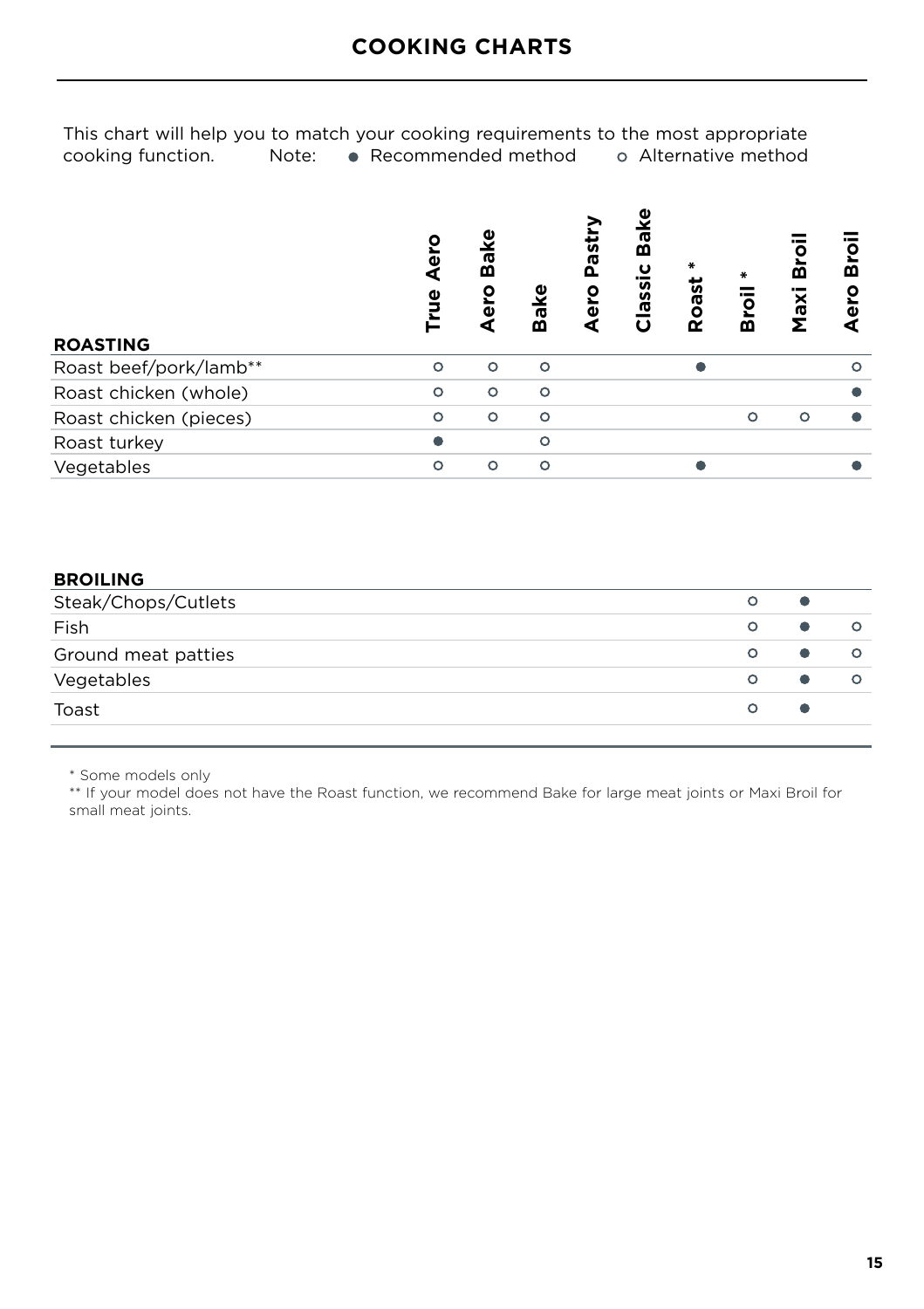# COOKING CHARTS

This chart will help you to match your cooking requirements to the most appropriate cooking function. Note: ● Recommended method ○ Alternative method

| ROASTING | True Aero | Aero Bake | Bake | Aero Pastry | Classic Bake | Roast * | Broil * | Maxi Broil | Aero Broil |
|---|---|---|---|---|---|---|---|---|---|
| Roast beef/pork/lamb** | ○ | ○ | ○ | | | ● | | | ○ |
| Roast chicken (whole) | ○ | ○ | ○ | | | | | | ● |
| Roast chicken (pieces) | ○ | ○ | ○ | | | | ○ | ○ | ● |
| Roast turkey | ● | | ○ | | | | | | |
| Vegetables | ○ | ○ | ○ | | | ● | | | ● |

| BROILING | True Aero | Aero Bake | Bake | Aero Pastry | Classic Bake | Roast * | Broil * | Maxi Broil | Aero Broil |
|---|---|---|---|---|---|---|---|---|---|
| Steak/Chops/Cutlets | | | | | | | ○ | ● | |
| Fish | | | | | | | ○ | ● | ○ |
| Ground meat patties | | | | | | | ○ | ● | ○ |
| Vegetables | | | | | | | ○ | ● | ○ |
| Toast | | | | | | | ○ | ● | |

* Some models only

** If your model does not have the Roast function, we recommend Bake for large meat joints or Maxi Broil for small meat joints.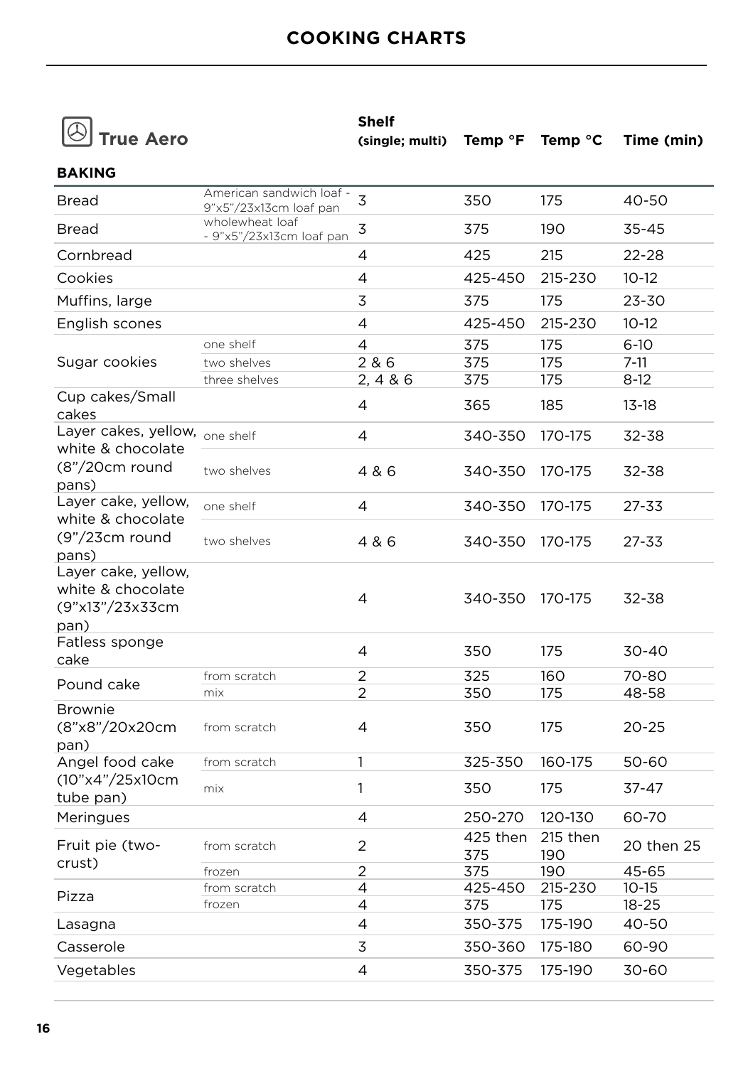# COOKING CHARTS

## True Aero

| BAKING | | Shelf (single; multi) | Temp °F | Temp °C | Time (min) |
|---|---|---|---|---|---|
| Bread | American sandwich loaf - 9"x5"/23x13cm loaf pan | 3 | 350 | 175 | 40-50 |
| Bread | wholewheat loaf - 9"x5"/23x13cm loaf pan | 3 | 375 | 190 | 35-45 |
| Cornbread | | 4 | 425 | 215 | 22-28 |
| Cookies | | 4 | 425-450 | 215-230 | 10-12 |
| Muffins, large | | 3 | 375 | 175 | 23-30 |
| English scones | | 4 | 425-450 | 215-230 | 10-12 |
| Sugar cookies | one shelf | 4 | 375 | 175 | 6-10 |
| | two shelves | 2 & 6 | 375 | 175 | 7-11 |
| | three shelves | 2, 4 & 6 | 375 | 175 | 8-12 |
| Cup cakes/Small cakes | | 4 | 365 | 185 | 13-18 |
| Layer cakes, yellow, white & chocolate (8"/20cm round pans) | one shelf | 4 | 340-350 | 170-175 | 32-38 |
| | two shelves | 4 & 6 | 340-350 | 170-175 | 32-38 |
| Layer cake, yellow, white & chocolate (9"/23cm round pans) | one shelf | 4 | 340-350 | 170-175 | 27-33 |
| | two shelves | 4 & 6 | 340-350 | 170-175 | 27-33 |
| Layer cake, yellow, white & chocolate (9"x13"/23x33cm pan) | | 4 | 340-350 | 170-175 | 32-38 |
| Fatless sponge cake | | 4 | 350 | 175 | 30-40 |
| Pound cake | from scratch | 2 | 325 | 160 | 70-80 |
| | mix | 2 | 350 | 175 | 48-58 |
| Brownie (8"x8"/20x20cm pan) | from scratch | 4 | 350 | 175 | 20-25 |
| Angel food cake (10"x4"/25x10cm tube pan) | from scratch | 1 | 325-350 | 160-175 | 50-60 |
| | mix | 1 | 350 | 175 | 37-47 |
| Meringues | | 4 | 250-270 | 120-130 | 60-70 |
| Fruit pie (two-crust) | from scratch | 2 | 425 then 375 | 215 then 190 | 20 then 25 |
| | frozen | 2 | 375 | 190 | 45-65 |
| Pizza | from scratch | 4 | 425-450 | 215-230 | 10-15 |
| | frozen | 4 | 375 | 175 | 18-25 |
| Lasagna | | 4 | 350-375 | 175-190 | 40-50 |
| Casserole | | 3 | 350-360 | 175-180 | 60-90 |
| Vegetables | | 4 | 350-375 | 175-190 | 30-60 |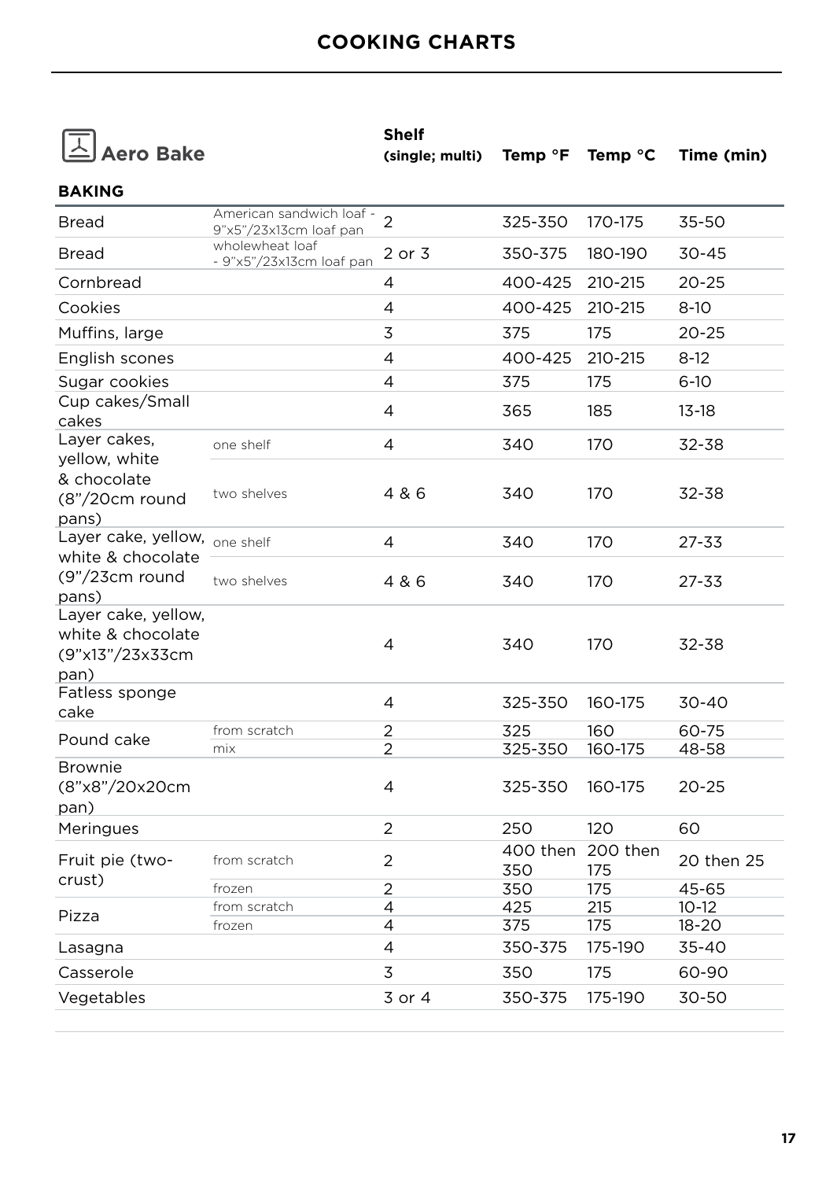# COOKING CHARTS

| Aero Bake | | Shelf (single; multi) | Temp °F | Temp °C | Time (min) |
|---|---|---|---|---|---|
| **BAKING** | | | | | |
| Bread | American sandwich loaf - 9"x5"/23x13cm loaf pan | 2 | 325-350 | 170-175 | 35-50 |
| Bread | wholewheat loaf - 9"x5"/23x13cm loaf pan | 2 or 3 | 350-375 | 180-190 | 30-45 |
| Cornbread | | 4 | 400-425 | 210-215 | 20-25 |
| Cookies | | 4 | 400-425 | 210-215 | 8-10 |
| Muffins, large | | 3 | 375 | 175 | 20-25 |
| English scones | | 4 | 400-425 | 210-215 | 8-12 |
| Sugar cookies | | 4 | 375 | 175 | 6-10 |
| Cup cakes/Small cakes | | 4 | 365 | 185 | 13-18 |
| Layer cakes, yellow, white & chocolate (8"/20cm round pans) | one shelf | 4 | 340 | 170 | 32-38 |
| | two shelves | 4 & 6 | 340 | 170 | 32-38 |
| Layer cake, yellow, white & chocolate (9"/23cm round pans) | one shelf | 4 | 340 | 170 | 27-33 |
| | two shelves | 4 & 6 | 340 | 170 | 27-33 |
| Layer cake, yellow, white & chocolate (9"x13"/23x33cm pan) | | 4 | 340 | 170 | 32-38 |
| Fatless sponge cake | | 4 | 325-350 | 160-175 | 30-40 |
| Pound cake | from scratch | 2 | 325 | 160 | 60-75 |
| | mix | 2 | 325-350 | 160-175 | 48-58 |
| Brownie (8"x8"/20x20cm pan) | | 4 | 325-350 | 160-175 | 20-25 |
| Meringues | | 2 | 250 | 120 | 60 |
| Fruit pie (two-crust) | from scratch | 2 | 400 then 350 | 200 then 175 | 20 then 25 |
| | frozen | 2 | 350 | 175 | 45-65 |
| Pizza | from scratch | 4 | 425 | 215 | 10-12 |
| | frozen | 4 | 375 | 175 | 18-20 |
| Lasagna | | 4 | 350-375 | 175-190 | 35-40 |
| Casserole | | 3 | 350 | 175 | 60-90 |
| Vegetables | | 3 or 4 | 350-375 | 175-190 | 30-50 |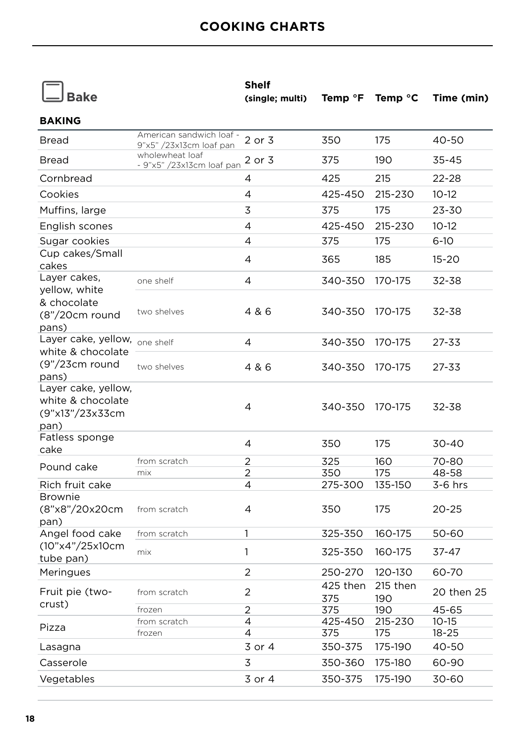# COOKING CHARTS

## Bake

| BAKING | | Shelf (single; multi) | Temp °F | Temp °C | Time (min) |
|---|---|---|---|---|---|
| Bread | American sandwich loaf - 9"x5" /23x13cm loaf pan | 2 or 3 | 350 | 175 | 40-50 |
| Bread | wholewheat loaf - 9"x5" /23x13cm loaf pan | 2 or 3 | 375 | 190 | 35-45 |
| Cornbread | | 4 | 425 | 215 | 22-28 |
| Cookies | | 4 | 425-450 | 215-230 | 10-12 |
| Muffins, large | | 3 | 375 | 175 | 23-30 |
| English scones | | 4 | 425-450 | 215-230 | 10-12 |
| Sugar cookies | | 4 | 375 | 175 | 6-10 |
| Cup cakes/Small cakes | | 4 | 365 | 185 | 15-20 |
| Layer cakes, yellow, white & chocolate (8"/20cm round pans) | one shelf | 4 | 340-350 | 170-175 | 32-38 |
| | two shelves | 4 & 6 | 340-350 | 170-175 | 32-38 |
| Layer cake, yellow, white & chocolate (9"/23cm round pans) | one shelf | 4 | 340-350 | 170-175 | 27-33 |
| | two shelves | 4 & 6 | 340-350 | 170-175 | 27-33 |
| Layer cake, yellow, white & chocolate (9"x13"/23x33cm pan) | | 4 | 340-350 | 170-175 | 32-38 |
| Fatless sponge cake | | 4 | 350 | 175 | 30-40 |
| Pound cake | from scratch | 2 | 325 | 160 | 70-80 |
| | mix | 2 | 350 | 175 | 48-58 |
| Rich fruit cake | | 4 | 275-300 | 135-150 | 3-6 hrs |
| Brownie (8"x8"/20x20cm pan) | from scratch | 4 | 350 | 175 | 20-25 |
| Angel food cake (10"x4"/25x10cm tube pan) | from scratch | 1 | 325-350 | 160-175 | 50-60 |
| | mix | 1 | 325-350 | 160-175 | 37-47 |
| Meringues | | 2 | 250-270 | 120-130 | 60-70 |
| Fruit pie (two-crust) | from scratch | 2 | 425 then 375 | 215 then 190 | 20 then 25 |
| | frozen | 2 | 375 | 190 | 45-65 |
| Pizza | from scratch | 4 | 425-450 | 215-230 | 10-15 |
| | frozen | 4 | 375 | 175 | 18-25 |
| Lasagna | | 3 or 4 | 350-375 | 175-190 | 40-50 |
| Casserole | | 3 | 350-360 | 175-180 | 60-90 |
| Vegetables | | 3 or 4 | 350-375 | 175-190 | 30-60 |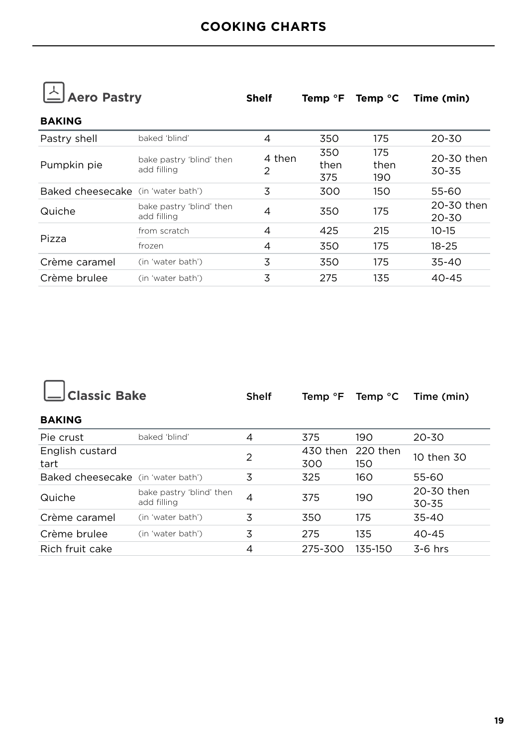# COOKING CHARTS

## Aero Pastry

| BAKING | | Shelf | Temp °F | Temp °C | Time (min) |
|---|---|---|---|---|---|
| Pastry shell | baked 'blind' | 4 | 350 | 175 | 20-30 |
| Pumpkin pie | bake pastry 'blind' then add filling | 4 then 2 | 350 then 375 | 175 then 190 | 20-30 then 30-35 |
| Baked cheesecake | (in 'water bath') | 3 | 300 | 150 | 55-60 |
| Quiche | bake pastry 'blind' then add filling | 4 | 350 | 175 | 20-30 then 20-30 |
| Pizza | from scratch | 4 | 425 | 215 | 10-15 |
| | frozen | 4 | 350 | 175 | 18-25 |
| Crème caramel | (in 'water bath') | 3 | 350 | 175 | 35-40 |
| Crème brulee | (in 'water bath') | 3 | 275 | 135 | 40-45 |

## Classic Bake

| BAKING | | Shelf | Temp °F | Temp °C | Time (min) |
|---|---|---|---|---|---|
| Pie crust | baked 'blind' | 4 | 375 | 190 | 20-30 |
| English custard tart | | 2 | 430 then 300 | 220 then 150 | 10 then 30 |
| Baked cheesecake | (in 'water bath') | 3 | 325 | 160 | 55-60 |
| Quiche | bake pastry 'blind' then add filling | 4 | 375 | 190 | 20-30 then 30-35 |
| Crème caramel | (in 'water bath') | 3 | 350 | 175 | 35-40 |
| Crème brulee | (in 'water bath') | 3 | 275 | 135 | 40-45 |
| Rich fruit cake | | 4 | 275-300 | 135-150 | 3-6 hrs |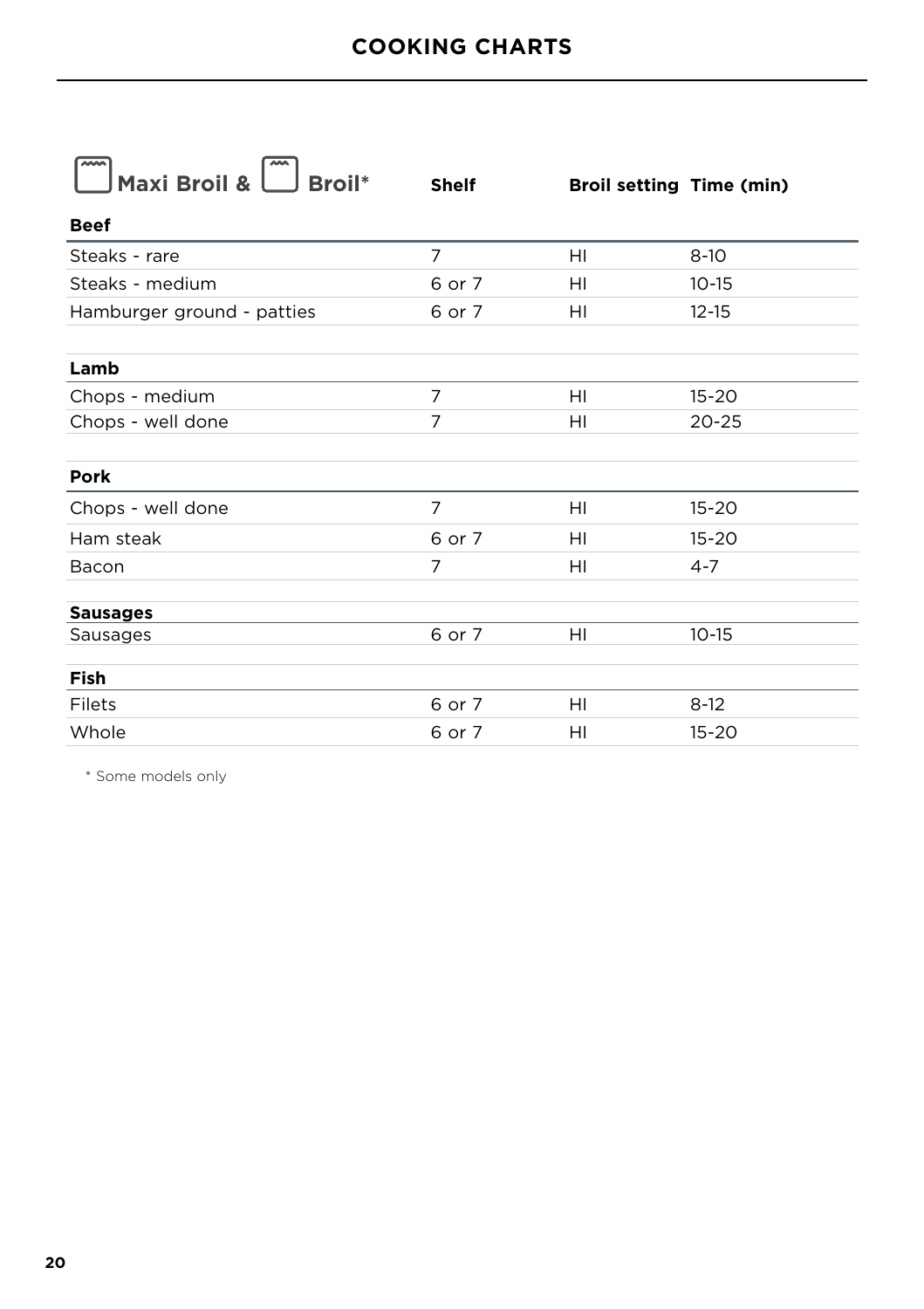## COOKING CHARTS

| Maxi Broil & Broil* | Shelf | Broil setting | Time (min) |
|---|---|---|---|
| **Beef** | | | |
| Steaks - rare | 7 | HI | 8-10 |
| Steaks - medium | 6 or 7 | HI | 10-15 |
| Hamburger ground - patties | 6 or 7 | HI | 12-15 |
| **Lamb** | | | |
| Chops - medium | 7 | HI | 15-20 |
| Chops - well done | 7 | HI | 20-25 |
| **Pork** | | | |
| Chops - well done | 7 | HI | 15-20 |
| Ham steak | 6 or 7 | HI | 15-20 |
| Bacon | 7 | HI | 4-7 |
| **Sausages** | | | |
| Sausages | 6 or 7 | HI | 10-15 |
| **Fish** | | | |
| Filets | 6 or 7 | HI | 8-12 |
| Whole | 6 or 7 | HI | 15-20 |

* Some models only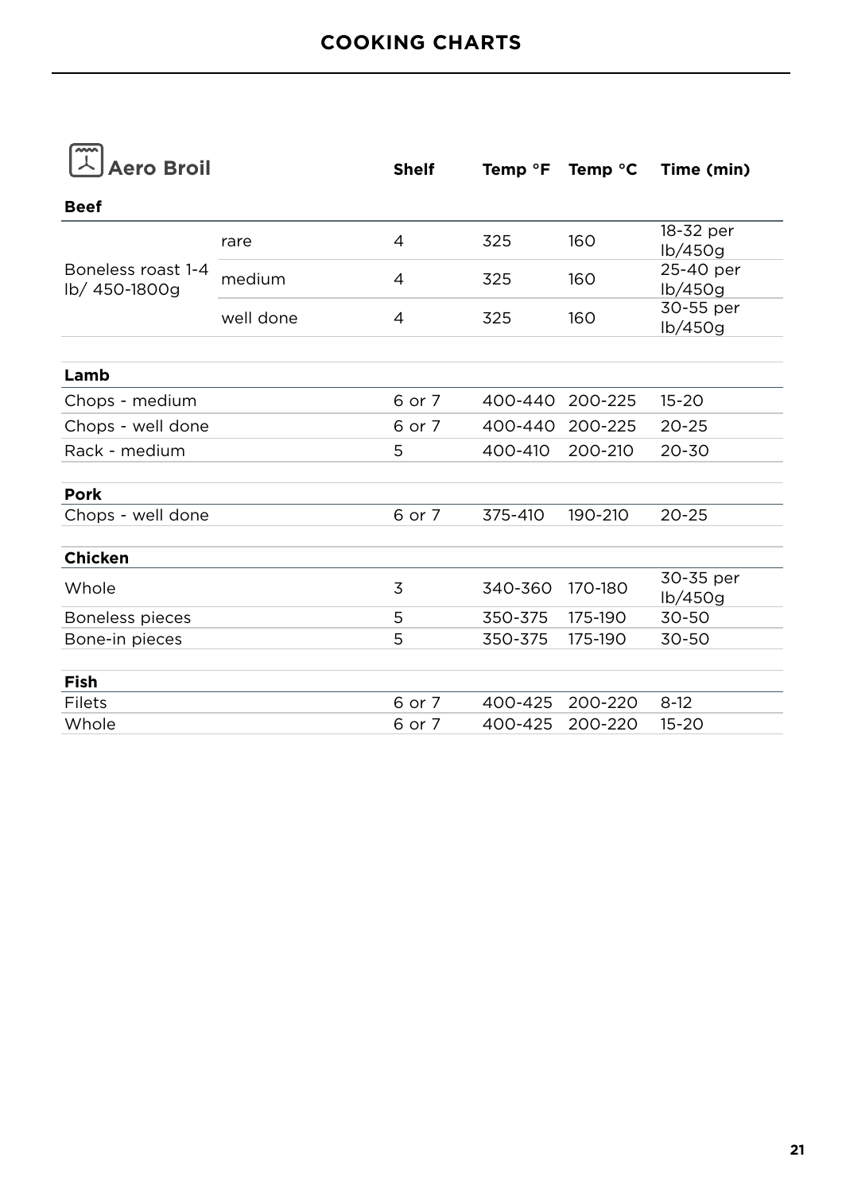# COOKING CHARTS

| Aero Broil | | Shelf | Temp °F | Temp °C | Time (min) |
|---|---|---|---|---|---|
| **Beef** | | | | | |
| Boneless roast 1-4 lb/ 450-1800g | rare | 4 | 325 | 160 | 18-32 per lb/450g |
| | medium | 4 | 325 | 160 | 25-40 per lb/450g |
| | well done | 4 | 325 | 160 | 30-55 per lb/450g |
| **Lamb** | | | | | |
| Chops - medium | | 6 or 7 | 400-440 | 200-225 | 15-20 |
| Chops - well done | | 6 or 7 | 400-440 | 200-225 | 20-25 |
| Rack - medium | | 5 | 400-410 | 200-210 | 20-30 |
| **Pork** | | | | | |
| Chops - well done | | 6 or 7 | 375-410 | 190-210 | 20-25 |
| **Chicken** | | | | | |
| Whole | | 3 | 340-360 | 170-180 | 30-35 per lb/450g |
| Boneless pieces | | 5 | 350-375 | 175-190 | 30-50 |
| Bone-in pieces | | 5 | 350-375 | 175-190 | 30-50 |
| **Fish** | | | | | |
| Filets | | 6 or 7 | 400-425 | 200-220 | 8-12 |
| Whole | | 6 or 7 | 400-425 | 200-220 | 15-20 |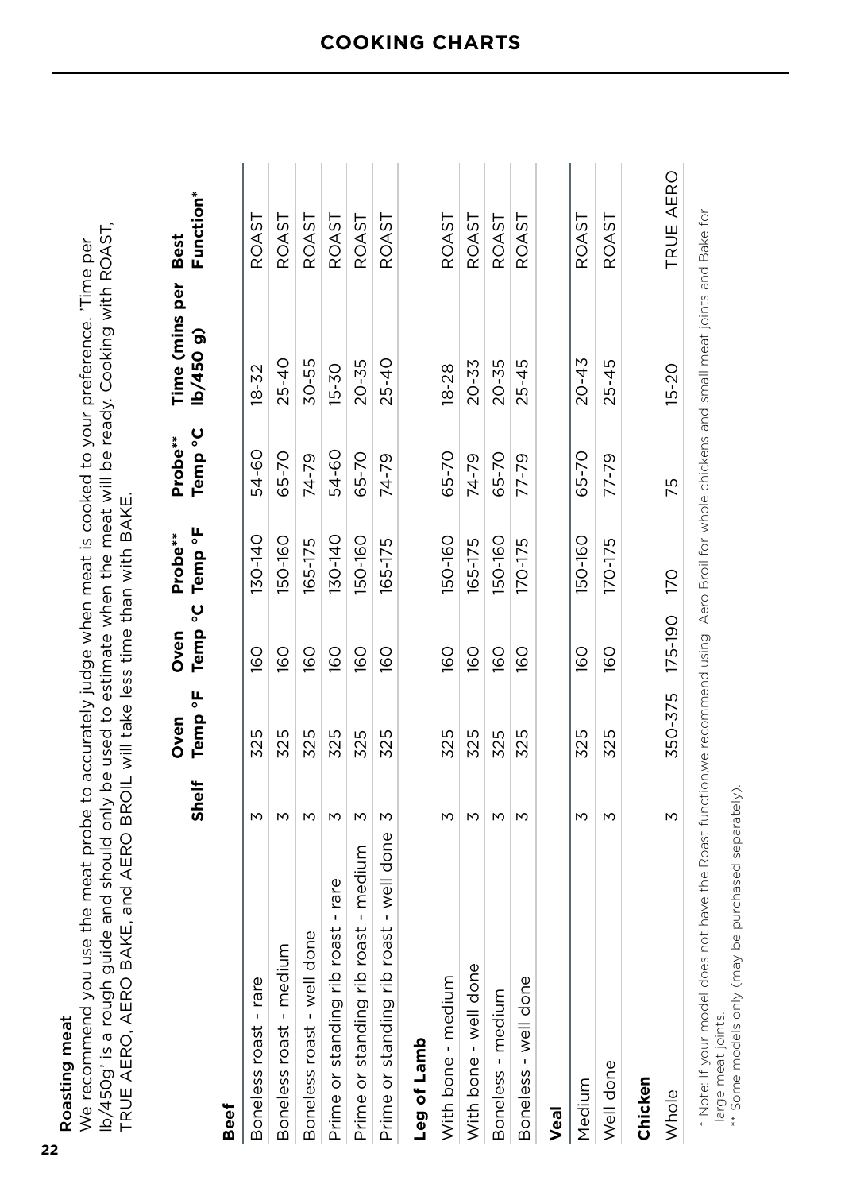# COOKING CHARTS

## Roasting meat

We recommend you use the meat probe to accurately judge when meat is cooked to your preference. 'Time per lb/450g' is a rough guide and should only be used to estimate when the meat will be ready. Cooking with ROAST, TRUE AERO, AERO BAKE, and AERO BROIL will take less time than with BAKE.

| | Shelf | Oven Temp °F | Oven Temp °C | Probe** Temp °F | Probe** Temp °C | Time (mins per lb/450 g) | Best Function* |
|---|---|---|---|---|---|---|---|
| **Beef** | | | | | | | |
| Boneless roast - rare | 3 | 325 | 160 | 130-140 | 54-60 | 18-32 | ROAST |
| Boneless roast - medium | 3 | 325 | 160 | 150-160 | 65-70 | 25-40 | ROAST |
| Boneless roast - well done | 3 | 325 | 160 | 165-175 | 74-79 | 30-55 | ROAST |
| Prime or standing rib roast - rare | 3 | 325 | 160 | 130-140 | 54-60 | 15-30 | ROAST |
| Prime or standing rib roast - medium | 3 | 325 | 160 | 150-160 | 65-70 | 20-35 | ROAST |
| Prime or standing rib roast - well done | 3 | 325 | 160 | 165-175 | 74-79 | 25-40 | ROAST |
| **Leg of Lamb** | | | | | | | |
| With bone - medium | 3 | 325 | 160 | 150-160 | 65-70 | 18-28 | ROAST |
| With bone - well done | 3 | 325 | 160 | 165-175 | 74-79 | 20-33 | ROAST |
| Boneless - medium | 3 | 325 | 160 | 150-160 | 65-70 | 20-35 | ROAST |
| Boneless - well done | 3 | 325 | 160 | 170-175 | 77-79 | 25-45 | ROAST |
| **Veal** | | | | | | | |
| Medium | 3 | 325 | 160 | 150-160 | 65-70 | 20-43 | ROAST |
| Well done | 3 | 325 | 160 | 170-175 | 77-79 | 25-45 | ROAST |
| **Chicken** | | | | | | | |
| Whole | 3 | 350-375 | 175-190 | 170 | 75 | 15-20 | TRUE AERO |

* Note: If your model does not have the Roast function,we recommend using Aero Broil for whole chickens and small meat joints and Bake for large meat joints.

** Some models only (may be purchased separately).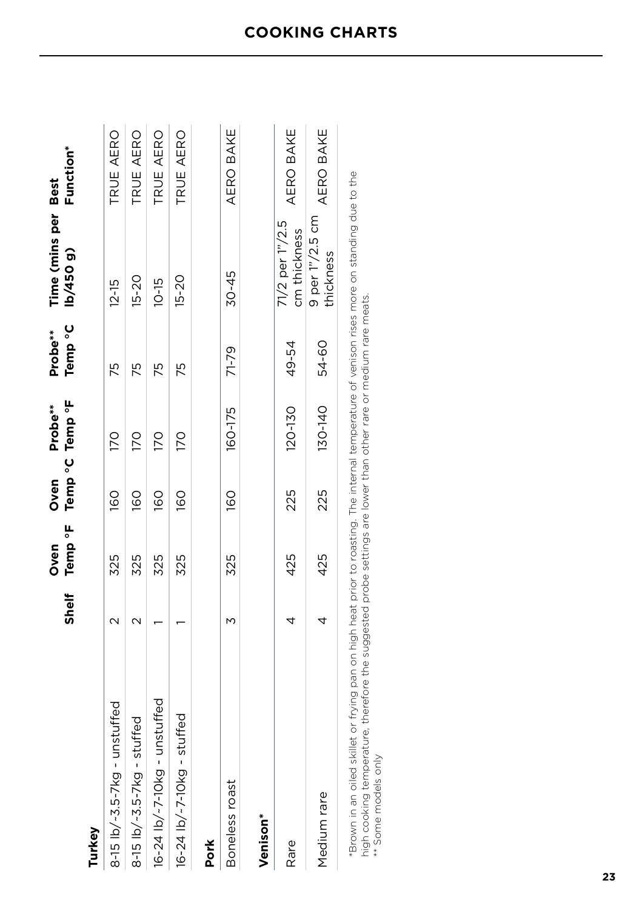# COOKING CHARTS

| | Shelf | Oven Temp °F | Oven Temp °C | Probe** Temp °F | Probe** Temp °C | Time (mins per lb/450 g) | Best Function* |
|---|---|---|---|---|---|---|---|
| **Turkey** | | | | | | | |
| 8-15 lb/~3.5-7kg - unstuffed | 2 | 325 | 160 | 170 | 75 | 12-15 | TRUE AERO |
| 8-15 lb/~3.5-7kg - stuffed | 2 | 325 | 160 | 170 | 75 | 15-20 | TRUE AERO |
| 16-24 lb/~7-10kg - unstuffed | 1 | 325 | 160 | 170 | 75 | 10-15 | TRUE AERO |
| 16-24 lb/~7-10kg - stuffed | 1 | 325 | 160 | 170 | 75 | 15-20 | TRUE AERO |
| **Pork** | | | | | | | |
| Boneless roast | 3 | 325 | 160 | 160-175 | 71-79 | 30-45 | AERO BAKE |
| **Venison*** | | | | | | | |
| Rare | 4 | 425 | 225 | 120-130 | 49-54 | 71/2 per 1"/2.5 cm thickness | AERO BAKE |
| Medium rare | 4 | 425 | 225 | 130-140 | 54-60 | 9 per 1"/2.5 cm thickness | AERO BAKE |

*Brown in an oiled skillet or frying pan on high heat prior to roasting. The internal temperature of venison rises more on standing due to the high cooking temperature, therefore the suggested probe settings are lower than other rare or medium rare meats.

** Some models only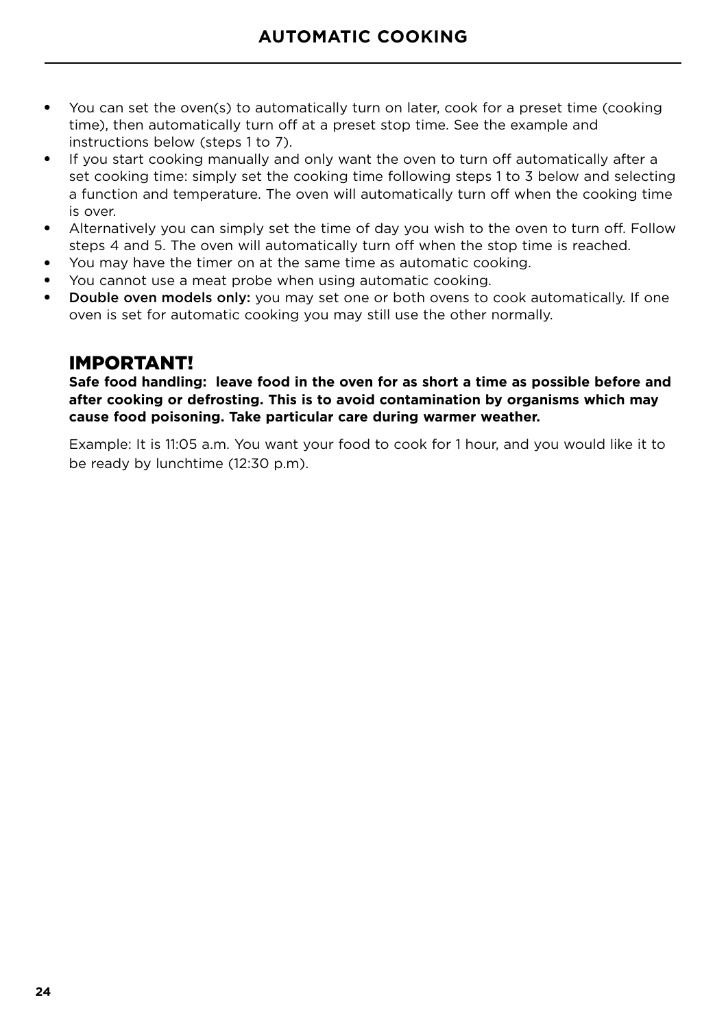# AUTOMATIC COOKING

- You can set the oven(s) to automatically turn on later, cook for a preset time (cooking time), then automatically turn off at a preset stop time. See the example and instructions below (steps 1 to 7).
- If you start cooking manually and only want the oven to turn off automatically after a set cooking time: simply set the cooking time following steps 1 to 3 below and selecting a function and temperature. The oven will automatically turn off when the cooking time is over.
- Alternatively you can simply set the time of day you wish to the oven to turn off. Follow steps 4 and 5. The oven will automatically turn off when the stop time is reached.
- You may have the timer on at the same time as automatic cooking.
- You cannot use a meat probe when using automatic cooking.
- **Double oven models only:** you may set one or both ovens to cook automatically. If one oven is set for automatic cooking you may still use the other normally.

## IMPORTANT!

**Safe food handling: leave food in the oven for as short a time as possible before and after cooking or defrosting. This is to avoid contamination by organisms which may cause food poisoning. Take particular care during warmer weather.**

Example: It is 11:05 a.m. You want your food to cook for 1 hour, and you would like it to be ready by lunchtime (12:30 p.m).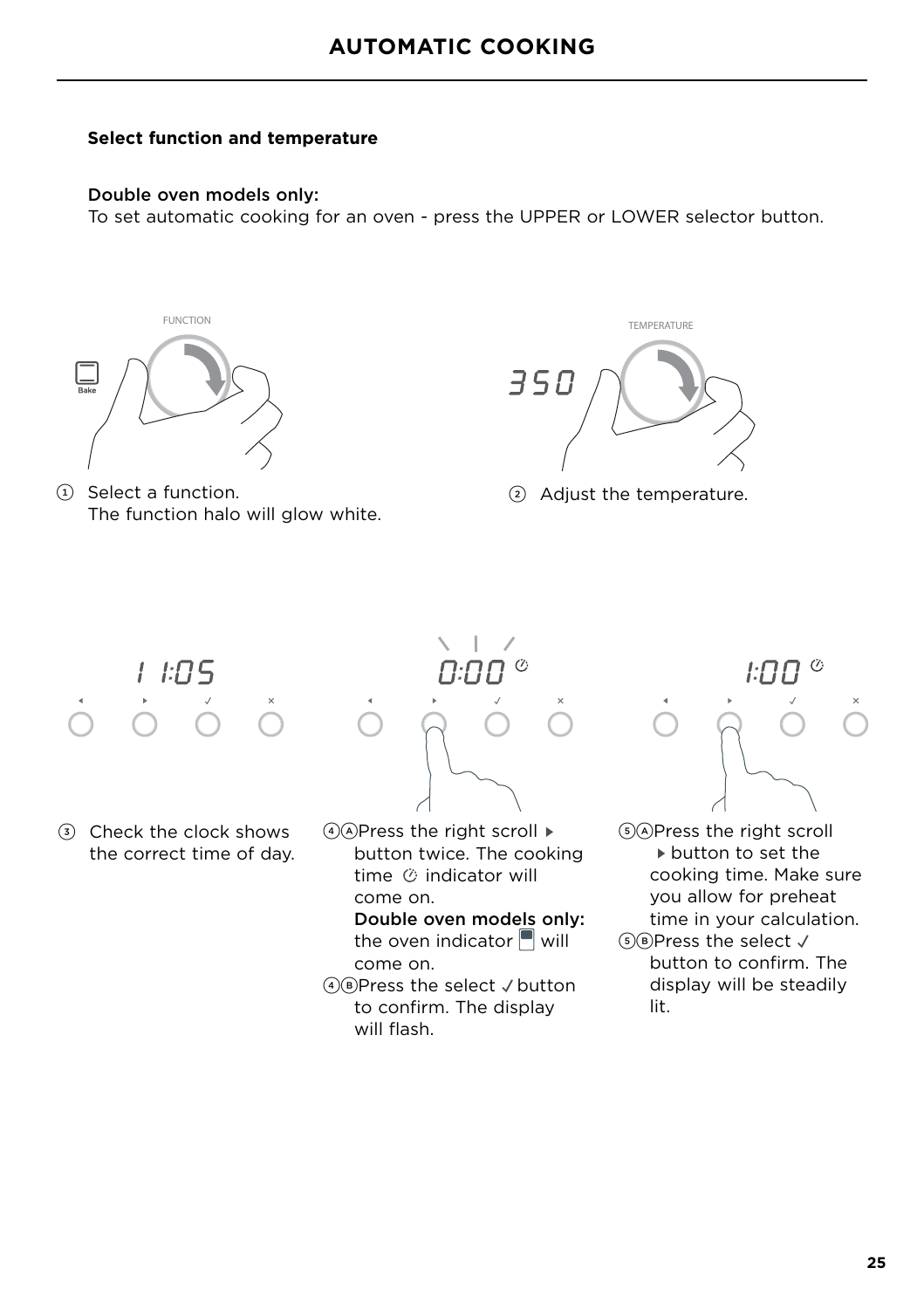# AUTOMATIC COOKING

**Select function and temperature**

Double oven models only:
To set automatic cooking for an oven - press the UPPER or LOWER selector button.

① Select a function.
The function halo will glow white.

② Adjust the temperature.

③ Check the clock shows the correct time of day.

④Ⓐ Press the right scroll ▸ button twice. The cooking time indicator will come on.
Double oven models only: the oven indicator will come on.

④Ⓑ Press the select ✓ button to confirm. The display will flash.

⑤Ⓐ Press the right scroll ▸ button to set the cooking time. Make sure you allow for preheat time in your calculation.

⑤Ⓑ Press the select ✓ button to confirm. The display will be steadily lit.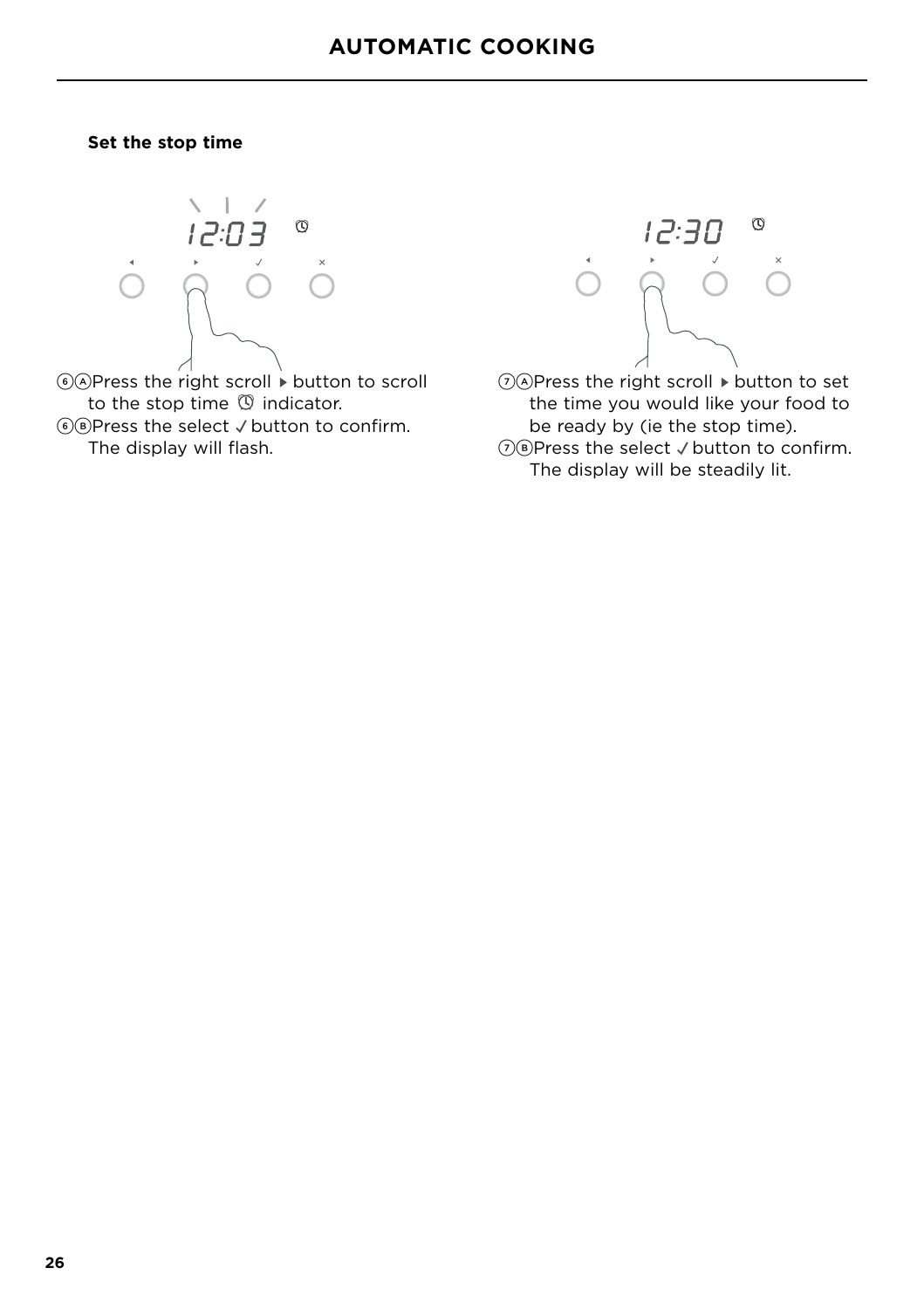# AUTOMATIC COOKING

**Set the stop time**

⑥Ⓐ Press the right scroll ▸ button to scroll to the stop time ⏰ indicator.

⑥Ⓑ Press the select ✓ button to confirm. The display will flash.

⑦Ⓐ Press the right scroll ▸ button to set the time you would like your food to be ready by (ie the stop time).

⑦Ⓑ Press the select ✓ button to confirm. The display will be steadily lit.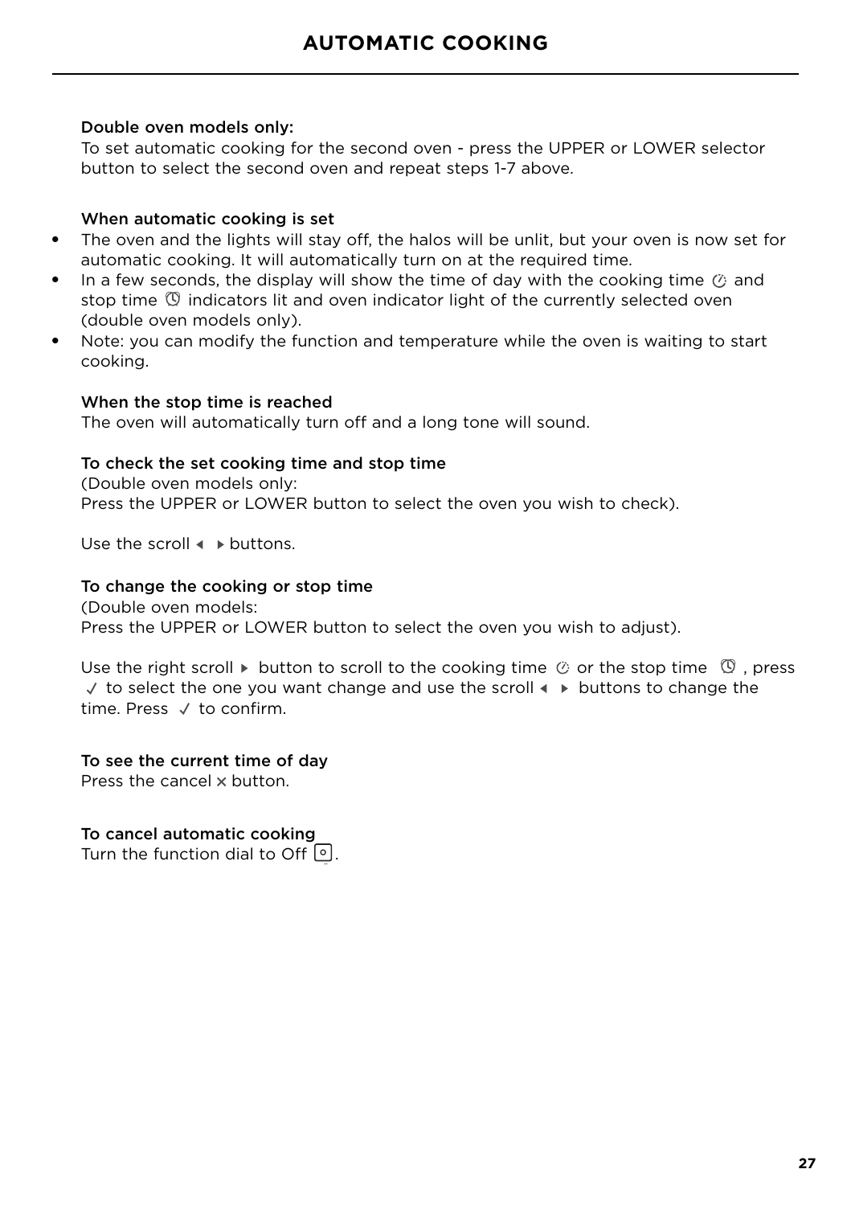# AUTOMATIC COOKING

**Double oven models only:**
To set automatic cooking for the second oven - press the UPPER or LOWER selector button to select the second oven and repeat steps 1-7 above.

**When automatic cooking is set**

- The oven and the lights will stay off, the halos will be unlit, but your oven is now set for automatic cooking. It will automatically turn on at the required time.
- In a few seconds, the display will show the time of day with the cooking time ⏲ and stop time ⏰ indicators lit and oven indicator light of the currently selected oven (double oven models only).
- Note: you can modify the function and temperature while the oven is waiting to start cooking.

**When the stop time is reached**
The oven will automatically turn off and a long tone will sound.

**To check the set cooking time and stop time**
(Double oven models only:
Press the UPPER or LOWER button to select the oven you wish to check).

Use the scroll ◀ ▶ buttons.

**To change the cooking or stop time**
(Double oven models:
Press the UPPER or LOWER button to select the oven you wish to adjust).

Use the right scroll ▶ button to scroll to the cooking time ⏲ or the stop time ⏰ , press ✓ to select the one you want change and use the scroll ◀ ▶ buttons to change the time. Press ✓ to confirm.

**To see the current time of day**
Press the cancel ✕ button.

**To cancel automatic cooking**
Turn the function dial to Off ⊡.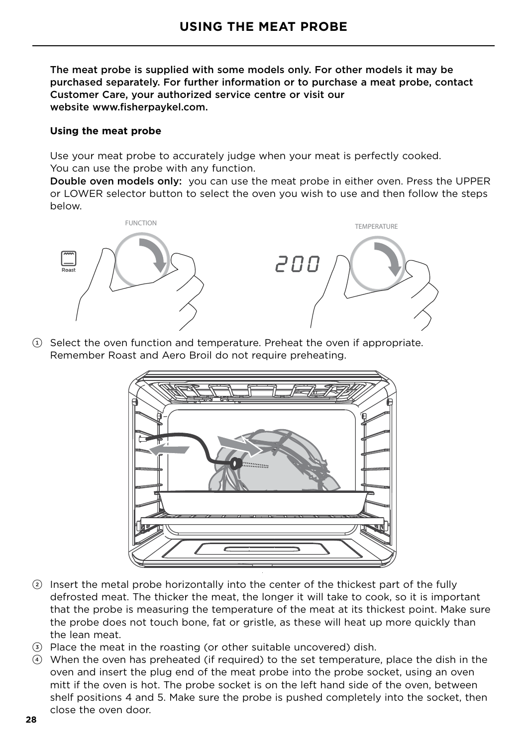# USING THE MEAT PROBE

**The meat probe is supplied with some models only. For other models it may be purchased separately. For further information or to purchase a meat probe, contact Customer Care, your authorized service centre or visit our website www.fisherpaykel.com.**

**Using the meat probe**

Use your meat probe to accurately judge when your meat is perfectly cooked.
You can use the probe with any function.
**Double oven models only:** you can use the meat probe in either oven. Press the UPPER or LOWER selector button to select the oven you wish to use and then follow the steps below.

1. Select the oven function and temperature. Preheat the oven if appropriate. Remember Roast and Aero Broil do not require preheating.
2. Insert the metal probe horizontally into the center of the thickest part of the fully defrosted meat. The thicker the meat, the longer it will take to cook, so it is important that the probe is measuring the temperature of the meat at its thickest point. Make sure the probe does not touch bone, fat or gristle, as these will heat up more quickly than the lean meat.
3. Place the meat in the roasting (or other suitable uncovered) dish.
4. When the oven has preheated (if required) to the set temperature, place the dish in the oven and insert the plug end of the meat probe into the probe socket, using an oven mitt if the oven is hot. The probe socket is on the left hand side of the oven, between shelf positions 4 and 5. Make sure the probe is pushed completely into the socket, then close the oven door.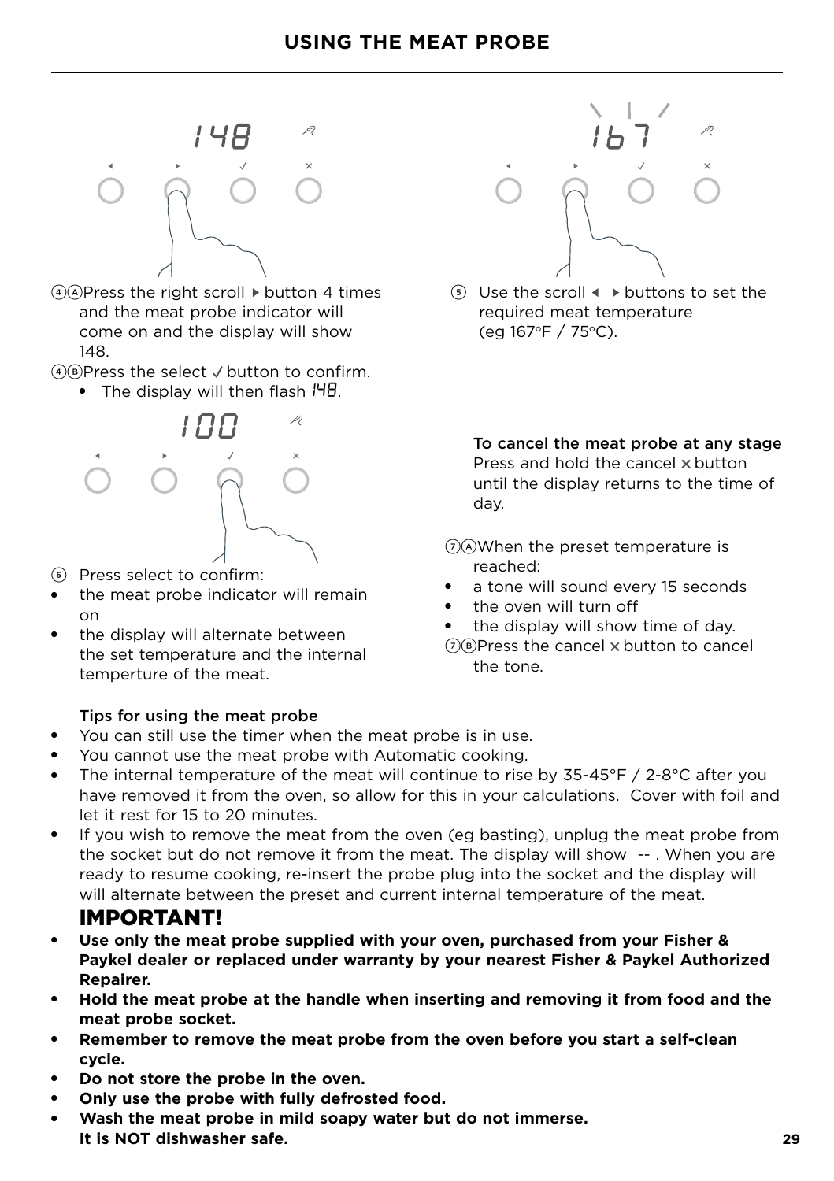## USING THE MEAT PROBE

④Ⓐ Press the right scroll ▸ button 4 times and the meat probe indicator will come on and the display will show 148.

④Ⓑ Press the select ✓ button to confirm.

- The display will then flash 148.

⑤ Use the scroll ◂ ▸ buttons to set the required meat temperature (eg 167°F / 75°C).

⑥ Press select to confirm:

- the meat probe indicator will remain on
- the display will alternate between the set temperature and the internal temperture of the meat.

**To cancel the meat probe at any stage**
Press and hold the cancel × button until the display returns to the time of day.

⑦Ⓐ When the preset temperature is reached:

- a tone will sound every 15 seconds
- the oven will turn off
- the display will show time of day.

⑦Ⓑ Press the cancel × button to cancel the tone.

**Tips for using the meat probe**

- You can still use the timer when the meat probe is in use.
- You cannot use the meat probe with Automatic cooking.
- The internal temperature of the meat will continue to rise by 35-45°F / 2-8°C after you have removed it from the oven, so allow for this in your calculations. Cover with foil and let it rest for 15 to 20 minutes.
- If you wish to remove the meat from the oven (eg basting), unplug the meat probe from the socket but do not remove it from the meat. The display will show -- . When you are ready to resume cooking, re-insert the probe plug into the socket and the display will will alternate between the preset and current internal temperature of the meat.

## IMPORTANT!

- **Use only the meat probe supplied with your oven, purchased from your Fisher & Paykel dealer or replaced under warranty by your nearest Fisher & Paykel Authorized Repairer.**
- **Hold the meat probe at the handle when inserting and removing it from food and the meat probe socket.**
- **Remember to remove the meat probe from the oven before you start a self-clean cycle.**
- **Do not store the probe in the oven.**
- **Only use the probe with fully defrosted food.**
- **Wash the meat probe in mild soapy water but do not immerse. It is NOT dishwasher safe.**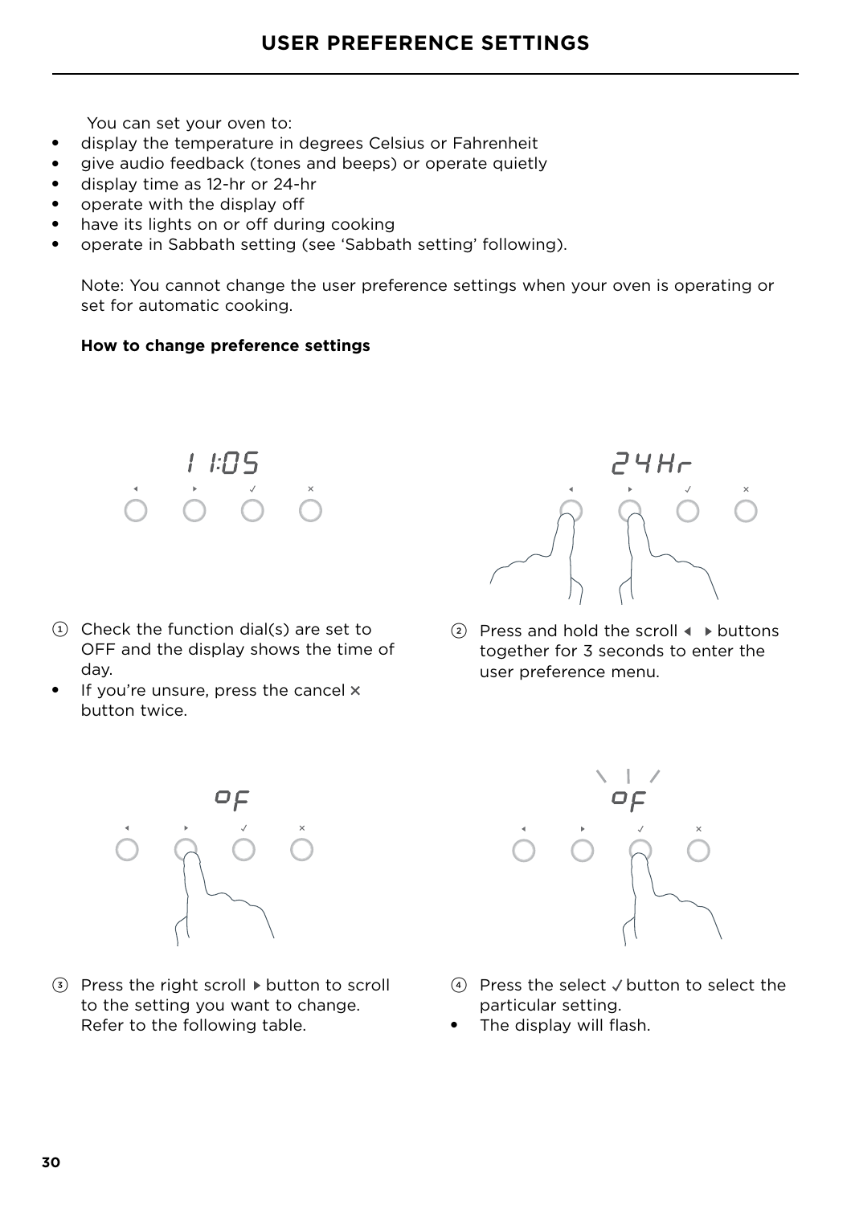## USER PREFERENCE SETTINGS

You can set your oven to:

- display the temperature in degrees Celsius or Fahrenheit
- give audio feedback (tones and beeps) or operate quietly
- display time as 12-hr or 24-hr
- operate with the display off
- have its lights on or off during cooking
- operate in Sabbath setting (see 'Sabbath setting' following).

Note: You cannot change the user preference settings when your oven is operating or set for automatic cooking.

**How to change preference settings**

① Check the function dial(s) are set to OFF and the display shows the time of day.

- If you're unsure, press the cancel × button twice.

② Press and hold the scroll ◂ ▸ buttons together for 3 seconds to enter the user preference menu.

③ Press the right scroll ▸ button to scroll to the setting you want to change. Refer to the following table.

④ Press the select ✓ button to select the particular setting.

- The display will flash.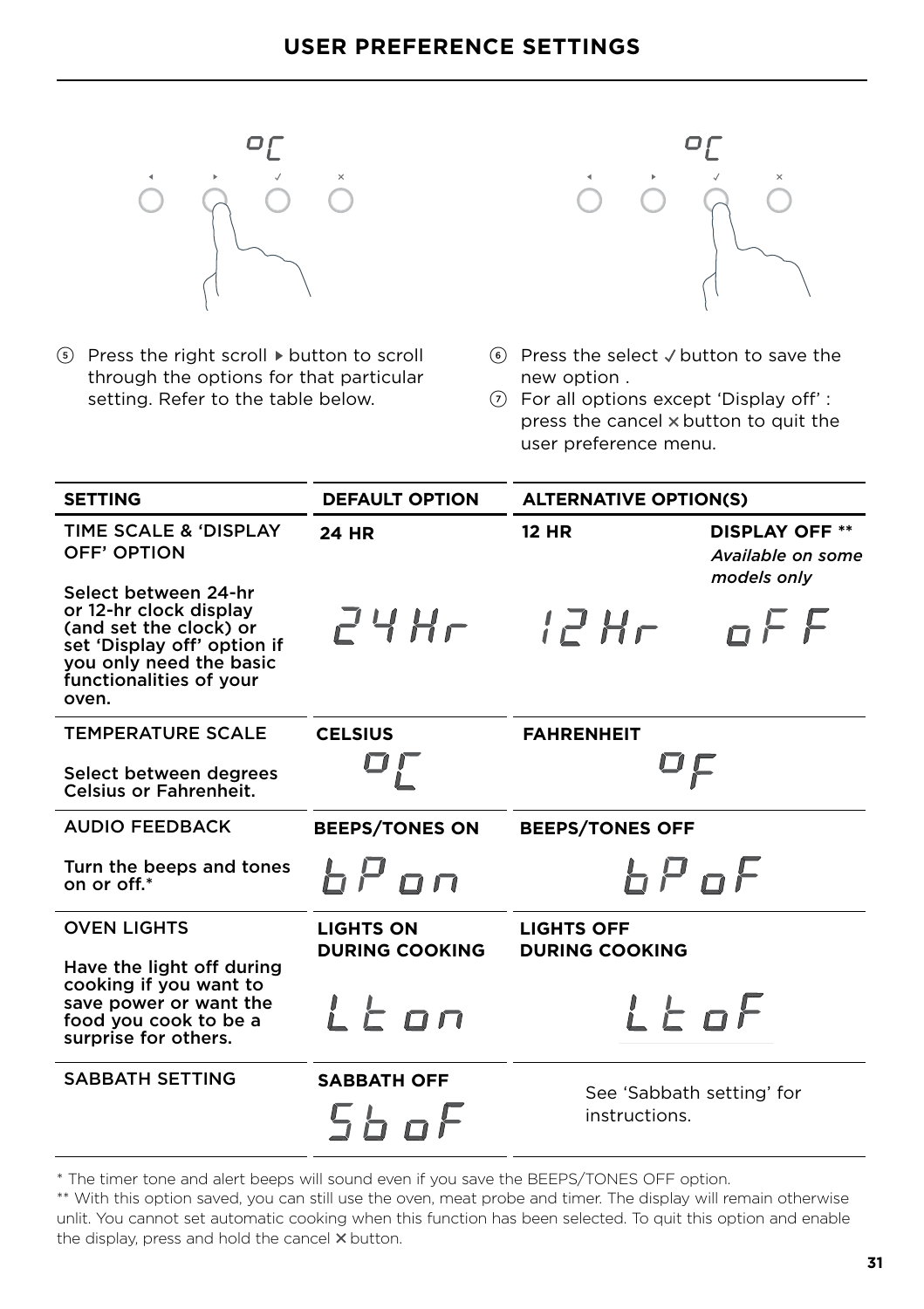## USER PREFERENCE SETTINGS

5. Press the right scroll ▸ button to scroll through the options for that particular setting. Refer to the table below.

6. Press the select ✓ button to save the new option .
7. For all options except 'Display off' : press the cancel ✕ button to quit the user preference menu.

| SETTING | DEFAULT OPTION | ALTERNATIVE OPTION(S) | |
|---|---|---|---|
| TIME SCALE & 'DISPLAY OFF' OPTION<br><br>Select between 24-hr or 12-hr clock display (and set the clock) or set 'Display off' option if you only need the basic functionalities of your oven. | **24 HR**<br><br>24Hr | **12 HR**<br><br>12Hr | **DISPLAY OFF** **<br>*Available on some models only*<br><br>oFF |
| TEMPERATURE SCALE<br><br>Select between degrees Celsius or Fahrenheit. | **CELSIUS**<br><br>oC | **FAHRENHEIT**<br><br>oF | |
| AUDIO FEEDBACK<br><br>Turn the beeps and tones on or off.* | **BEEPS/TONES ON**<br><br>bPon | **BEEPS/TONES OFF**<br><br>bPoF | |
| OVEN LIGHTS<br><br>Have the light off during cooking if you want to save power or want the food you cook to be a surprise for others. | **LIGHTS ON DURING COOKING**<br><br>Lton | **LIGHTS OFF DURING COOKING**<br><br>LtoF | |
| SABBATH SETTING | **SABBATH OFF**<br><br>SboF | See 'Sabbath setting' for instructions. | |

* The timer tone and alert beeps will sound even if you save the BEEPS/TONES OFF option.

** With this option saved, you can still use the oven, meat probe and timer. The display will remain otherwise unlit. You cannot set automatic cooking when this function has been selected. To quit this option and enable the display, press and hold the cancel ✕ button.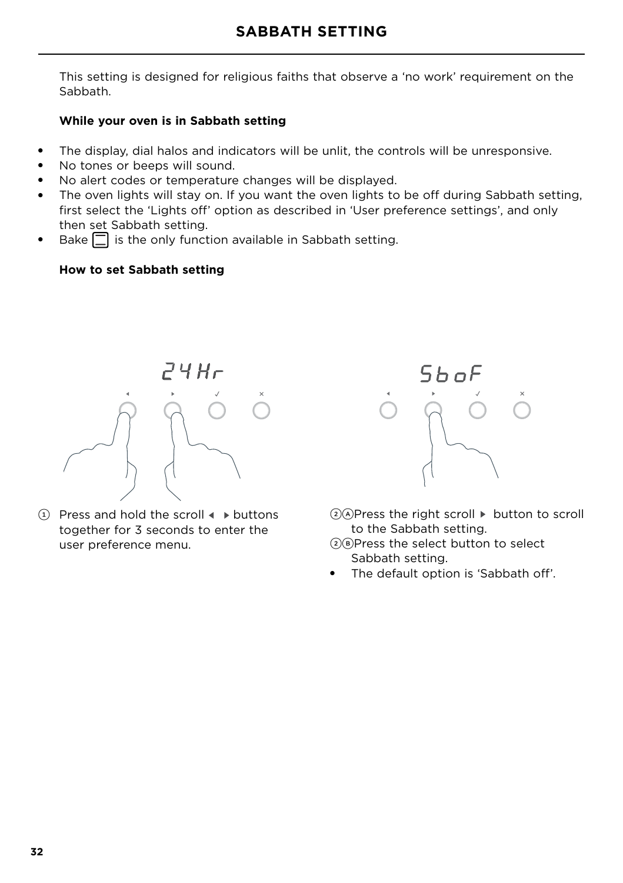## SABBATH SETTING

This setting is designed for religious faiths that observe a 'no work' requirement on the Sabbath.

**While your oven is in Sabbath setting**

- The display, dial halos and indicators will be unlit, the controls will be unresponsive.
- No tones or beeps will sound.
- No alert codes or temperature changes will be displayed.
- The oven lights will stay on. If you want the oven lights to be off during Sabbath setting, first select the 'Lights off' option as described in 'User preference settings', and only then set Sabbath setting.
- Bake is the only function available in Sabbath setting.

**How to set Sabbath setting**

24Hr

SboF

① Press and hold the scroll ◂ ▸ buttons together for 3 seconds to enter the user preference menu.

②Ⓐ Press the right scroll ▸ button to scroll to the Sabbath setting.

②Ⓑ Press the select button to select Sabbath setting.

- The default option is 'Sabbath off'.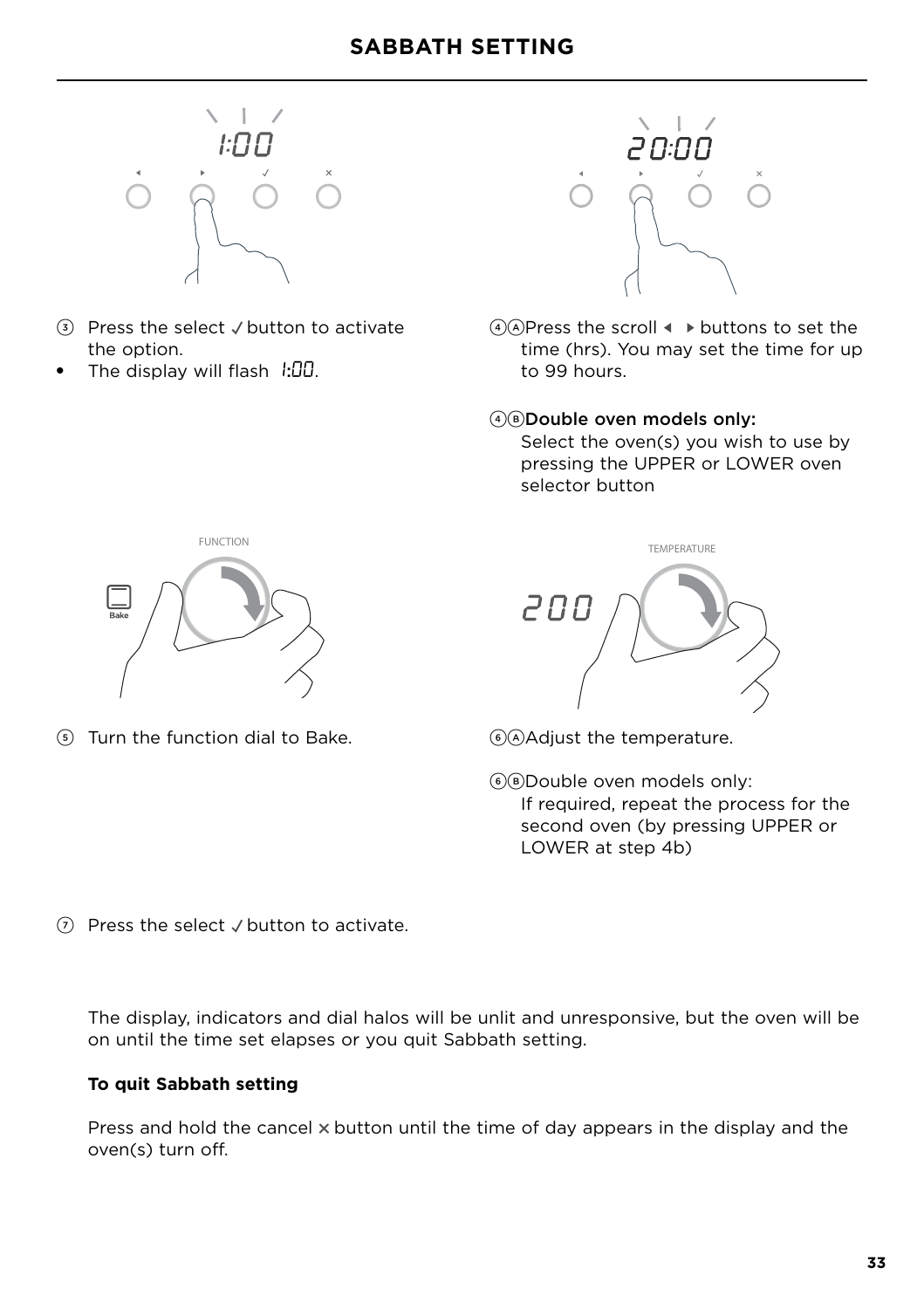## SABBATH SETTING

③ Press the select ✓ button to activate the option.

- The display will flash 1:00.

④Ⓐ Press the scroll ◀ ▶ buttons to set the time (hrs). You may set the time for up to 99 hours.

④Ⓑ **Double oven models only:**
Select the oven(s) you wish to use by pressing the UPPER or LOWER oven selector button

⑤ Turn the function dial to Bake.

⑥Ⓐ Adjust the temperature.

⑥Ⓑ Double oven models only:
If required, repeat the process for the second oven (by pressing UPPER or LOWER at step 4b)

⑦ Press the select ✓ button to activate.

The display, indicators and dial halos will be unlit and unresponsive, but the oven will be on until the time set elapses or you quit Sabbath setting.

**To quit Sabbath setting**

Press and hold the cancel ✕ button until the time of day appears in the display and the oven(s) turn off.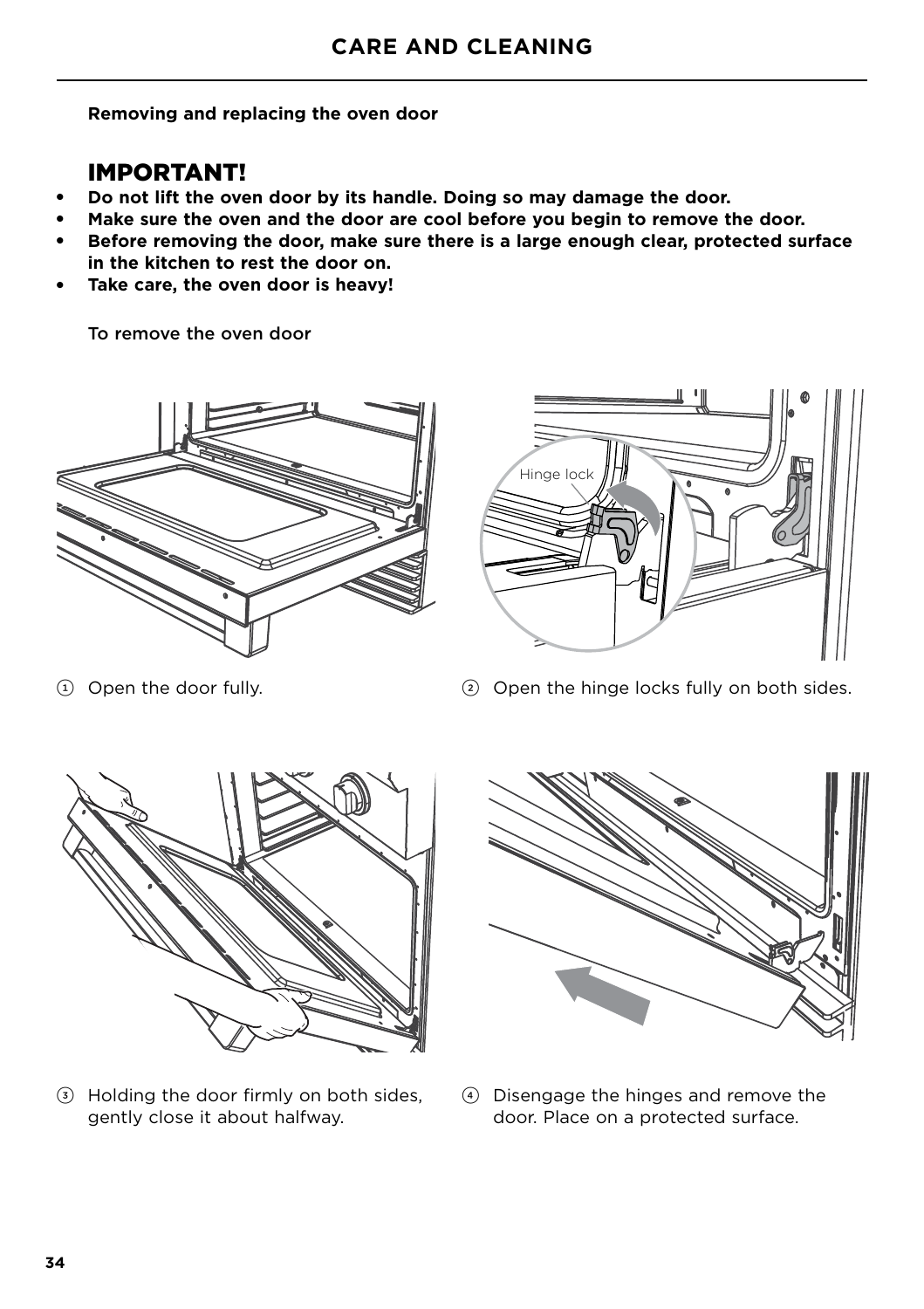# CARE AND CLEANING

**Removing and replacing the oven door**

## IMPORTANT!

- **Do not lift the oven door by its handle. Doing so may damage the door.**
- **Make sure the oven and the door are cool before you begin to remove the door.**
- **Before removing the door, make sure there is a large enough clear, protected surface in the kitchen to rest the door on.**
- **Take care, the oven door is heavy!**

To remove the oven door

Hinge lock

1. Open the door fully.
2. Open the hinge locks fully on both sides.
3. Holding the door firmly on both sides, gently close it about halfway.
4. Disengage the hinges and remove the door. Place on a protected surface.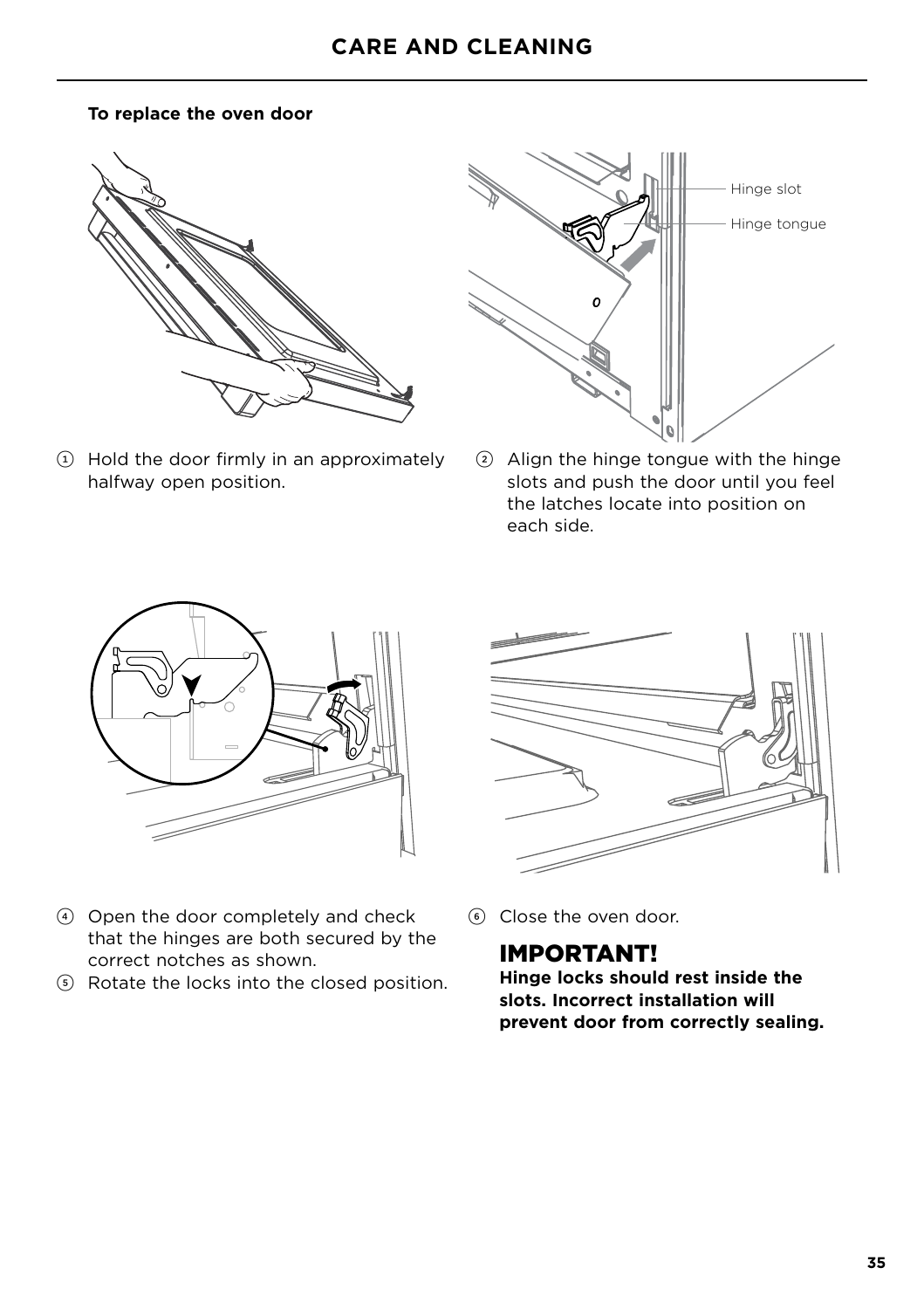**To replace the oven door**

Hinge slot

Hinge tongue

1. Hold the door firmly in an approximately halfway open position.
2. Align the hinge tongue with the hinge slots and push the door until you feel the latches locate into position on each side.
4. Open the door completely and check that the hinges are both secured by the correct notches as shown.
5. Rotate the locks into the closed position.
6. Close the oven door.

## IMPORTANT!

**Hinge locks should rest inside the slots. Incorrect installation will prevent door from correctly sealing.**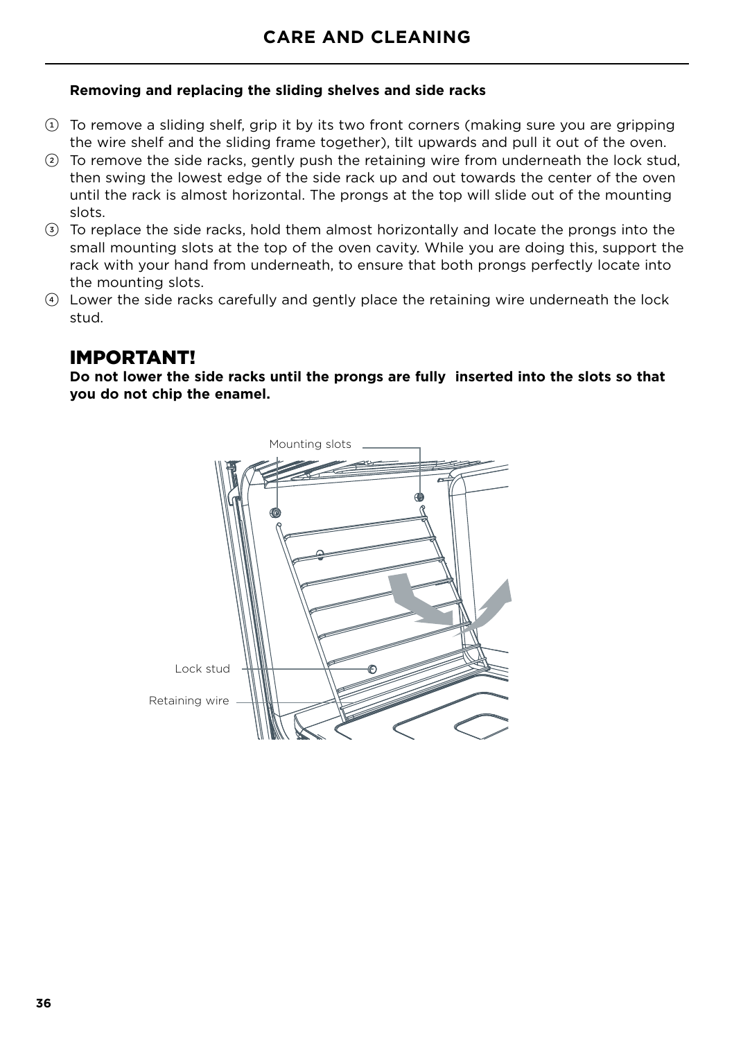## CARE AND CLEANING

**Removing and replacing the sliding shelves and side racks**

1. To remove a sliding shelf, grip it by its two front corners (making sure you are gripping the wire shelf and the sliding frame together), tilt upwards and pull it out of the oven.
2. To remove the side racks, gently push the retaining wire from underneath the lock stud, then swing the lowest edge of the side rack up and out towards the center of the oven until the rack is almost horizontal. The prongs at the top will slide out of the mounting slots.
3. To replace the side racks, hold them almost horizontally and locate the prongs into the small mounting slots at the top of the oven cavity. While you are doing this, support the rack with your hand from underneath, to ensure that both prongs perfectly locate into the mounting slots.
4. Lower the side racks carefully and gently place the retaining wire underneath the lock stud.

## IMPORTANT!

**Do not lower the side racks until the prongs are fully inserted into the slots so that you do not chip the enamel.**

Mounting slots

Lock stud

Retaining wire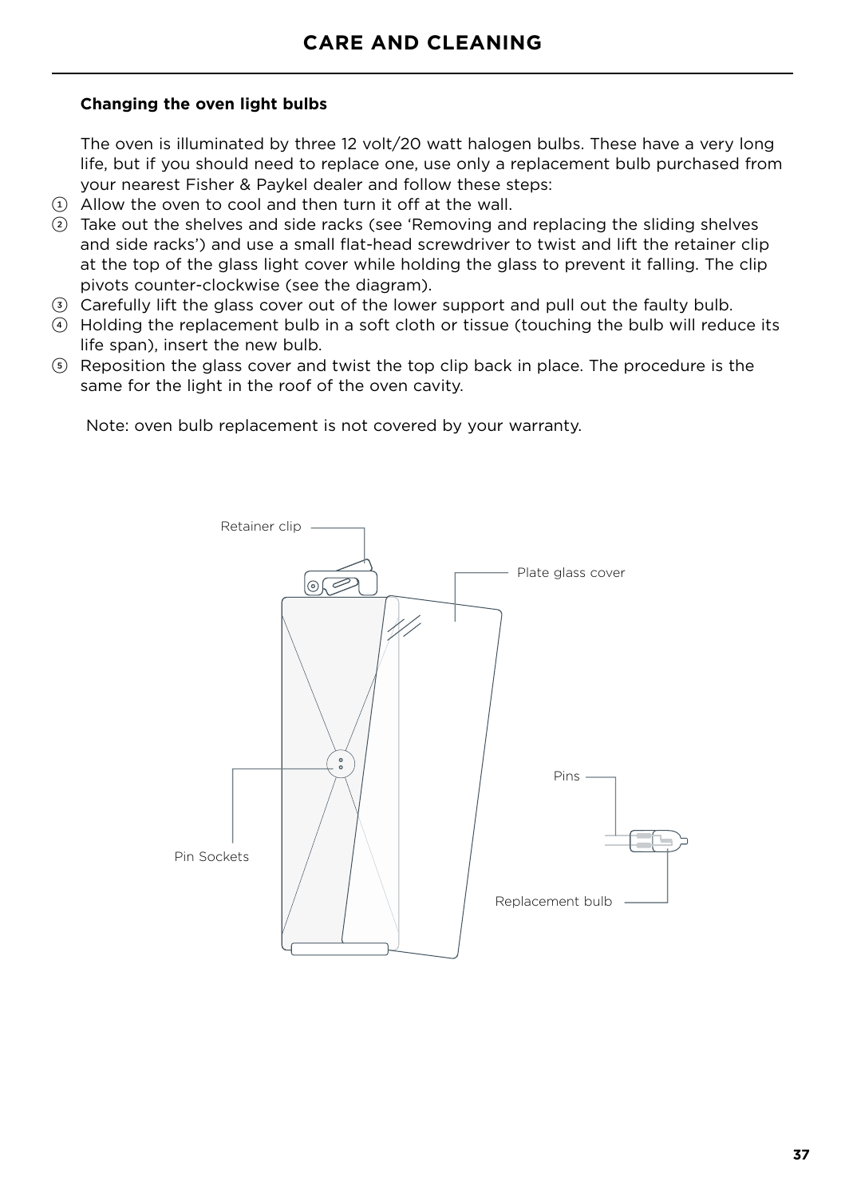# CARE AND CLEANING

### Changing the oven light bulbs

The oven is illuminated by three 12 volt/20 watt halogen bulbs. These have a very long life, but if you should need to replace one, use only a replacement bulb purchased from your nearest Fisher & Paykel dealer and follow these steps:

1. Allow the oven to cool and then turn it off at the wall.
2. Take out the shelves and side racks (see 'Removing and replacing the sliding shelves and side racks') and use a small flat-head screwdriver to twist and lift the retainer clip at the top of the glass light cover while holding the glass to prevent it falling. The clip pivots counter-clockwise (see the diagram).
3. Carefully lift the glass cover out of the lower support and pull out the faulty bulb.
4. Holding the replacement bulb in a soft cloth or tissue (touching the bulb will reduce its life span), insert the new bulb.
5. Reposition the glass cover and twist the top clip back in place. The procedure is the same for the light in the roof of the oven cavity.

Note: oven bulb replacement is not covered by your warranty.

Retainer clip

Plate glass cover

Pins

Pin Sockets

Replacement bulb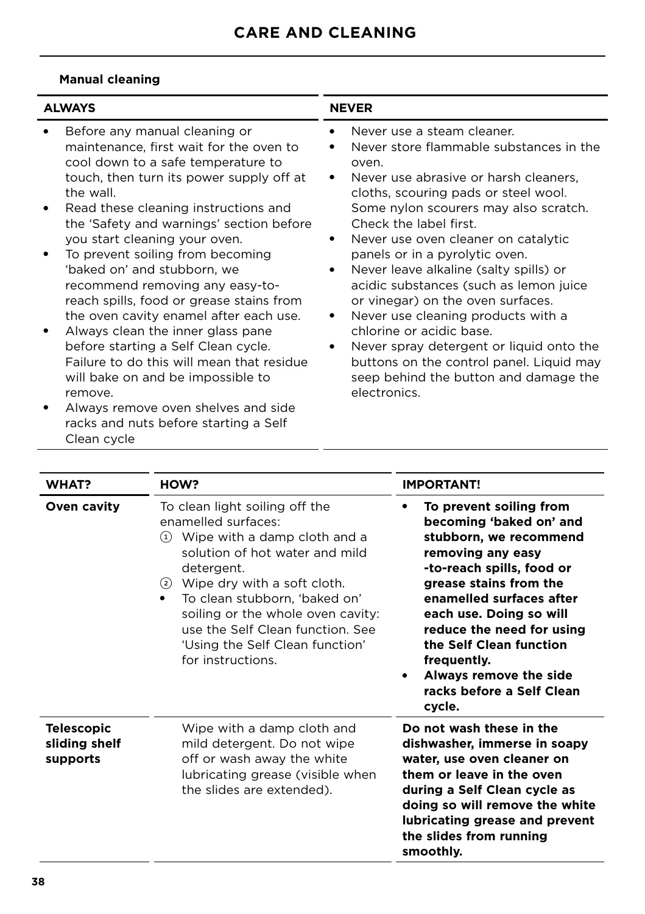# CARE AND CLEANING

**Manual cleaning**

| ALWAYS | NEVER |
| --- | --- |
| • Before any manual cleaning or maintenance, first wait for the oven to cool down to a safe temperature to touch, then turn its power supply off at the wall.<br>• Read these cleaning instructions and the 'Safety and warnings' section before you start cleaning your oven.<br>• To prevent soiling from becoming 'baked on' and stubborn, we recommend removing any easy-to-reach spills, food or grease stains from the oven cavity enamel after each use.<br>• Always clean the inner glass pane before starting a Self Clean cycle. Failure to do this will mean that residue will bake on and be impossible to remove.<br>• Always remove oven shelves and side racks and nuts before starting a Self Clean cycle | • Never use a steam cleaner.<br>• Never store flammable substances in the oven.<br>• Never use abrasive or harsh cleaners, cloths, scouring pads or steel wool. Some nylon scourers may also scratch. Check the label first.<br>• Never use oven cleaner on catalytic panels or in a pyrolytic oven.<br>• Never leave alkaline (salty spills) or acidic substances (such as lemon juice or vinegar) on the oven surfaces.<br>• Never use cleaning products with a chlorine or acidic base.<br>• Never spray detergent or liquid onto the buttons on the control panel. Liquid may seep behind the button and damage the electronics. |

| WHAT? | HOW? | IMPORTANT! |
| --- | --- | --- |
| **Oven cavity** | To clean light soiling off the enamelled surfaces:<br>① Wipe with a damp cloth and a solution of hot water and mild detergent.<br>② Wipe dry with a soft cloth.<br>• To clean stubborn, 'baked on' soiling or the whole oven cavity: use the Self Clean function. See 'Using the Self Clean function' for instructions. | • **To prevent soiling from becoming 'baked on' and stubborn, we recommend removing any easy -to-reach spills, food or grease stains from the enamelled surfaces after each use. Doing so will reduce the need for using the Self Clean function frequently.**<br>• **Always remove the side racks before a Self Clean cycle.** |
| **Telescopic sliding shelf supports** | Wipe with a damp cloth and mild detergent. Do not wipe off or wash away the white lubricating grease (visible when the slides are extended). | **Do not wash these in the dishwasher, immerse in soapy water, use oven cleaner on them or leave in the oven during a Self Clean cycle as doing so will remove the white lubricating grease and prevent the slides from running smoothly.** |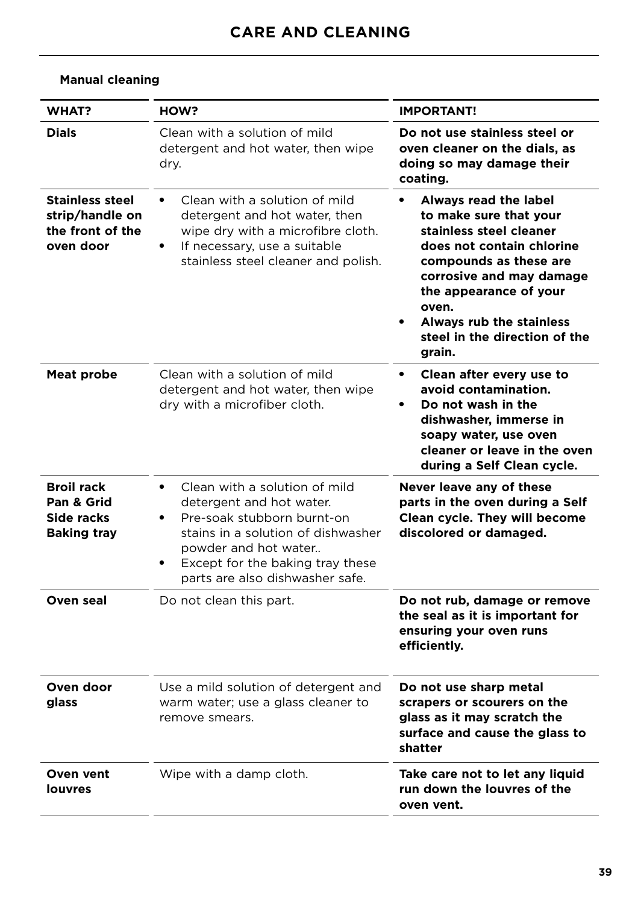# CARE AND CLEANING

**Manual cleaning**

| WHAT? | HOW? | IMPORTANT! |
| --- | --- | --- |
| **Dials** | Clean with a solution of mild detergent and hot water, then wipe dry. | **Do not use stainless steel or oven cleaner on the dials, as doing so may damage their coating.** |
| **Stainless steel strip/handle on the front of the oven door** | • Clean with a solution of mild detergent and hot water, then wipe dry with a microfibre cloth.<br>• If necessary, use a suitable stainless steel cleaner and polish. | • **Always read the label to make sure that your stainless steel cleaner does not contain chlorine compounds as these are corrosive and may damage the appearance of your oven.**<br>• **Always rub the stainless steel in the direction of the grain.** |
| **Meat probe** | Clean with a solution of mild detergent and hot water, then wipe dry with a microfiber cloth. | • **Clean after every use to avoid contamination.**<br>• **Do not wash in the dishwasher, immerse in soapy water, use oven cleaner or leave in the oven during a Self Clean cycle.** |
| **Broil rack**<br>**Pan & Grid**<br>**Side racks**<br>**Baking tray** | • Clean with a solution of mild detergent and hot water.<br>• Pre-soak stubborn burnt-on stains in a solution of dishwasher powder and hot water..<br>• Except for the baking tray these parts are also dishwasher safe. | **Never leave any of these parts in the oven during a Self Clean cycle. They will become discolored or damaged.** |
| **Oven seal** | Do not clean this part. | **Do not rub, damage or remove the seal as it is important for ensuring your oven runs efficiently.** |
| **Oven door glass** | Use a mild solution of detergent and warm water; use a glass cleaner to remove smears. | **Do not use sharp metal scrapers or scourers on the glass as it may scratch the surface and cause the glass to shatter** |
| **Oven vent louvres** | Wipe with a damp cloth. | **Take care not to let any liquid run down the louvres of the oven vent.** |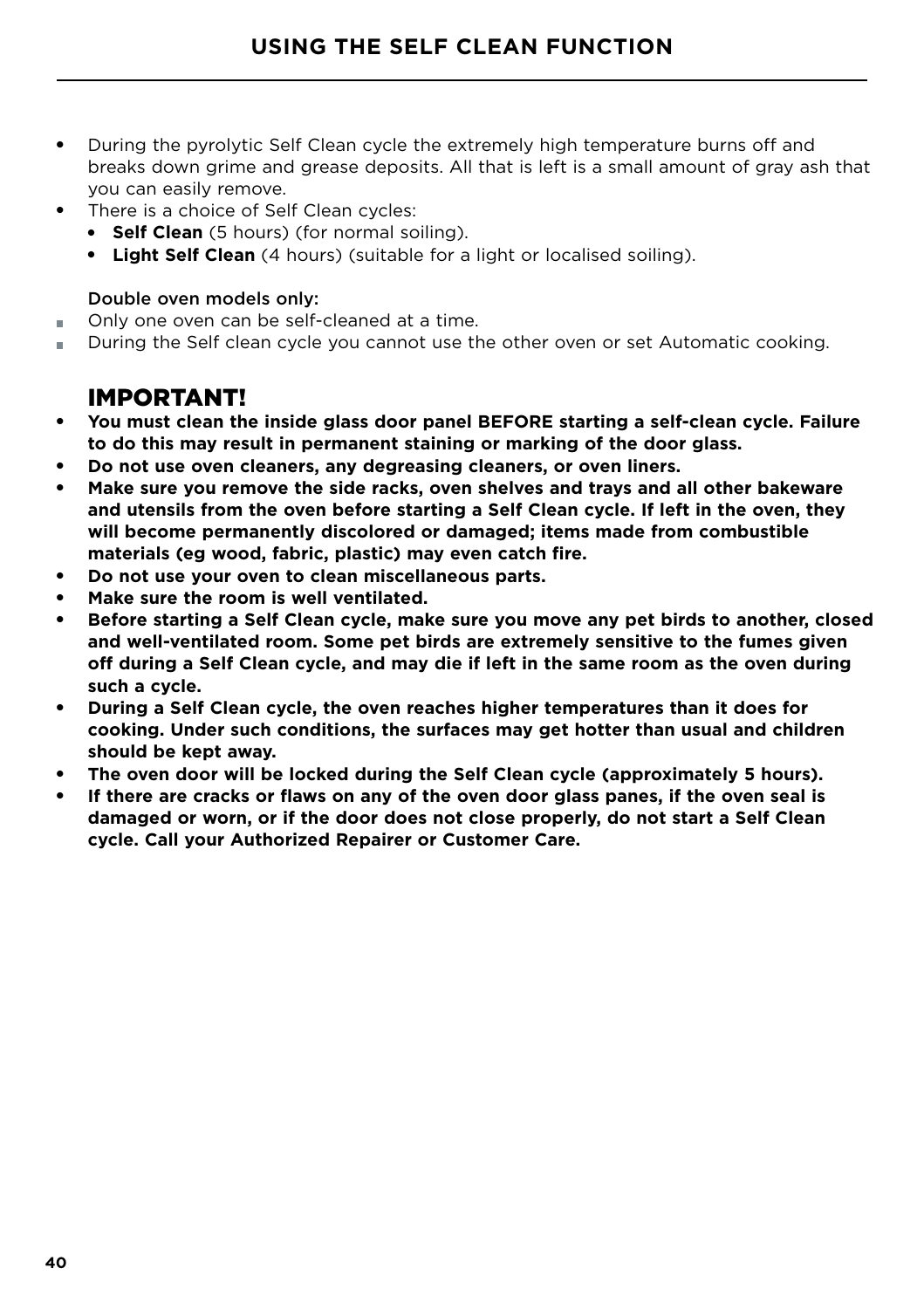# USING THE SELF CLEAN FUNCTION

- During the pyrolytic Self Clean cycle the extremely high temperature burns off and breaks down grime and grease deposits. All that is left is a small amount of gray ash that you can easily remove.
- There is a choice of Self Clean cycles:
  - **Self Clean** (5 hours) (for normal soiling).
  - **Light Self Clean** (4 hours) (suitable for a light or localised soiling).

Double oven models only:

- Only one oven can be self-cleaned at a time.
- During the Self clean cycle you cannot use the other oven or set Automatic cooking.

## IMPORTANT!

- **You must clean the inside glass door panel BEFORE starting a self-clean cycle. Failure to do this may result in permanent staining or marking of the door glass.**
- **Do not use oven cleaners, any degreasing cleaners, or oven liners.**
- **Make sure you remove the side racks, oven shelves and trays and all other bakeware and utensils from the oven before starting a Self Clean cycle. If left in the oven, they will become permanently discolored or damaged; items made from combustible materials (eg wood, fabric, plastic) may even catch fire.**
- **Do not use your oven to clean miscellaneous parts.**
- **Make sure the room is well ventilated.**
- **Before starting a Self Clean cycle, make sure you move any pet birds to another, closed and well-ventilated room. Some pet birds are extremely sensitive to the fumes given off during a Self Clean cycle, and may die if left in the same room as the oven during such a cycle.**
- **During a Self Clean cycle, the oven reaches higher temperatures than it does for cooking. Under such conditions, the surfaces may get hotter than usual and children should be kept away.**
- **The oven door will be locked during the Self Clean cycle (approximately 5 hours).**
- **If there are cracks or flaws on any of the oven door glass panes, if the oven seal is damaged or worn, or if the door does not close properly, do not start a Self Clean cycle. Call your Authorized Repairer or Customer Care.**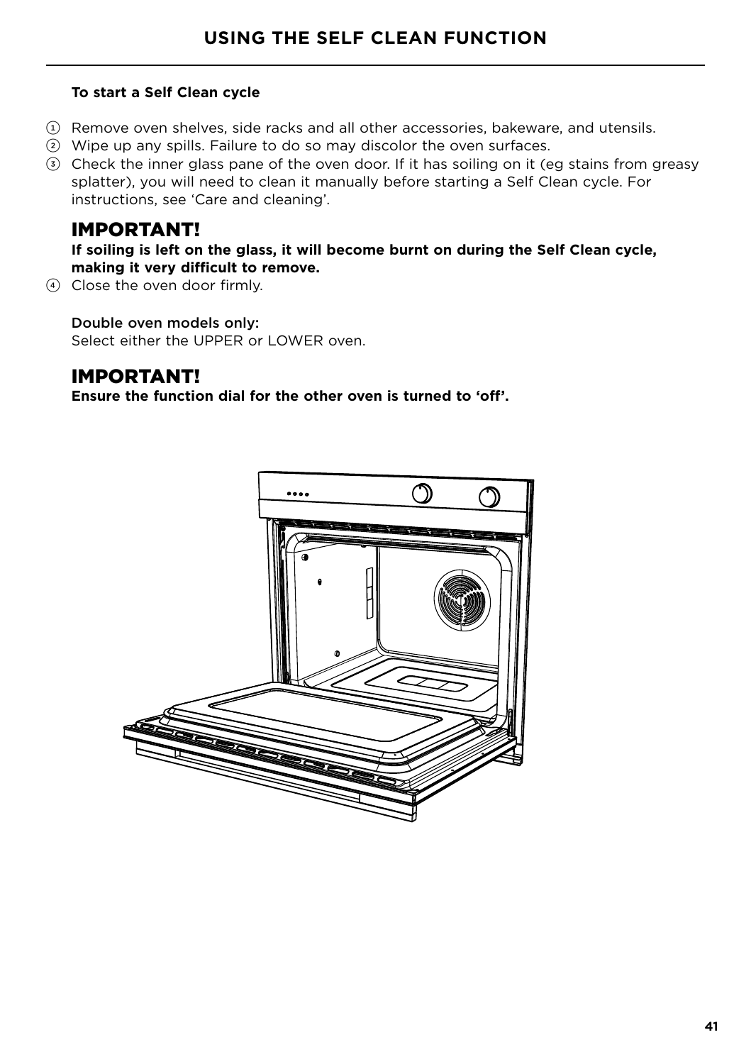## USING THE SELF CLEAN FUNCTION

**To start a Self Clean cycle**

1. Remove oven shelves, side racks and all other accessories, bakeware, and utensils.
2. Wipe up any spills. Failure to do so may discolor the oven surfaces.
3. Check the inner glass pane of the oven door. If it has soiling on it (eg stains from greasy splatter), you will need to clean it manually before starting a Self Clean cycle. For instructions, see 'Care and cleaning'.

### IMPORTANT!

**If soiling is left on the glass, it will become burnt on during the Self Clean cycle, making it very difficult to remove.**

4. Close the oven door firmly.

Double oven models only:
Select either the UPPER or LOWER oven.

### IMPORTANT!

**Ensure the function dial for the other oven is turned to 'off'.**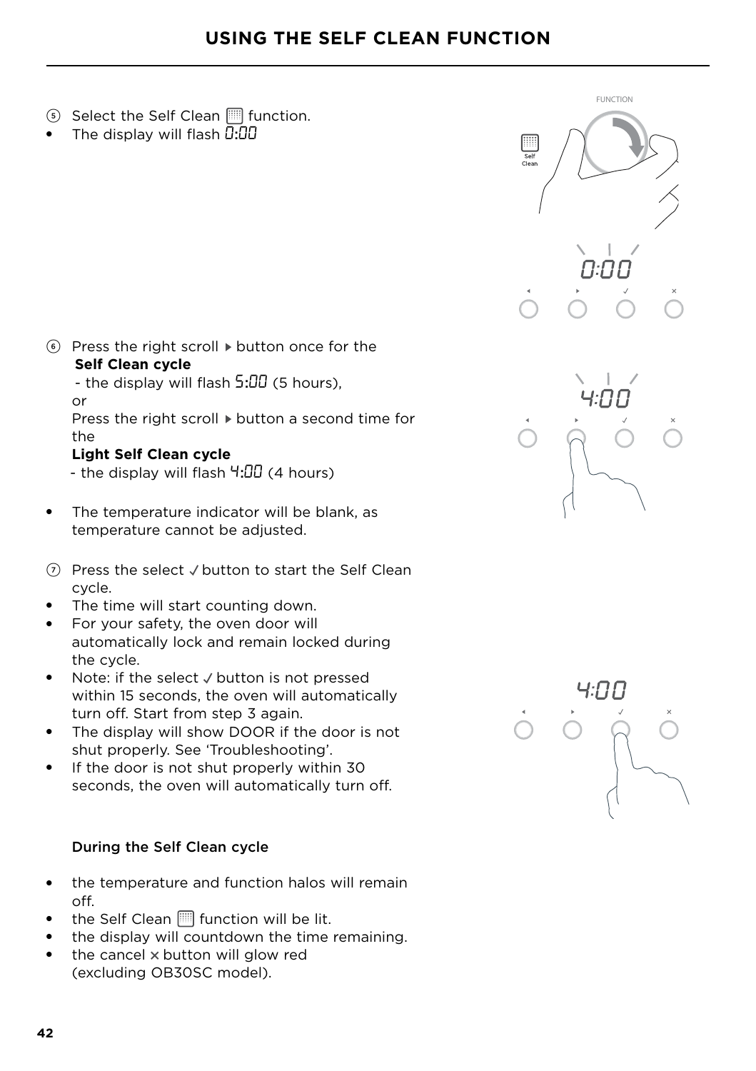# USING THE SELF CLEAN FUNCTION

⑤ Select the Self Clean function.

- The display will flash 0:00

⑥ Press the right scroll ▸ button once for the **Self Clean cycle**
 - the display will flash 5:00 (5 hours),
 or
 Press the right scroll ▸ button a second time for the
 **Light Self Clean cycle**
 - the display will flash 4:00 (4 hours)

- The temperature indicator will be blank, as temperature cannot be adjusted.

⑦ Press the select ✓ button to start the Self Clean cycle.

- The time will start counting down.
- For your safety, the oven door will automatically lock and remain locked during the cycle.
- Note: if the select ✓ button is not pressed within 15 seconds, the oven will automatically turn off. Start from step 3 again.
- The display will show DOOR if the door is not shut properly. See 'Troubleshooting'.
- If the door is not shut properly within 30 seconds, the oven will automatically turn off.

During the Self Clean cycle

- the temperature and function halos will remain off.
- the Self Clean function will be lit.
- the display will countdown the time remaining.
- the cancel × button will glow red (excluding OB30SC model).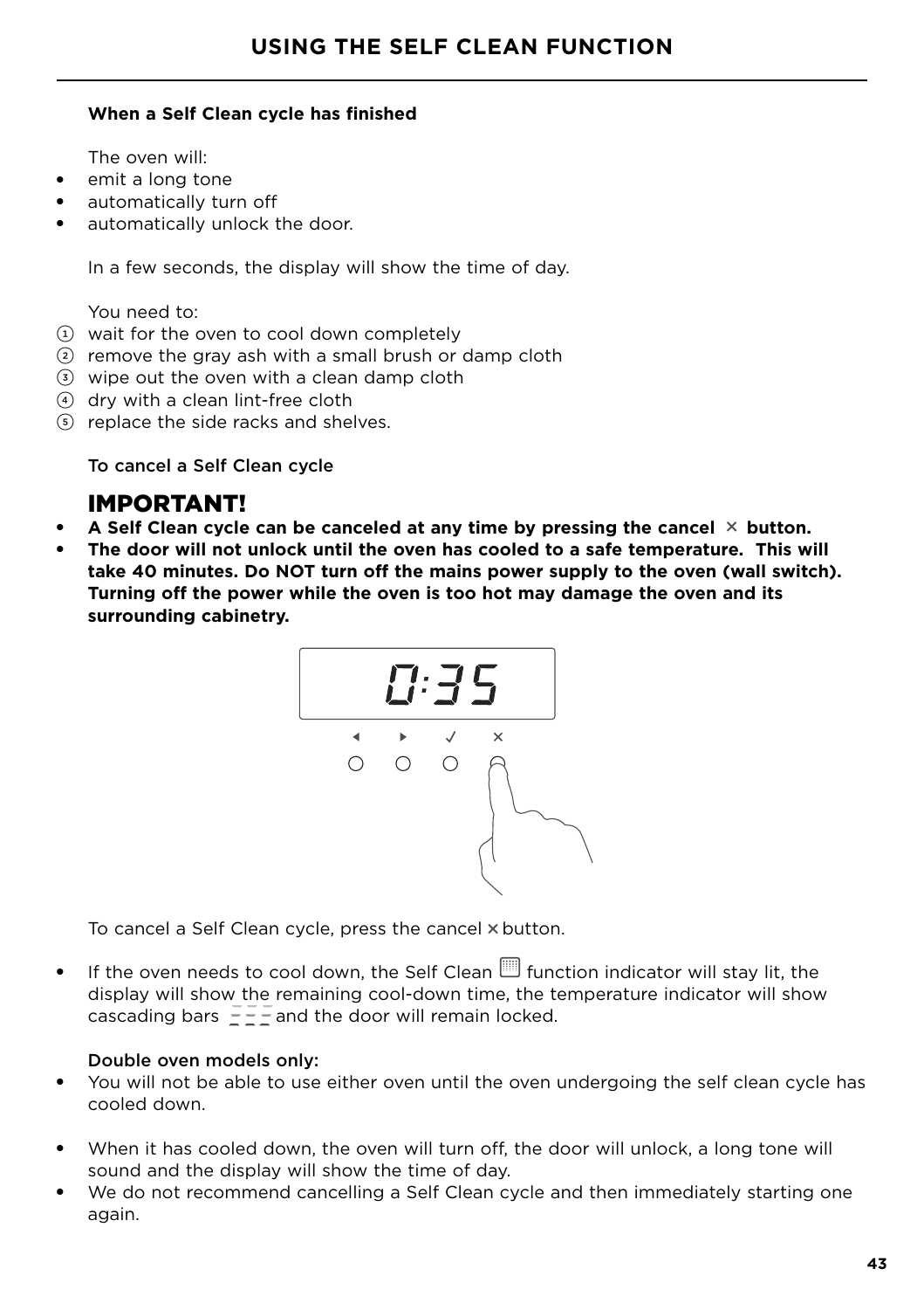## USING THE SELF CLEAN FUNCTION

**When a Self Clean cycle has finished**

The oven will:

- emit a long tone
- automatically turn off
- automatically unlock the door.

In a few seconds, the display will show the time of day.

You need to:

1. wait for the oven to cool down completely
2. remove the gray ash with a small brush or damp cloth
3. wipe out the oven with a clean damp cloth
4. dry with a clean lint-free cloth
5. replace the side racks and shelves.

To cancel a Self Clean cycle

### IMPORTANT!

- **A Self Clean cycle can be canceled at any time by pressing the cancel × button.**
- **The door will not unlock until the oven has cooled to a safe temperature. This will take 40 minutes. Do NOT turn off the mains power supply to the oven (wall switch). Turning off the power while the oven is too hot may damage the oven and its surrounding cabinetry.**

To cancel a Self Clean cycle, press the cancel × button.

- If the oven needs to cool down, the Self Clean function indicator will stay lit, the display will show the remaining cool-down time, the temperature indicator will show cascading bars and the door will remain locked.

Double oven models only:

- You will not be able to use either oven until the oven undergoing the self clean cycle has cooled down.
- When it has cooled down, the oven will turn off, the door will unlock, a long tone will sound and the display will show the time of day.
- We do not recommend cancelling a Self Clean cycle and then immediately starting one again.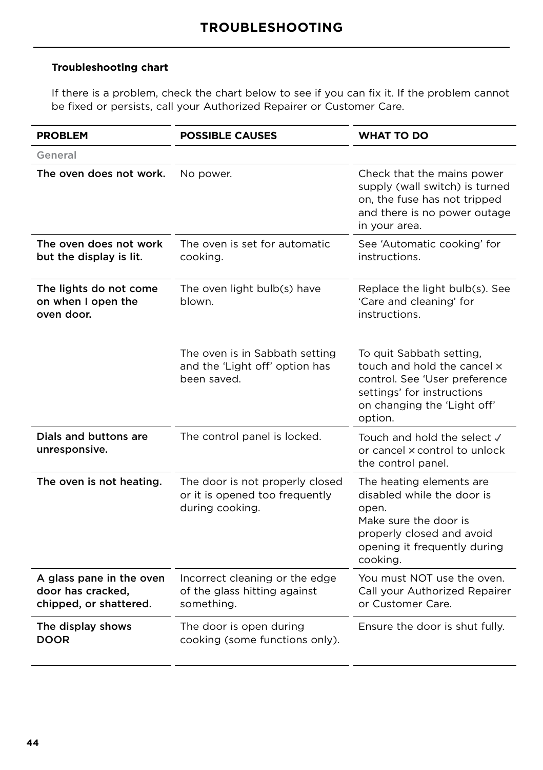# TROUBLESHOOTING

**Troubleshooting chart**

If there is a problem, check the chart below to see if you can fix it. If the problem cannot be fixed or persists, call your Authorized Repairer or Customer Care.

| PROBLEM | POSSIBLE CAUSES | WHAT TO DO |
|---|---|---|
| General | | |
| The oven does not work. | No power. | Check that the mains power supply (wall switch) is turned on, the fuse has not tripped and there is no power outage in your area. |
| The oven does not work but the display is lit. | The oven is set for automatic cooking. | See 'Automatic cooking' for instructions. |
| The lights do not come on when I open the oven door. | The oven light bulb(s) have blown. | Replace the light bulb(s). See 'Care and cleaning' for instructions. |
| | The oven is in Sabbath setting and the 'Light off' option has been saved. | To quit Sabbath setting, touch and hold the cancel × control. See 'User preference settings' for instructions on changing the 'Light off' option. |
| Dials and buttons are unresponsive. | The control panel is locked. | Touch and hold the select ✓ or cancel × control to unlock the control panel. |
| The oven is not heating. | The door is not properly closed or it is opened too frequently during cooking. | The heating elements are disabled while the door is open. Make sure the door is properly closed and avoid opening it frequently during cooking. |
| A glass pane in the oven door has cracked, chipped, or shattered. | Incorrect cleaning or the edge of the glass hitting against something. | You must NOT use the oven. Call your Authorized Repairer or Customer Care. |
| The display shows DOOR | The door is open during cooking (some functions only). | Ensure the door is shut fully. |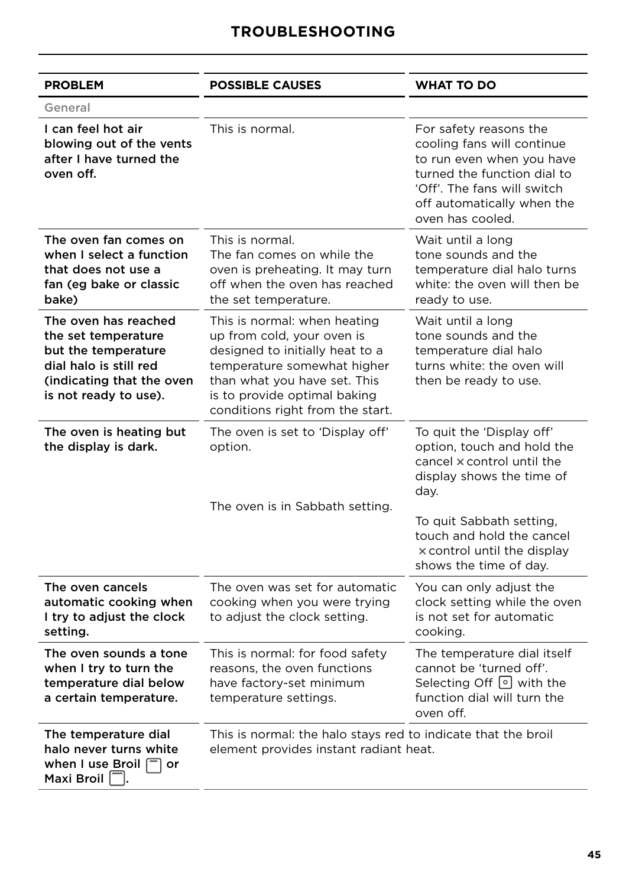# TROUBLESHOOTING

| PROBLEM | POSSIBLE CAUSES | WHAT TO DO |
| --- | --- | --- |
| General | | |
| **I can feel hot air blowing out of the vents after I have turned the oven off.** | This is normal. | For safety reasons the cooling fans will continue to run even when you have turned the function dial to 'Off'. The fans will switch off automatically when the oven has cooled. |
| **The oven fan comes on when I select a function that does not use a fan (eg bake or classic bake)** | This is normal. The fan comes on while the oven is preheating. It may turn off when the oven has reached the set temperature. | Wait until a long tone sounds and the temperature dial halo turns white: the oven will then be ready to use. |
| **The oven has reached the set temperature but the temperature dial halo is still red (indicating that the oven is not ready to use).** | This is normal: when heating up from cold, your oven is designed to initially heat to a temperature somewhat higher than what you have set. This is to provide optimal baking conditions right from the start. | Wait until a long tone sounds and the temperature dial halo turns white: the oven will then be ready to use. |
| **The oven is heating but the display is dark.** | The oven is set to 'Display off' option. | To quit the 'Display off' option, touch and hold the cancel × control until the display shows the time of day. |
| | The oven is in Sabbath setting. | To quit Sabbath setting, touch and hold the cancel × control until the display shows the time of day. |
| **The oven cancels automatic cooking when I try to adjust the clock setting.** | The oven was set for automatic cooking when you were trying to adjust the clock setting. | You can only adjust the clock setting while the oven is not set for automatic cooking. |
| **The oven sounds a tone when I try to turn the temperature dial below a certain temperature.** | This is normal: for food safety reasons, the oven functions have factory-set minimum temperature settings. | The temperature dial itself cannot be 'turned off'. Selecting Off with the function dial will turn the oven off. |
| **The temperature dial halo never turns white when I use Broil or Maxi Broil.** | This is normal: the halo stays red to indicate that the broil element provides instant radiant heat. | |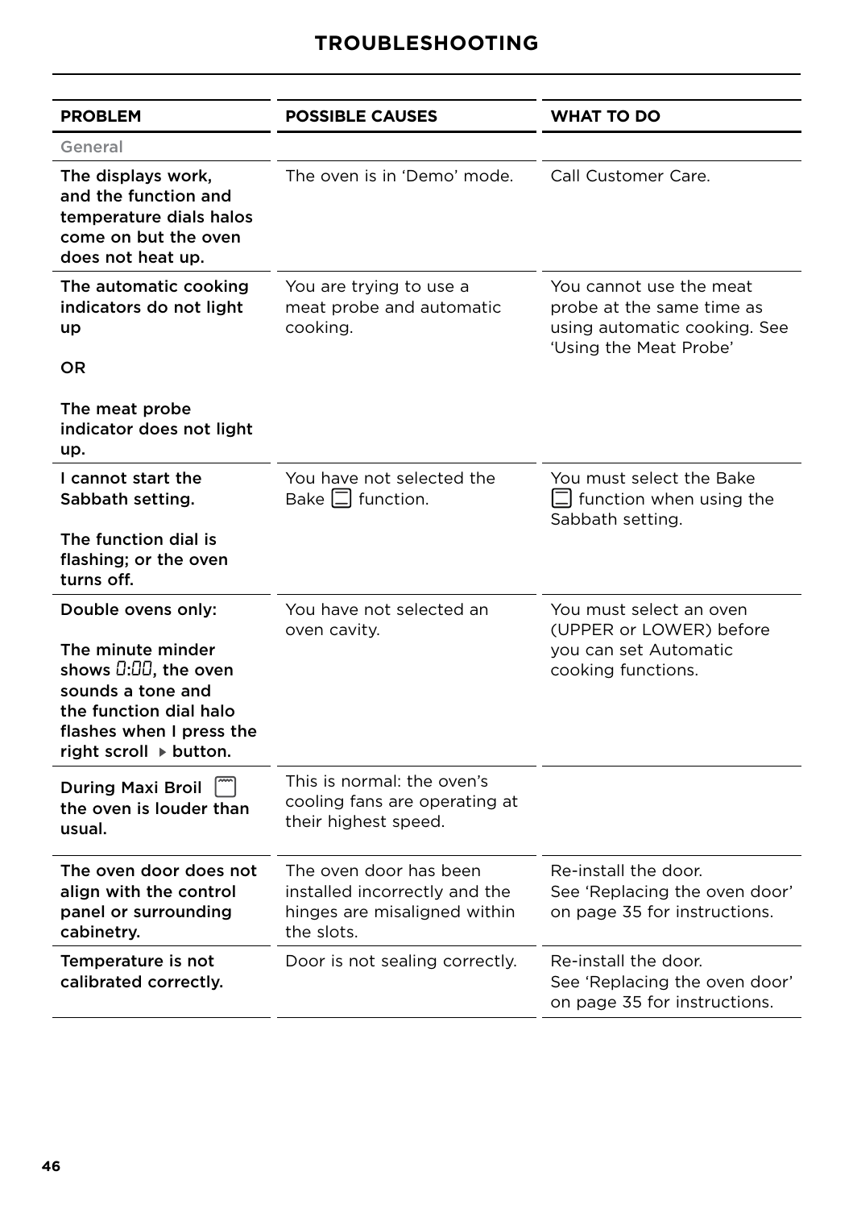# TROUBLESHOOTING

| PROBLEM | POSSIBLE CAUSES | WHAT TO DO |
| --- | --- | --- |
| General | | |
| **The displays work, and the function and temperature dials halos come on but the oven does not heat up.** | The oven is in 'Demo' mode. | Call Customer Care. |
| **The automatic cooking indicators do not light up**<br><br>**OR**<br><br>**The meat probe indicator does not light up.** | You are trying to use a meat probe and automatic cooking. | You cannot use the meat probe at the same time as using automatic cooking. See 'Using the Meat Probe' |
| **I cannot start the Sabbath setting.**<br><br>**The function dial is flashing; or the oven turns off.** | You have not selected the Bake function. | You must select the Bake function when using the Sabbath setting. |
| **Double ovens only:**<br><br>**The minute minder shows 0:00, the oven sounds a tone and the function dial halo flashes when I press the right scroll ▸ button.** | You have not selected an oven cavity. | You must select an oven (UPPER or LOWER) before you can set Automatic cooking functions. |
| **During Maxi Broil the oven is louder than usual.** | This is normal: the oven's cooling fans are operating at their highest speed. | |
| **The oven door does not align with the control panel or surrounding cabinetry.** | The oven door has been installed incorrectly and the hinges are misaligned within the slots. | Re-install the door.<br>See 'Replacing the oven door' on page 35 for instructions. |
| **Temperature is not calibrated correctly.** | Door is not sealing correctly. | Re-install the door.<br>See 'Replacing the oven door' on page 35 for instructions. |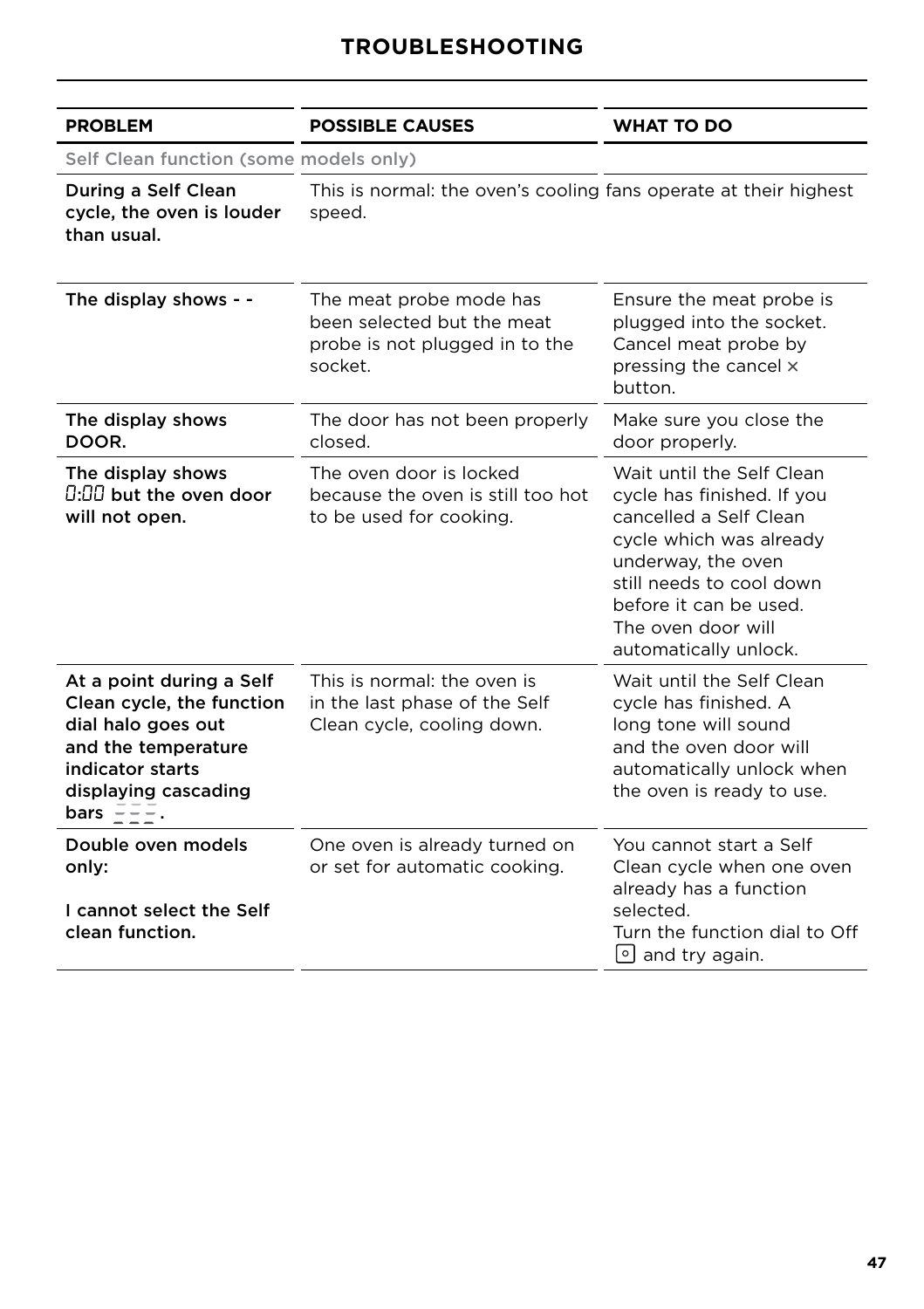# TROUBLESHOOTING

| PROBLEM | POSSIBLE CAUSES | WHAT TO DO |
| --- | --- | --- |
| Self Clean function (some models only) | | |
| **During a Self Clean cycle, the oven is louder than usual.** | This is normal: the oven's cooling fans operate at their highest speed. | |
| **The display shows - -** | The meat probe mode has been selected but the meat probe is not plugged in to the socket. | Ensure the meat probe is plugged into the socket. Cancel meat probe by pressing the cancel × button. |
| **The display shows DOOR.** | The door has not been properly closed. | Make sure you close the door properly. |
| **The display shows 0:00 but the oven door will not open.** | The oven door is locked because the oven is still too hot to be used for cooking. | Wait until the Self Clean cycle has finished. If you cancelled a Self Clean cycle which was already underway, the oven still needs to cool down before it can be used. The oven door will automatically unlock. |
| **At a point during a Self Clean cycle, the function dial halo goes out and the temperature indicator starts displaying cascading bars.** | This is normal: the oven is in the last phase of the Self Clean cycle, cooling down. | Wait until the Self Clean cycle has finished. A long tone will sound and the oven door will automatically unlock when the oven is ready to use. |
| **Double oven models only:**<br><br>**I cannot select the Self clean function.** | One oven is already turned on or set for automatic cooking. | You cannot start a Self Clean cycle when one oven already has a function selected.<br>Turn the function dial to Off and try again. |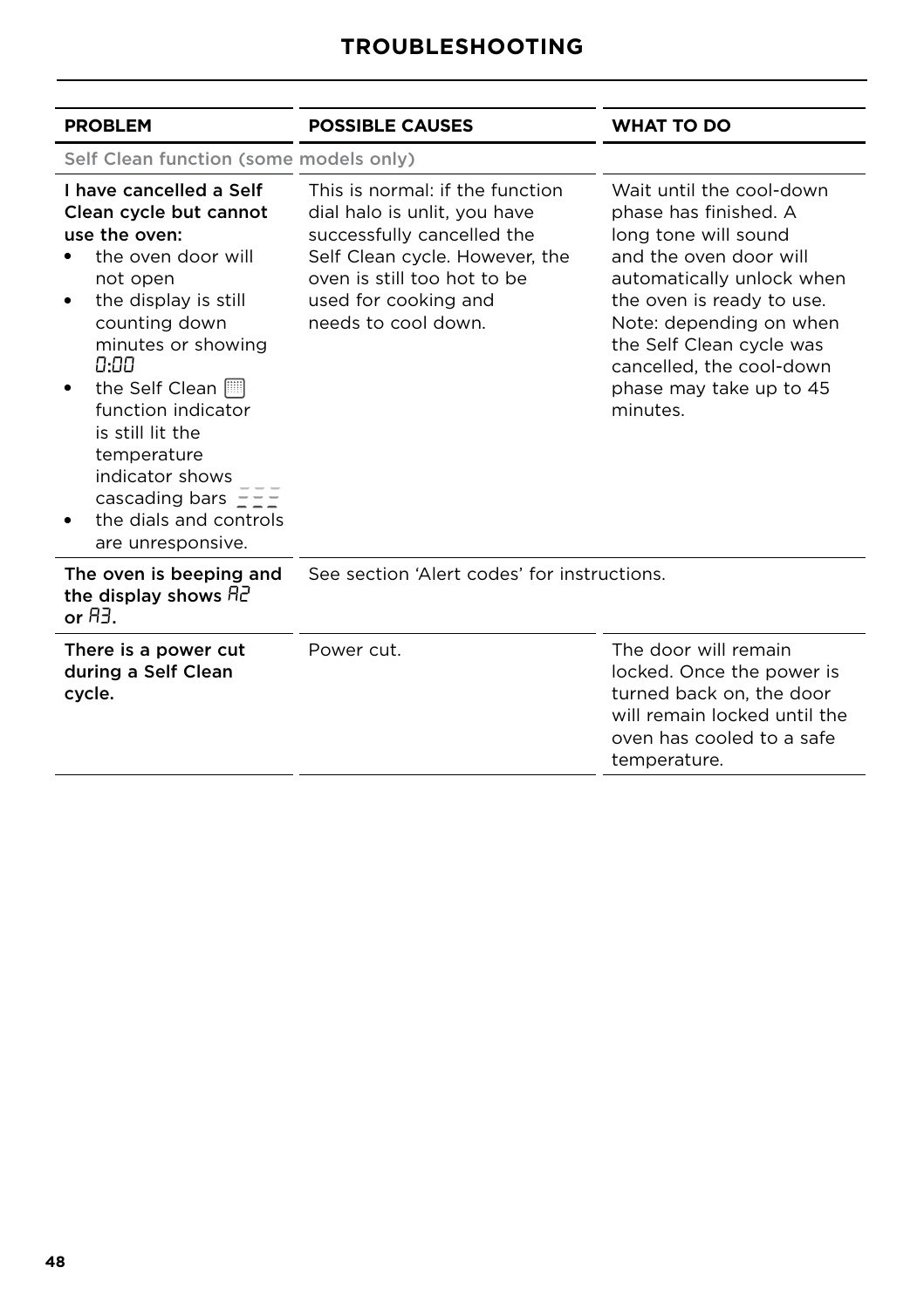# TROUBLESHOOTING

| PROBLEM | POSSIBLE CAUSES | WHAT TO DO |
| --- | --- | --- |
| Self Clean function (some models only) | | |
| **I have cancelled a Self Clean cycle but cannot use the oven:**<br>• the oven door will not open<br>• the display is still counting down minutes or showing 0:00<br>• the Self Clean function indicator is still lit the temperature indicator shows cascading bars<br>• the dials and controls are unresponsive. | This is normal: if the function dial halo is unlit, you have successfully cancelled the Self Clean cycle. However, the oven is still too hot to be used for cooking and needs to cool down. | Wait until the cool-down phase has finished. A long tone will sound and the oven door will automatically unlock when the oven is ready to use. Note: depending on when the Self Clean cycle was cancelled, the cool-down phase may take up to 45 minutes. |
| **The oven is beeping and the display shows A2 or A3.** | See section 'Alert codes' for instructions. | |
| **There is a power cut during a Self Clean cycle.** | Power cut. | The door will remain locked. Once the power is turned back on, the door will remain locked until the oven has cooled to a safe temperature. |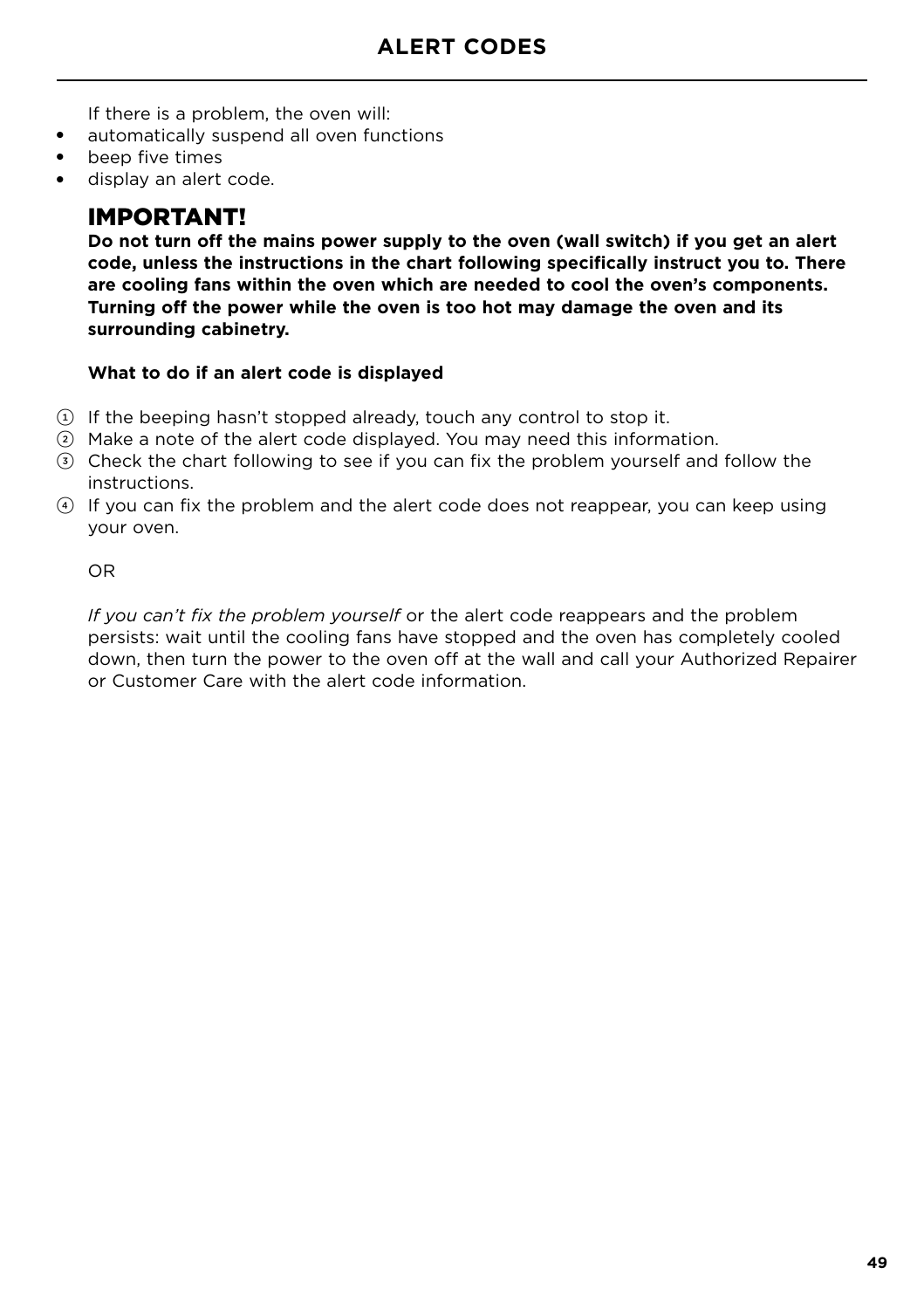# ALERT CODES

If there is a problem, the oven will:

- automatically suspend all oven functions
- beep five times
- display an alert code.

## IMPORTANT!

**Do not turn off the mains power supply to the oven (wall switch) if you get an alert code, unless the instructions in the chart following specifically instruct you to. There are cooling fans within the oven which are needed to cool the oven's components. Turning off the power while the oven is too hot may damage the oven and its surrounding cabinetry.**

**What to do if an alert code is displayed**

1. If the beeping hasn't stopped already, touch any control to stop it.
2. Make a note of the alert code displayed. You may need this information.
3. Check the chart following to see if you can fix the problem yourself and follow the instructions.
4. If you can fix the problem and the alert code does not reappear, you can keep using your oven.

OR

*If you can't fix the problem yourself* or the alert code reappears and the problem persists: wait until the cooling fans have stopped and the oven has completely cooled down, then turn the power to the oven off at the wall and call your Authorized Repairer or Customer Care with the alert code information.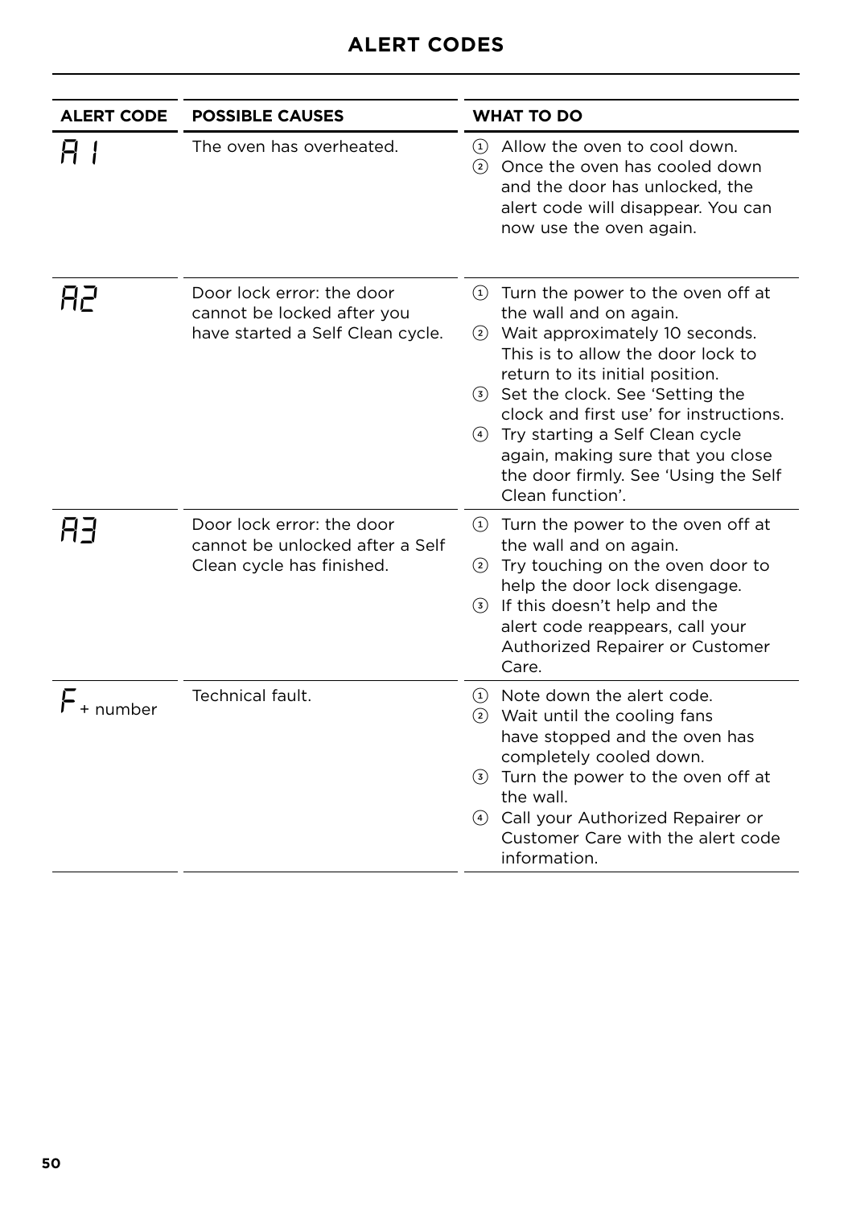# ALERT CODES

| ALERT CODE | POSSIBLE CAUSES | WHAT TO DO |
|---|---|---|
| A1 | The oven has overheated. | ① Allow the oven to cool down.<br>② Once the oven has cooled down and the door has unlocked, the alert code will disappear. You can now use the oven again. |
| A2 | Door lock error: the door cannot be locked after you have started a Self Clean cycle. | ① Turn the power to the oven off at the wall and on again.<br>② Wait approximately 10 seconds. This is to allow the door lock to return to its initial position.<br>③ Set the clock. See 'Setting the clock and first use' for instructions.<br>④ Try starting a Self Clean cycle again, making sure that you close the door firmly. See 'Using the Self Clean function'. |
| A3 | Door lock error: the door cannot be unlocked after a Self Clean cycle has finished. | ① Turn the power to the oven off at the wall and on again.<br>② Try touching on the oven door to help the door lock disengage.<br>③ If this doesn't help and the alert code reappears, call your Authorized Repairer or Customer Care. |
| F + number | Technical fault. | ① Note down the alert code.<br>② Wait until the cooling fans have stopped and the oven has completely cooled down.<br>③ Turn the power to the oven off at the wall.<br>④ Call your Authorized Repairer or Customer Care with the alert code information. |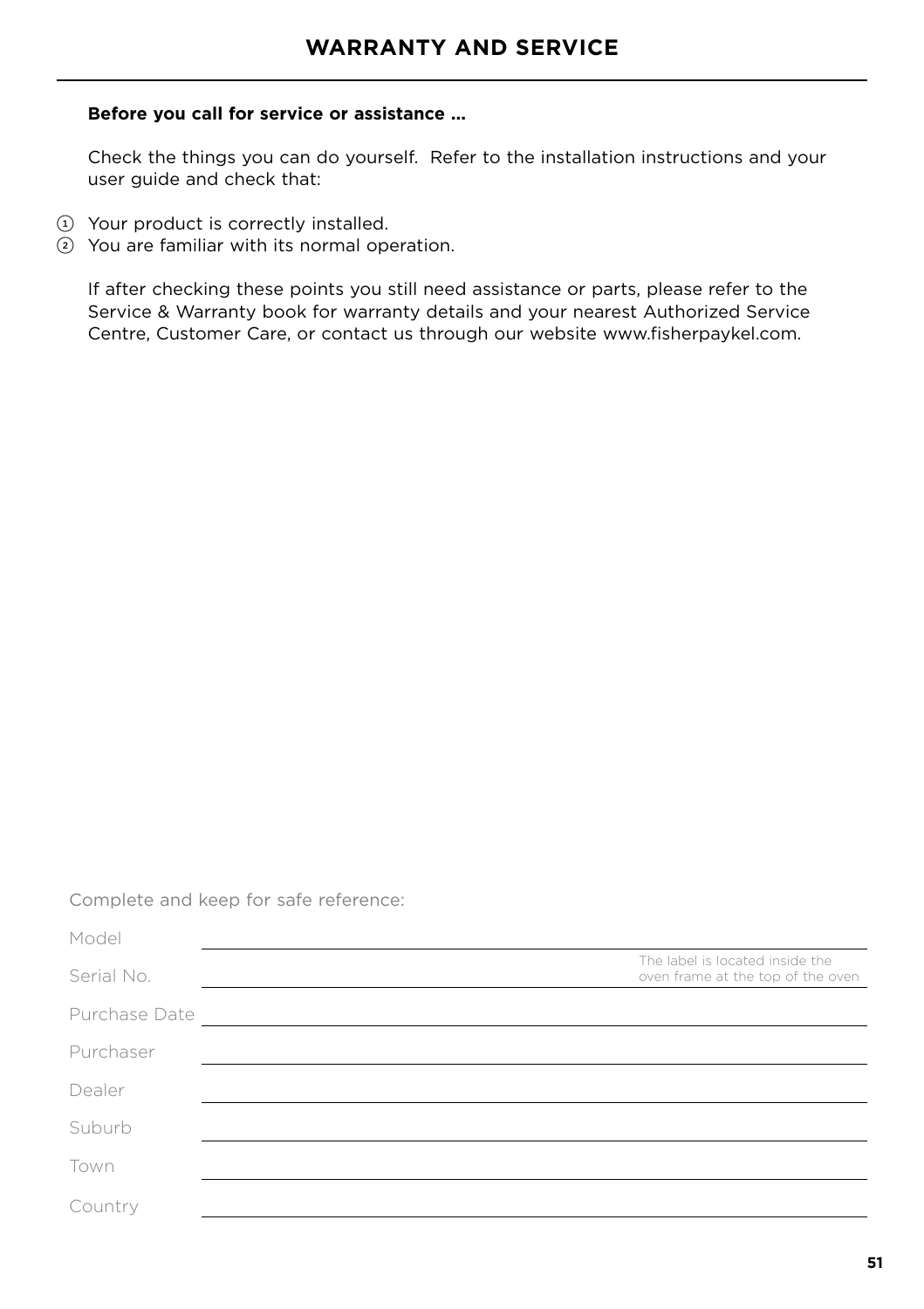# WARRANTY AND SERVICE

**Before you call for service or assistance ...**

Check the things you can do yourself. Refer to the installation instructions and your user guide and check that:

1. Your product is correctly installed.
2. You are familiar with its normal operation.

If after checking these points you still need assistance or parts, please refer to the Service & Warranty book for warranty details and your nearest Authorized Service Centre, Customer Care, or contact us through our website www.fisherpaykel.com.

Complete and keep for safe reference:

Model ______________________________

Serial No. ______________________________ The label is located inside the oven frame at the top of the oven

Purchase Date ______________________________

Purchaser ______________________________

Dealer ______________________________

Suburb ______________________________

Town ______________________________

Country ______________________________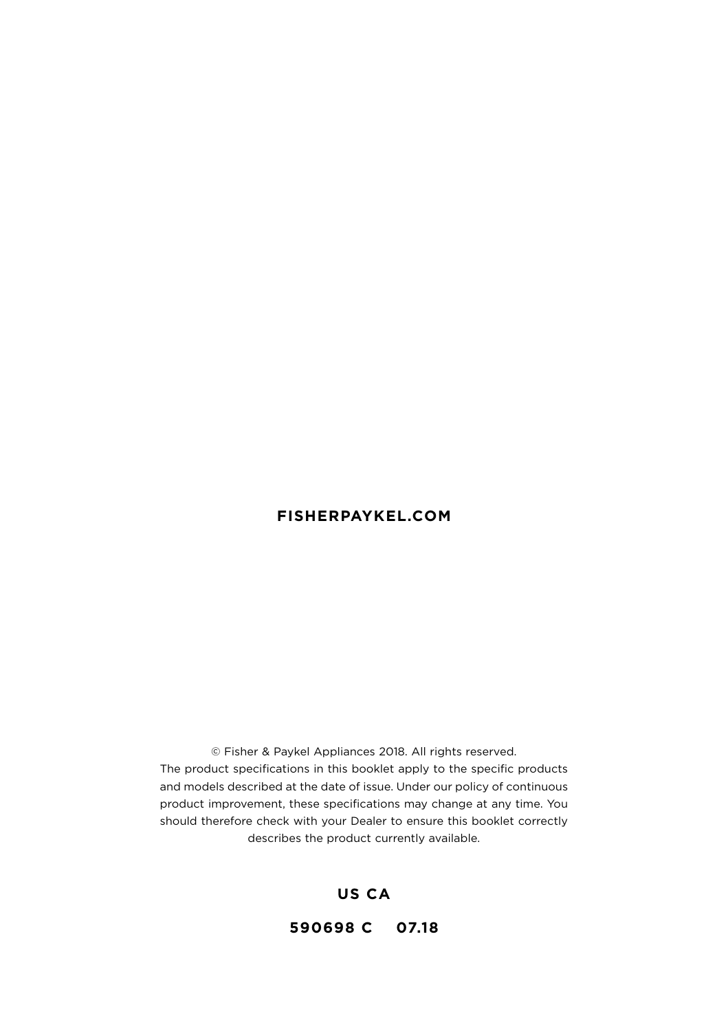**FISHERPAYKEL.COM**

© Fisher & Paykel Appliances 2018. All rights reserved.
The product specifications in this booklet apply to the specific products and models described at the date of issue. Under our policy of continuous product improvement, these specifications may change at any time. You should therefore check with your Dealer to ensure this booklet correctly describes the product currently available.

**US CA**

**590698 C 07.18**